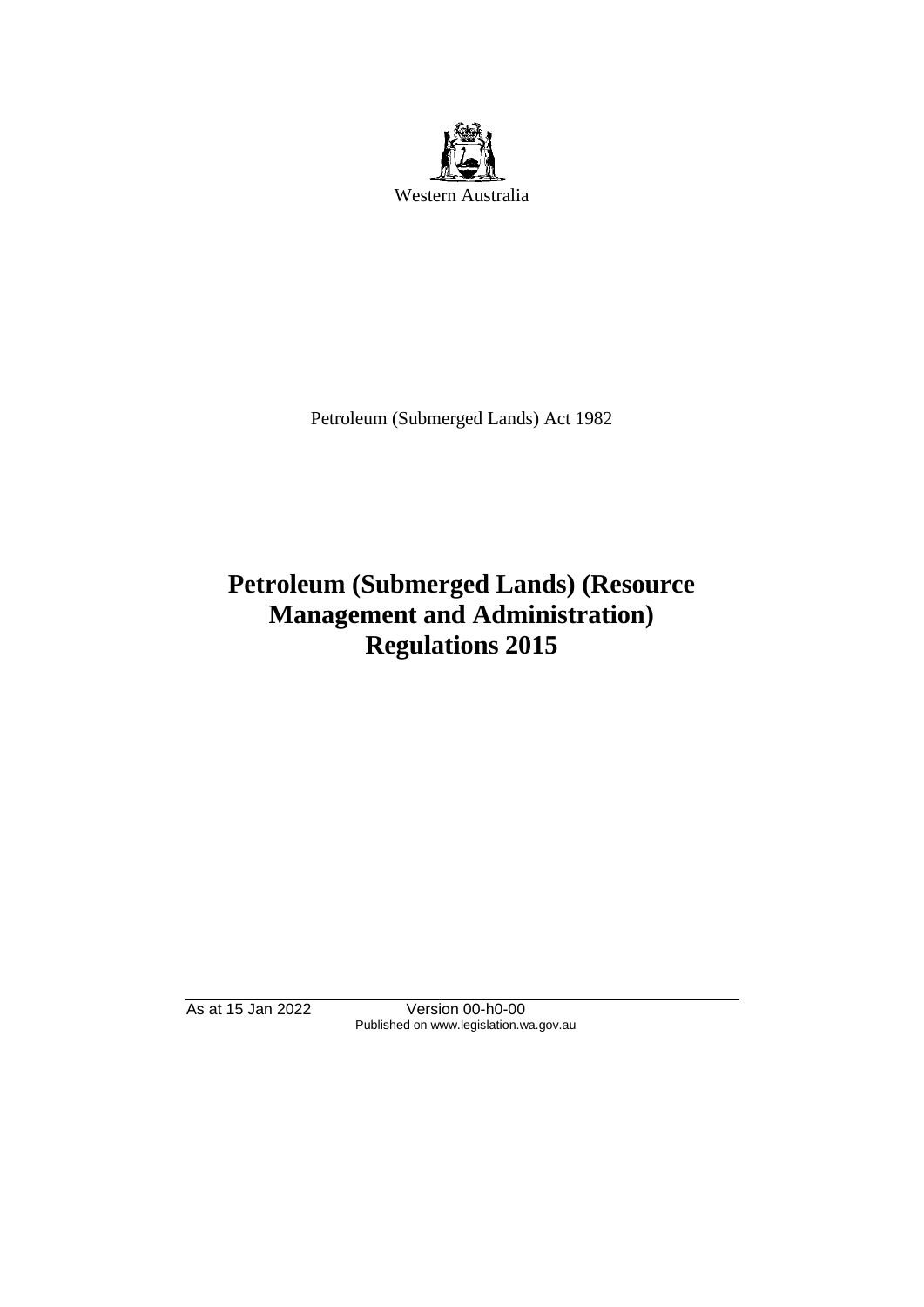Western Australia

Petroleum (Submerged Lands) Act 1982

# Petroleum (Submerged Lands) (Resource Management and Administration) Regulations 2015

As at 15 Jan 2022 Version 00-h0-00
Published on www.legislation.wa.gov.au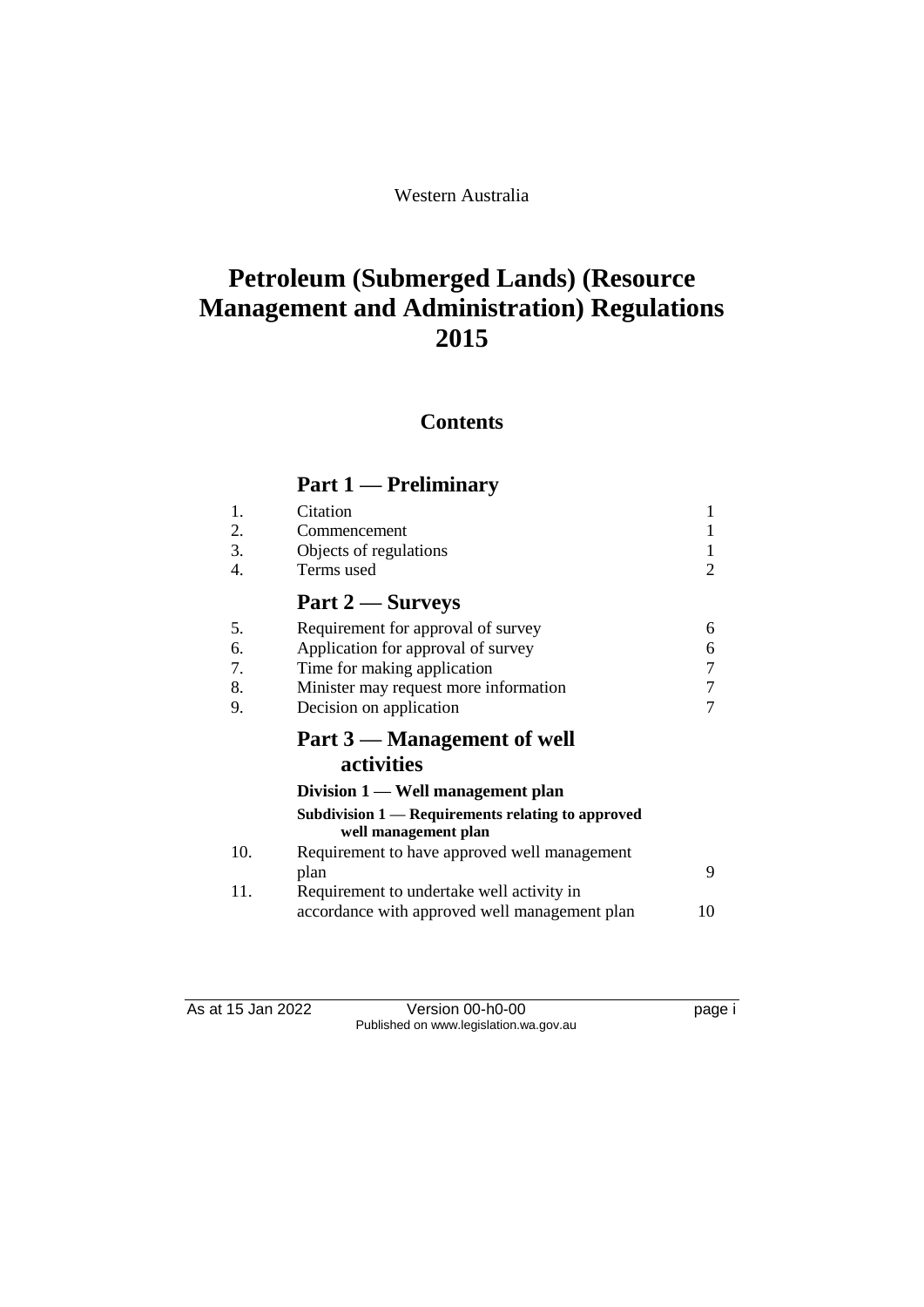Western Australia

# Petroleum (Submerged Lands) (Resource Management and Administration) Regulations 2015

## Contents

### Part 1 — Preliminary

| | | |
|---|---|---|
| 1. | Citation | 1 |
| 2. | Commencement | 1 |
| 3. | Objects of regulations | 1 |
| 4. | Terms used | 2 |

### Part 2 — Surveys

| | | |
|---|---|---|
| 5. | Requirement for approval of survey | 6 |
| 6. | Application for approval of survey | 6 |
| 7. | Time for making application | 7 |
| 8. | Minister may request more information | 7 |
| 9. | Decision on application | 7 |

### Part 3 — Management of well activities

#### Division 1 — Well management plan

##### Subdivision 1 — Requirements relating to approved well management plan

| | | |
|---|---|---|
| 10. | Requirement to have approved well management plan | 9 |
| 11. | Requirement to undertake well activity in accordance with approved well management plan | 10 |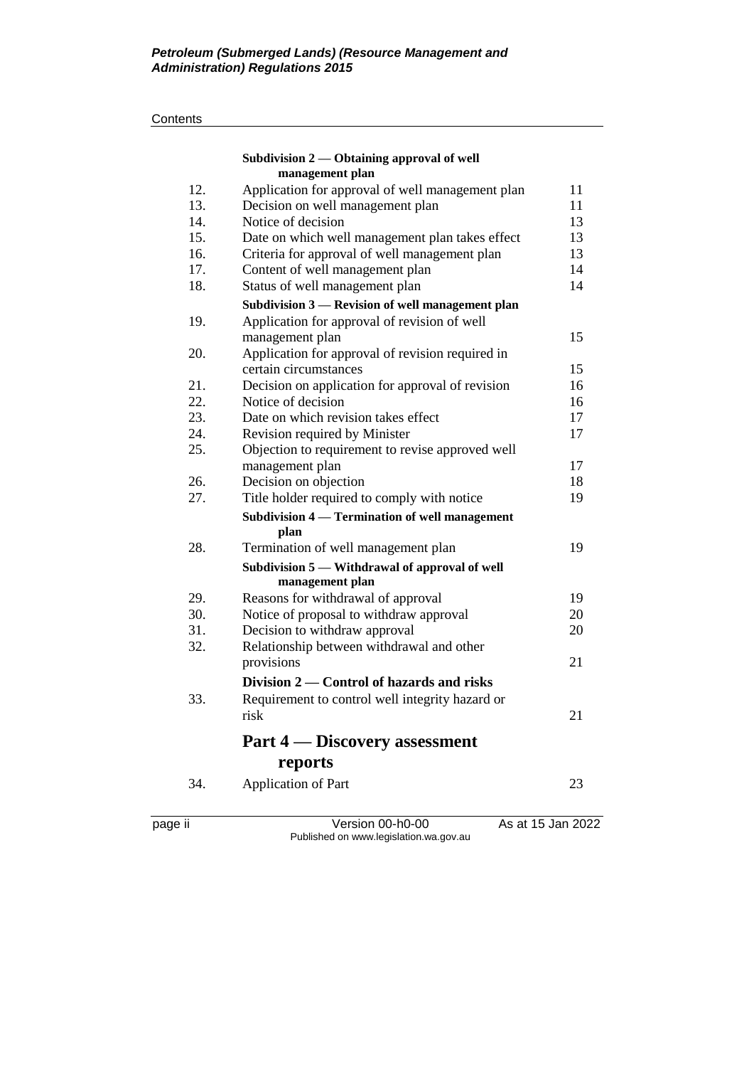| | | |
|---|---|---|
| | **Subdivision 2 — Obtaining approval of well management plan** | |
| 12. | Application for approval of well management plan | 11 |
| 13. | Decision on well management plan | 11 |
| 14. | Notice of decision | 13 |
| 15. | Date on which well management plan takes effect | 13 |
| 16. | Criteria for approval of well management plan | 13 |
| 17. | Content of well management plan | 14 |
| 18. | Status of well management plan | 14 |
| | **Subdivision 3 — Revision of well management plan** | |
| 19. | Application for approval of revision of well management plan | 15 |
| 20. | Application for approval of revision required in certain circumstances | 15 |
| 21. | Decision on application for approval of revision | 16 |
| 22. | Notice of decision | 16 |
| 23. | Date on which revision takes effect | 17 |
| 24. | Revision required by Minister | 17 |
| 25. | Objection to requirement to revise approved well management plan | 17 |
| 26. | Decision on objection | 18 |
| 27. | Title holder required to comply with notice | 19 |
| | **Subdivision 4 — Termination of well management plan** | |
| 28. | Termination of well management plan | 19 |
| | **Subdivision 5 — Withdrawal of approval of well management plan** | |
| 29. | Reasons for withdrawal of approval | 19 |
| 30. | Notice of proposal to withdraw approval | 20 |
| 31. | Decision to withdraw approval | 20 |
| 32. | Relationship between withdrawal and other provisions | 21 |
| | **Division 2 — Control of hazards and risks** | |
| 33. | Requirement to control well integrity hazard or risk | 21 |
| | **Part 4 — Discovery assessment reports** | |
| 34. | Application of Part | 23 |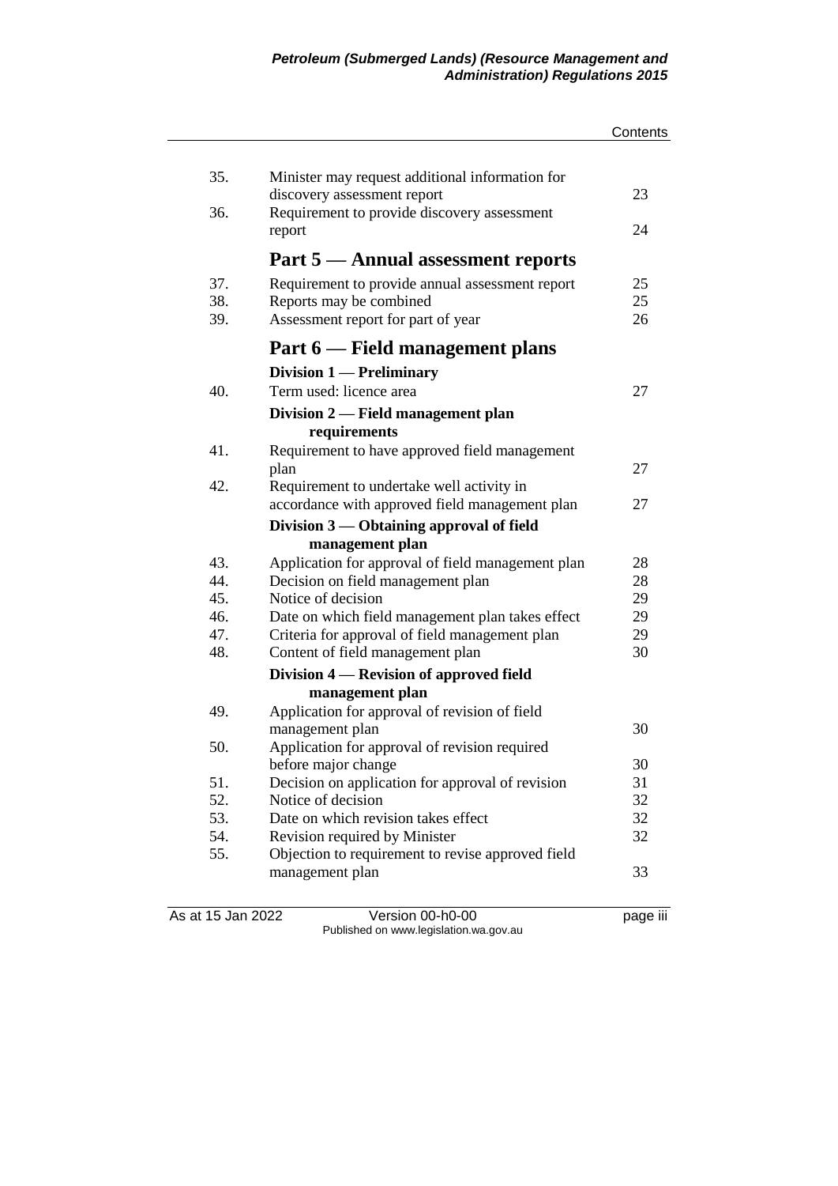| | | |
|---|---|---|
| 35. | Minister may request additional information for discovery assessment report | 23 |
| 36. | Requirement to provide discovery assessment report | 24 |

## Part 5 — Annual assessment reports

| | | |
|---|---|---|
| 37. | Requirement to provide annual assessment report | 25 |
| 38. | Reports may be combined | 25 |
| 39. | Assessment report for part of year | 26 |

## Part 6 — Field management plans

### Division 1 — Preliminary

| | | |
|---|---|---|
| 40. | Term used: licence area | 27 |

### Division 2 — Field management plan requirements

| | | |
|---|---|---|
| 41. | Requirement to have approved field management plan | 27 |
| 42. | Requirement to undertake well activity in accordance with approved field management plan | 27 |

### Division 3 — Obtaining approval of field management plan

| | | |
|---|---|---|
| 43. | Application for approval of field management plan | 28 |
| 44. | Decision on field management plan | 28 |
| 45. | Notice of decision | 29 |
| 46. | Date on which field management plan takes effect | 29 |
| 47. | Criteria for approval of field management plan | 29 |
| 48. | Content of field management plan | 30 |

### Division 4 — Revision of approved field management plan

| | | |
|---|---|---|
| 49. | Application for approval of revision of field management plan | 30 |
| 50. | Application for approval of revision required before major change | 30 |
| 51. | Decision on application for approval of revision | 31 |
| 52. | Notice of decision | 32 |
| 53. | Date on which revision takes effect | 32 |
| 54. | Revision required by Minister | 32 |
| 55. | Objection to requirement to revise approved field management plan | 33 |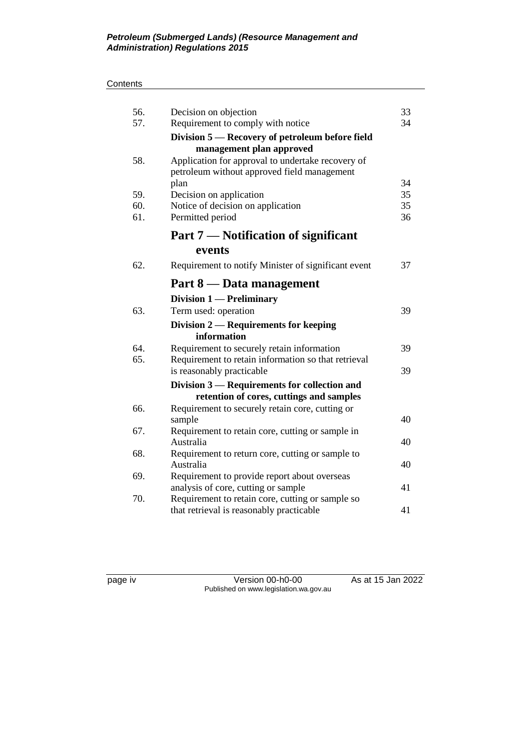| | | |
|---|---|---|
| 56. | Decision on objection | 33 |
| 57. | Requirement to comply with notice | 34 |
| | **Division 5 — Recovery of petroleum before field management plan approved** | |
| 58. | Application for approval to undertake recovery of petroleum without approved field management plan | 34 |
| 59. | Decision on application | 35 |
| 60. | Notice of decision on application | 35 |
| 61. | Permitted period | 36 |
| | **Part 7 — Notification of significant events** | |
| 62. | Requirement to notify Minister of significant event | 37 |
| | **Part 8 — Data management** | |
| | **Division 1 — Preliminary** | |
| 63. | Term used: operation | 39 |
| | **Division 2 — Requirements for keeping information** | |
| 64. | Requirement to securely retain information | 39 |
| 65. | Requirement to retain information so that retrieval is reasonably practicable | 39 |
| | **Division 3 — Requirements for collection and retention of cores, cuttings and samples** | |
| 66. | Requirement to securely retain core, cutting or sample | 40 |
| 67. | Requirement to retain core, cutting or sample in Australia | 40 |
| 68. | Requirement to return core, cutting or sample to Australia | 40 |
| 69. | Requirement to provide report about overseas analysis of core, cutting or sample | 41 |
| 70. | Requirement to retain core, cutting or sample so that retrieval is reasonably practicable | 41 |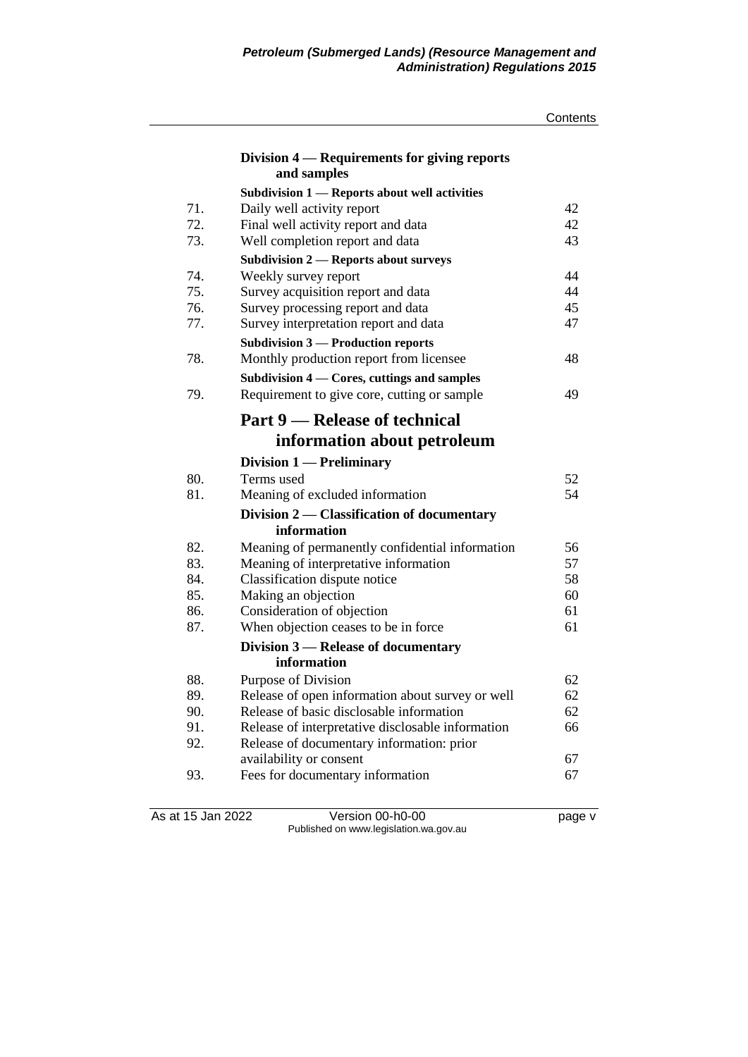**Division 4 — Requirements for giving reports and samples**

**Subdivision 1 — Reports about well activities**

| | | |
|---|---|---|
| 71. | Daily well activity report | 42 |
| 72. | Final well activity report and data | 42 |
| 73. | Well completion report and data | 43 |

**Subdivision 2 — Reports about surveys**

| | | |
|---|---|---|
| 74. | Weekly survey report | 44 |
| 75. | Survey acquisition report and data | 44 |
| 76. | Survey processing report and data | 45 |
| 77. | Survey interpretation report and data | 47 |

**Subdivision 3 — Production reports**

| | | |
|---|---|---|
| 78. | Monthly production report from licensee | 48 |

**Subdivision 4 — Cores, cuttings and samples**

| | | |
|---|---|---|
| 79. | Requirement to give core, cutting or sample | 49 |

## Part 9 — Release of technical information about petroleum

**Division 1 — Preliminary**

| | | |
|---|---|---|
| 80. | Terms used | 52 |
| 81. | Meaning of excluded information | 54 |

**Division 2 — Classification of documentary information**

| | | |
|---|---|---|
| 82. | Meaning of permanently confidential information | 56 |
| 83. | Meaning of interpretative information | 57 |
| 84. | Classification dispute notice | 58 |
| 85. | Making an objection | 60 |
| 86. | Consideration of objection | 61 |
| 87. | When objection ceases to be in force | 61 |

**Division 3 — Release of documentary information**

| | | |
|---|---|---|
| 88. | Purpose of Division | 62 |
| 89. | Release of open information about survey or well | 62 |
| 90. | Release of basic disclosable information | 62 |
| 91. | Release of interpretative disclosable information | 66 |
| 92. | Release of documentary information: prior availability or consent | 67 |
| 93. | Fees for documentary information | 67 |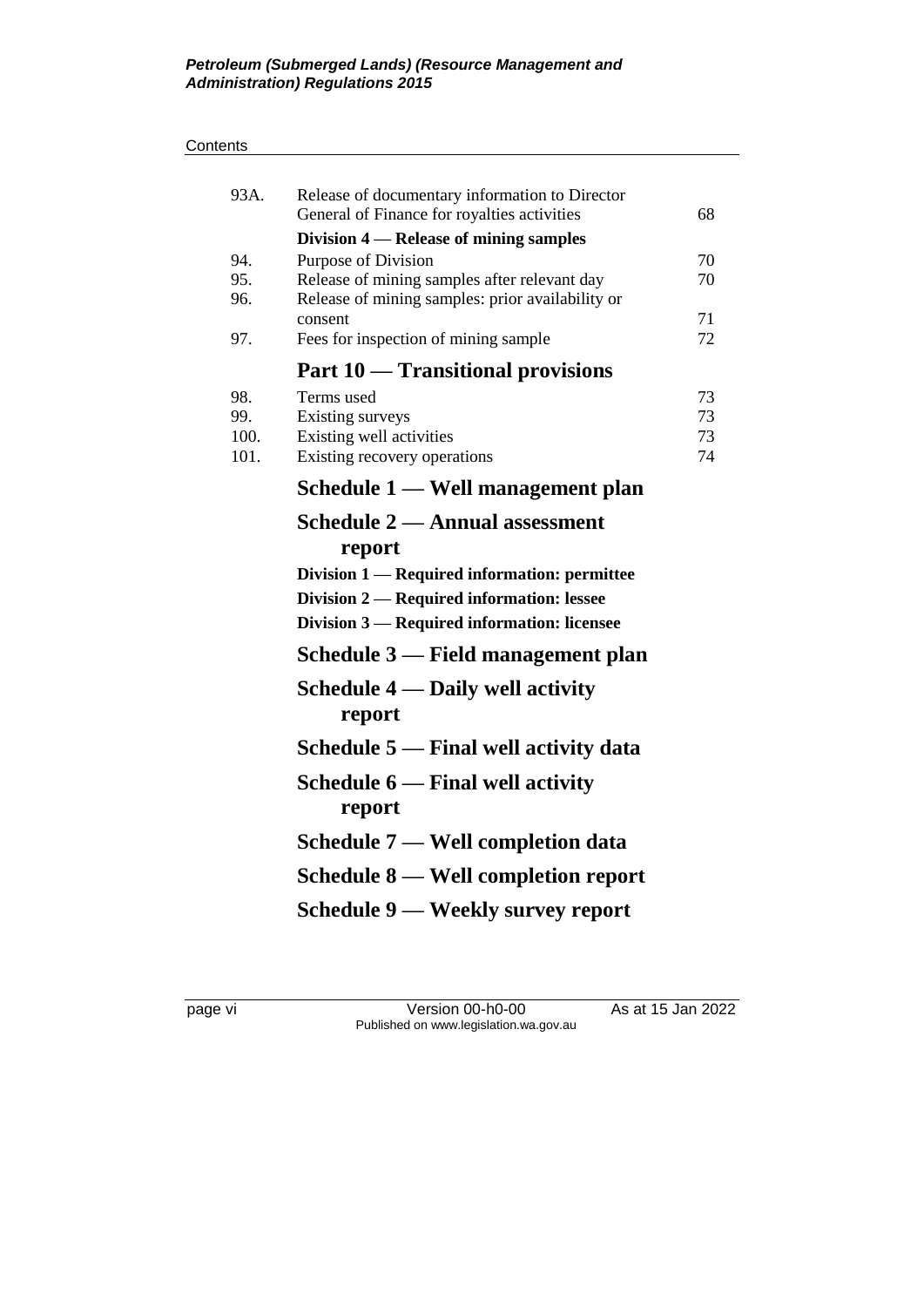| | | |
|---|---|---|
| 93A. | Release of documentary information to Director General of Finance for royalties activities | 68 |
| | **Division 4 — Release of mining samples** | |
| 94. | Purpose of Division | 70 |
| 95. | Release of mining samples after relevant day | 70 |
| 96. | Release of mining samples: prior availability or consent | 71 |
| 97. | Fees for inspection of mining sample | 72 |

## Part 10 — Transitional provisions

| | | |
|---|---|---|
| 98. | Terms used | 73 |
| 99. | Existing surveys | 73 |
| 100. | Existing well activities | 73 |
| 101. | Existing recovery operations | 74 |

## Schedule 1 — Well management plan

## Schedule 2 — Annual assessment report

**Division 1 — Required information: permittee**

**Division 2 — Required information: lessee**

**Division 3 — Required information: licensee**

## Schedule 3 — Field management plan

## Schedule 4 — Daily well activity report

## Schedule 5 — Final well activity data

## Schedule 6 — Final well activity report

## Schedule 7 — Well completion data

## Schedule 8 — Well completion report

## Schedule 9 — Weekly survey report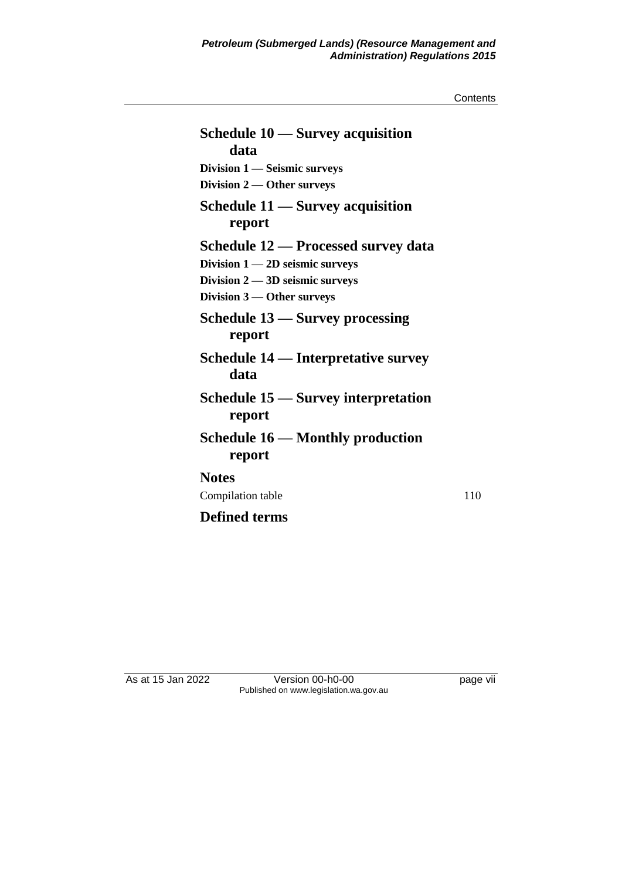## Schedule 10 — Survey acquisition data

**Division 1 — Seismic surveys**

**Division 2 — Other surveys**

## Schedule 11 — Survey acquisition report

## Schedule 12 — Processed survey data

**Division 1 — 2D seismic surveys**

**Division 2 — 3D seismic surveys**

**Division 3 — Other surveys**

## Schedule 13 — Survey processing report

## Schedule 14 — Interpretative survey data

## Schedule 15 — Survey interpretation report

## Schedule 16 — Monthly production report

## Notes

Compilation table 110

## Defined terms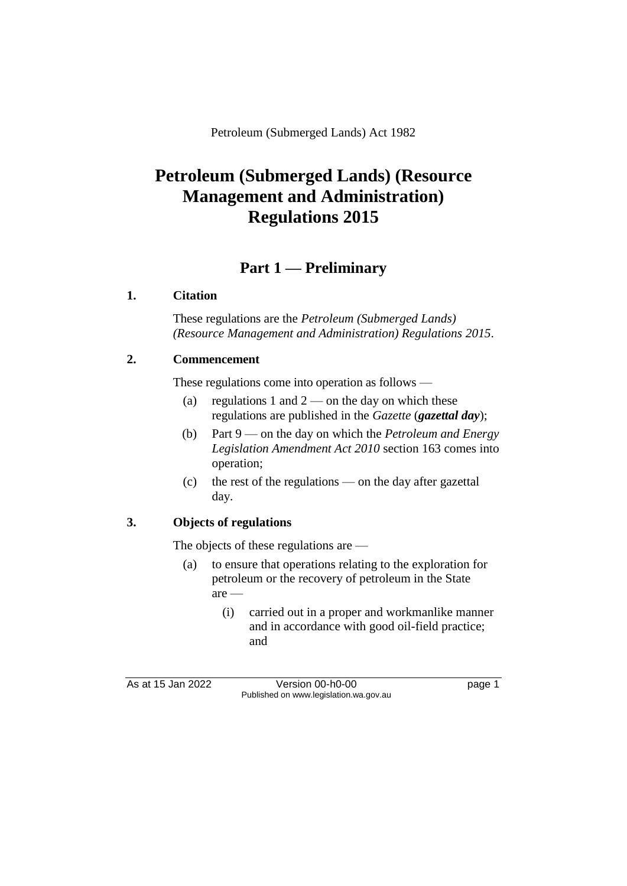Petroleum (Submerged Lands) Act 1982

# Petroleum (Submerged Lands) (Resource Management and Administration) Regulations 2015

## Part 1 — Preliminary

### 1. Citation

These regulations are the *Petroleum (Submerged Lands) (Resource Management and Administration) Regulations 2015*.

### 2. Commencement

These regulations come into operation as follows —

(a) regulations 1 and 2 — on the day on which these regulations are published in the *Gazette* (***gazettal day***);

(b) Part 9 — on the day on which the *Petroleum and Energy Legislation Amendment Act 2010* section 163 comes into operation;

(c) the rest of the regulations — on the day after gazettal day.

### 3. Objects of regulations

The objects of these regulations are —

(a) to ensure that operations relating to the exploration for petroleum or the recovery of petroleum in the State are —

(i) carried out in a proper and workmanlike manner and in accordance with good oil-field practice; and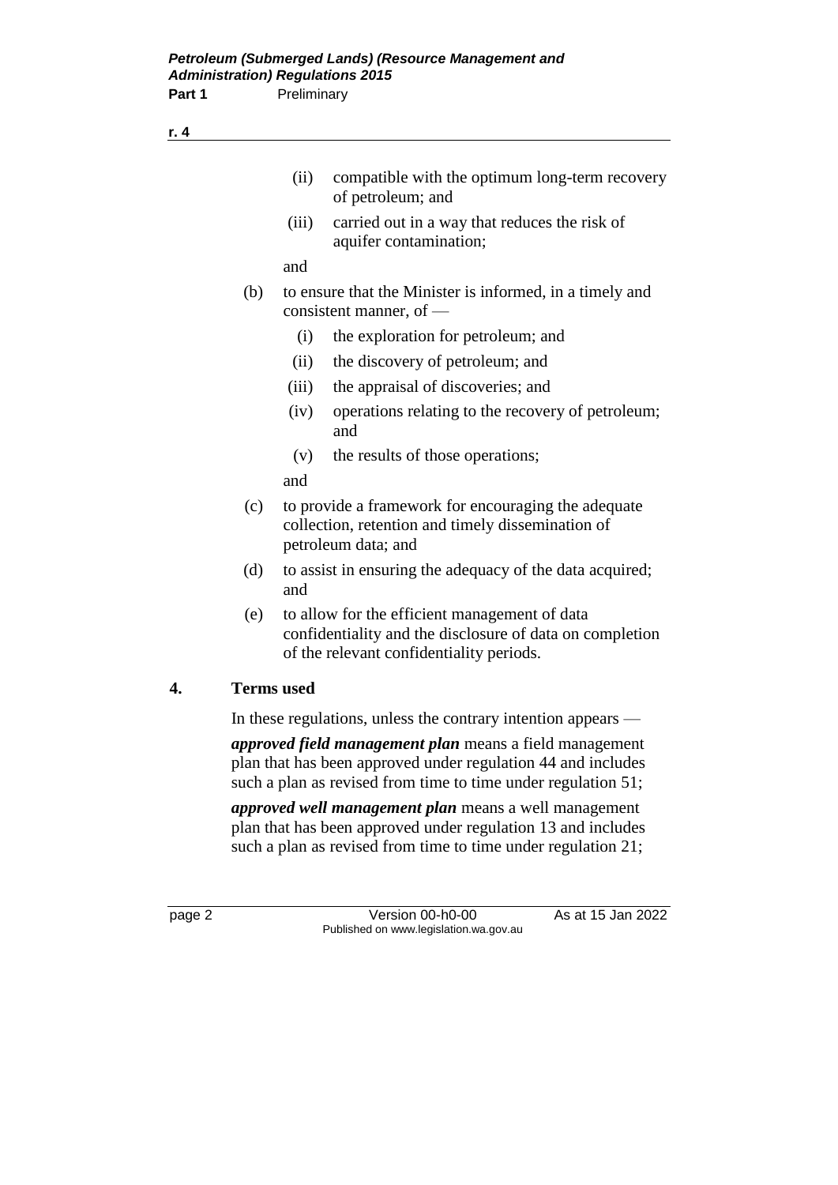(ii) compatible with the optimum long-term recovery of petroleum; and

(iii) carried out in a way that reduces the risk of aquifer contamination;

and

(b) to ensure that the Minister is informed, in a timely and consistent manner, of —

(i) the exploration for petroleum; and

(ii) the discovery of petroleum; and

(iii) the appraisal of discoveries; and

(iv) operations relating to the recovery of petroleum; and

(v) the results of those operations;

and

(c) to provide a framework for encouraging the adequate collection, retention and timely dissemination of petroleum data; and

(d) to assist in ensuring the adequacy of the data acquired; and

(e) to allow for the efficient management of data confidentiality and the disclosure of data on completion of the relevant confidentiality periods.

## 4. Terms used

In these regulations, unless the contrary intention appears —

***approved field management plan*** means a field management plan that has been approved under regulation 44 and includes such a plan as revised from time to time under regulation 51;

***approved well management plan*** means a well management plan that has been approved under regulation 13 and includes such a plan as revised from time to time under regulation 21;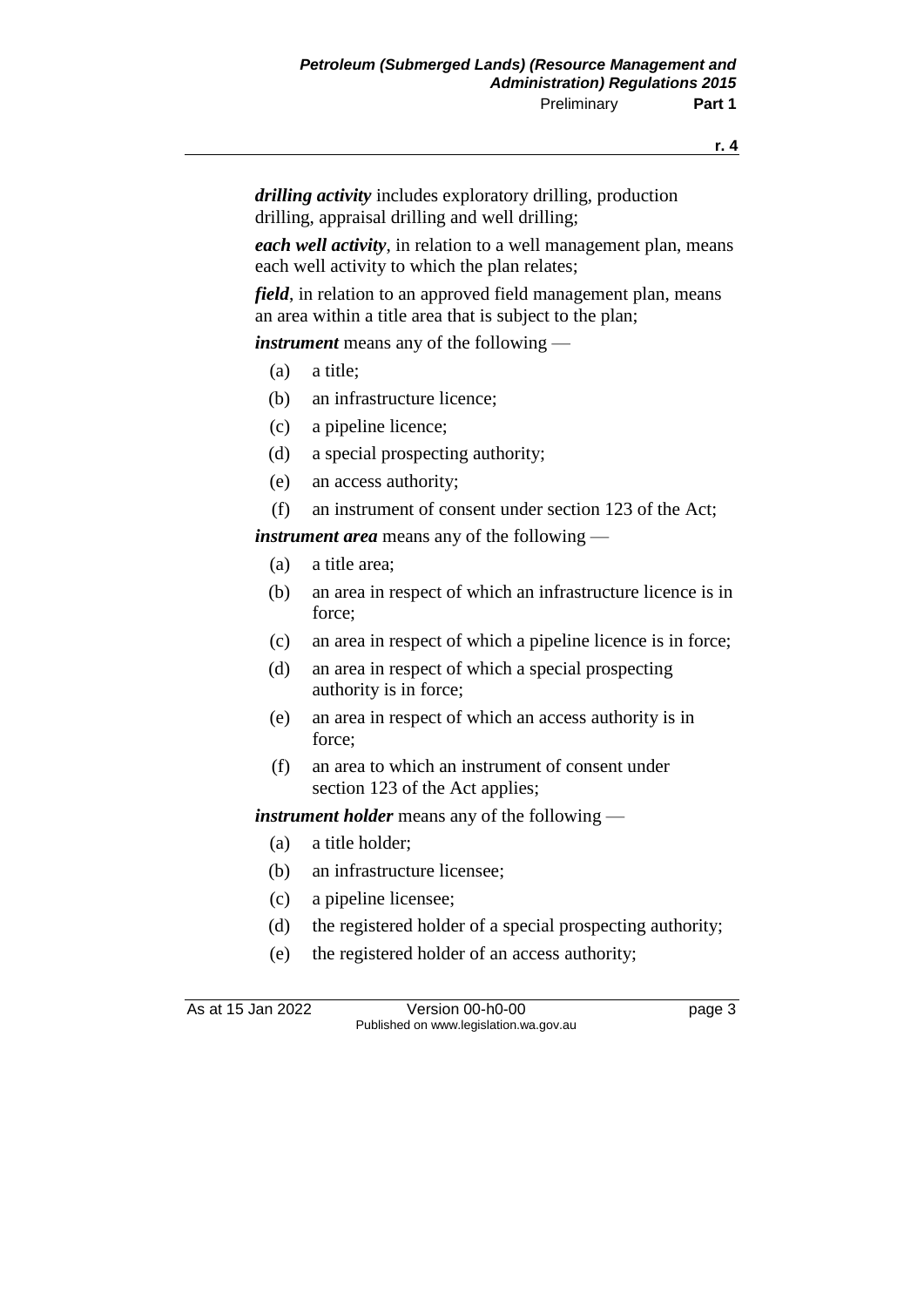***drilling activity*** includes exploratory drilling, production drilling, appraisal drilling and well drilling;

***each well activity***, in relation to a well management plan, means each well activity to which the plan relates;

***field***, in relation to an approved field management plan, means an area within a title area that is subject to the plan;

***instrument*** means any of the following —

- (a) a title;
- (b) an infrastructure licence;
- (c) a pipeline licence;
- (d) a special prospecting authority;
- (e) an access authority;
- (f) an instrument of consent under section 123 of the Act;

***instrument area*** means any of the following —

- (a) a title area;
- (b) an area in respect of which an infrastructure licence is in force;
- (c) an area in respect of which a pipeline licence is in force;
- (d) an area in respect of which a special prospecting authority is in force;
- (e) an area in respect of which an access authority is in force;
- (f) an area to which an instrument of consent under section 123 of the Act applies;

***instrument holder*** means any of the following —

- (a) a title holder;
- (b) an infrastructure licensee;
- (c) a pipeline licensee;
- (d) the registered holder of a special prospecting authority;
- (e) the registered holder of an access authority;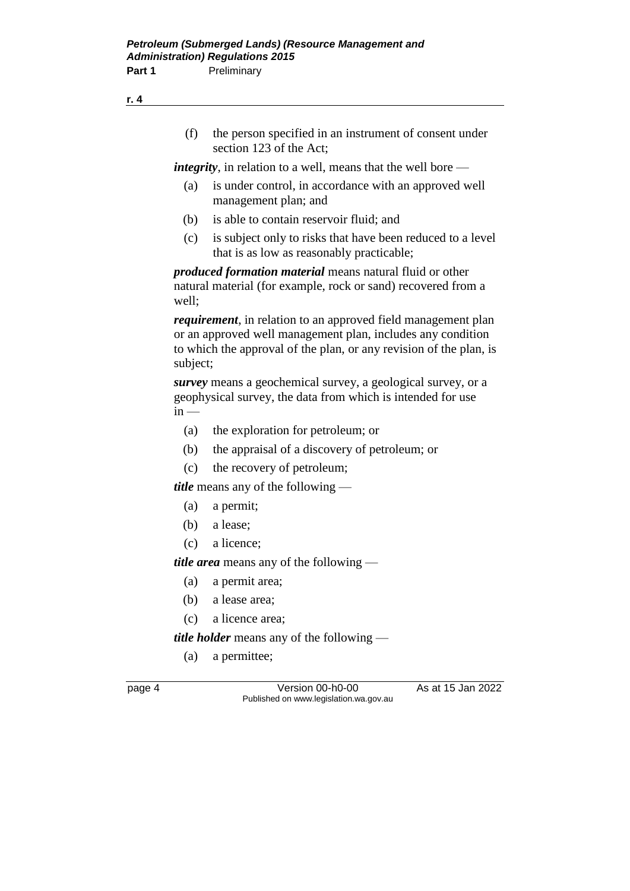(f) the person specified in an instrument of consent under section 123 of the Act;

***integrity***, in relation to a well, means that the well bore —

(a) is under control, in accordance with an approved well management plan; and

(b) is able to contain reservoir fluid; and

(c) is subject only to risks that have been reduced to a level that is as low as reasonably practicable;

***produced formation material*** means natural fluid or other natural material (for example, rock or sand) recovered from a well;

***requirement***, in relation to an approved field management plan or an approved well management plan, includes any condition to which the approval of the plan, or any revision of the plan, is subject;

***survey*** means a geochemical survey, a geological survey, or a geophysical survey, the data from which is intended for use in —

(a) the exploration for petroleum; or

(b) the appraisal of a discovery of petroleum; or

(c) the recovery of petroleum;

***title*** means any of the following —

(a) a permit;

(b) a lease;

(c) a licence;

***title area*** means any of the following —

(a) a permit area;

(b) a lease area;

(c) a licence area;

***title holder*** means any of the following —

(a) a permittee;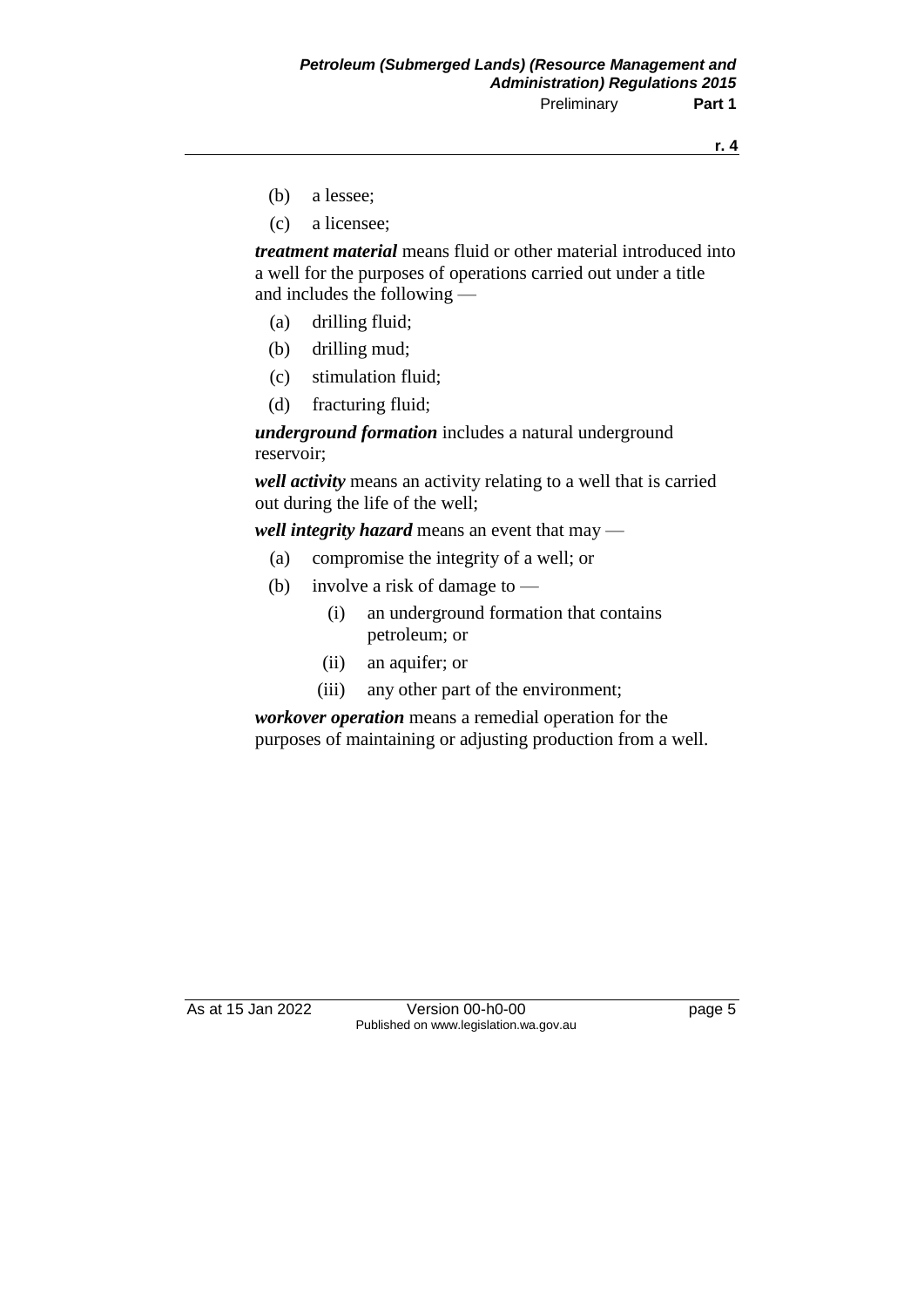(b) a lessee;

(c) a licensee;

***treatment material*** means fluid or other material introduced into a well for the purposes of operations carried out under a title and includes the following —

(a) drilling fluid;

(b) drilling mud;

(c) stimulation fluid;

(d) fracturing fluid;

***underground formation*** includes a natural underground reservoir;

***well activity*** means an activity relating to a well that is carried out during the life of the well;

***well integrity hazard*** means an event that may —

(a) compromise the integrity of a well; or

(b) involve a risk of damage to —

(i) an underground formation that contains petroleum; or

(ii) an aquifer; or

(iii) any other part of the environment;

***workover operation*** means a remedial operation for the purposes of maintaining or adjusting production from a well.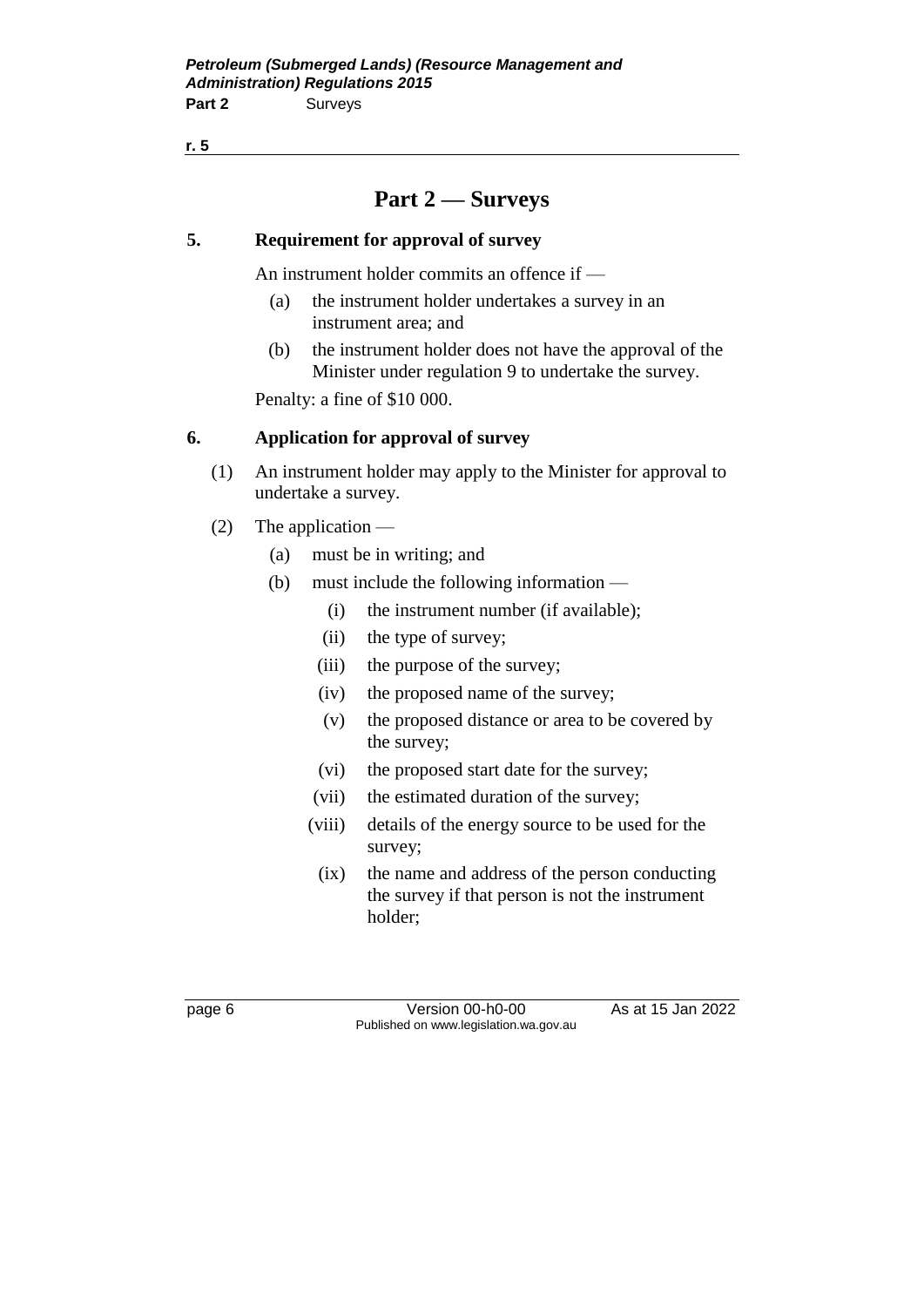# Part 2 — Surveys

## 5. Requirement for approval of survey

An instrument holder commits an offence if —

(a) the instrument holder undertakes a survey in an instrument area; and

(b) the instrument holder does not have the approval of the Minister under regulation 9 to undertake the survey.

Penalty: a fine of $10 000.

## 6. Application for approval of survey

(1) An instrument holder may apply to the Minister for approval to undertake a survey.

(2) The application —

(a) must be in writing; and

(b) must include the following information —

(i) the instrument number (if available);

(ii) the type of survey;

(iii) the purpose of the survey;

(iv) the proposed name of the survey;

(v) the proposed distance or area to be covered by the survey;

(vi) the proposed start date for the survey;

(vii) the estimated duration of the survey;

(viii) details of the energy source to be used for the survey;

(ix) the name and address of the person conducting the survey if that person is not the instrument holder;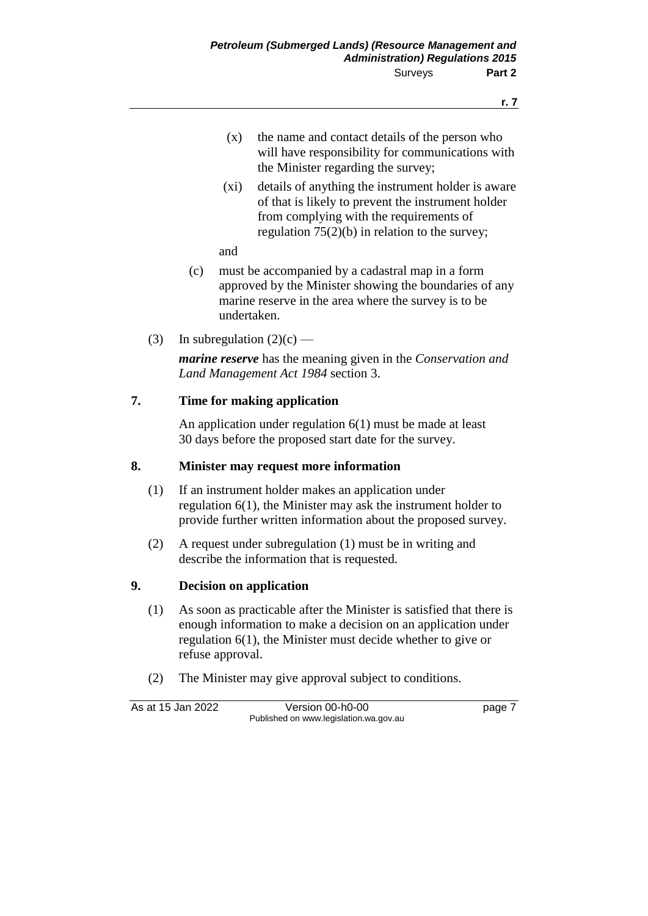(x) the name and contact details of the person who will have responsibility for communications with the Minister regarding the survey;

(xi) details of anything the instrument holder is aware of that is likely to prevent the instrument holder from complying with the requirements of regulation 75(2)(b) in relation to the survey;

and

(c) must be accompanied by a cadastral map in a form approved by the Minister showing the boundaries of any marine reserve in the area where the survey is to be undertaken.

(3) In subregulation (2)(c) —

***marine reserve*** has the meaning given in the *Conservation and Land Management Act 1984* section 3.

## 7. Time for making application

An application under regulation 6(1) must be made at least 30 days before the proposed start date for the survey.

## 8. Minister may request more information

(1) If an instrument holder makes an application under regulation 6(1), the Minister may ask the instrument holder to provide further written information about the proposed survey.

(2) A request under subregulation (1) must be in writing and describe the information that is requested.

## 9. Decision on application

(1) As soon as practicable after the Minister is satisfied that there is enough information to make a decision on an application under regulation 6(1), the Minister must decide whether to give or refuse approval.

(2) The Minister may give approval subject to conditions.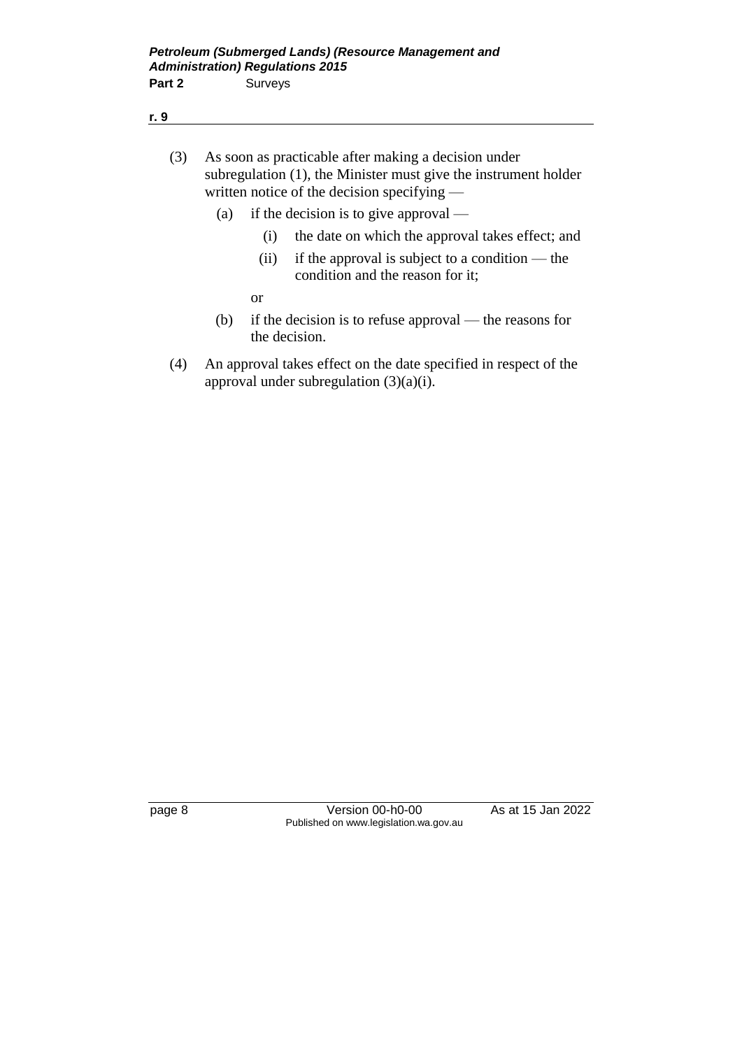(3) As soon as practicable after making a decision under subregulation (1), the Minister must give the instrument holder written notice of the decision specifying —

   (a) if the decision is to give approval —

      (i) the date on which the approval takes effect; and

      (ii) if the approval is subject to a condition — the condition and the reason for it;

   or

   (b) if the decision is to refuse approval — the reasons for the decision.

(4) An approval takes effect on the date specified in respect of the approval under subregulation (3)(a)(i).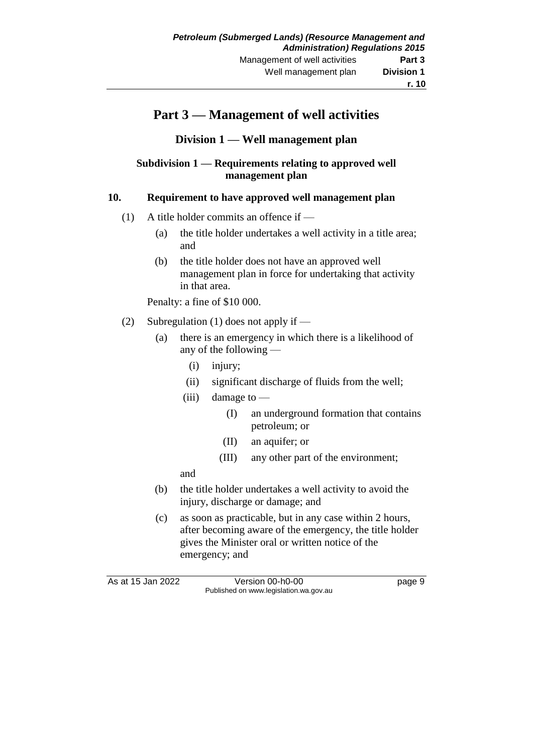# Part 3 — Management of well activities

## Division 1 — Well management plan

### Subdivision 1 — Requirements relating to approved well management plan

**10. Requirement to have approved well management plan**

(1) A title holder commits an offence if —

- (a) the title holder undertakes a well activity in a title area; and
- (b) the title holder does not have an approved well management plan in force for undertaking that activity in that area.

Penalty: a fine of $10 000.

(2) Subregulation (1) does not apply if —

- (a) there is an emergency in which there is a likelihood of any of the following —
  - (i) injury;
  - (ii) significant discharge of fluids from the well;
  - (iii) damage to —
    - (I) an underground formation that contains petroleum; or
    - (II) an aquifer; or
    - (III) any other part of the environment;

  and
- (b) the title holder undertakes a well activity to avoid the injury, discharge or damage; and
- (c) as soon as practicable, but in any case within 2 hours, after becoming aware of the emergency, the title holder gives the Minister oral or written notice of the emergency; and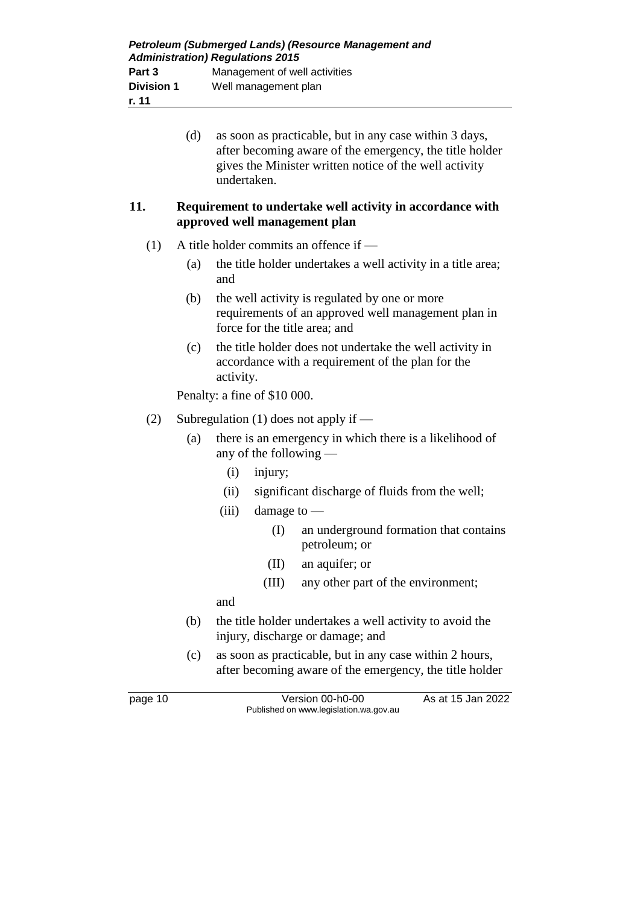(d) as soon as practicable, but in any case within 3 days, after becoming aware of the emergency, the title holder gives the Minister written notice of the well activity undertaken.

### 11. Requirement to undertake well activity in accordance with approved well management plan

(1) A title holder commits an offence if —

(a) the title holder undertakes a well activity in a title area; and

(b) the well activity is regulated by one or more requirements of an approved well management plan in force for the title area; and

(c) the title holder does not undertake the well activity in accordance with a requirement of the plan for the activity.

Penalty: a fine of $10 000.

(2) Subregulation (1) does not apply if —

(a) there is an emergency in which there is a likelihood of any of the following —

(i) injury;

(ii) significant discharge of fluids from the well;

(iii) damage to —

(I) an underground formation that contains petroleum; or

(II) an aquifer; or

(III) any other part of the environment;

and

(b) the title holder undertakes a well activity to avoid the injury, discharge or damage; and

(c) as soon as practicable, but in any case within 2 hours, after becoming aware of the emergency, the title holder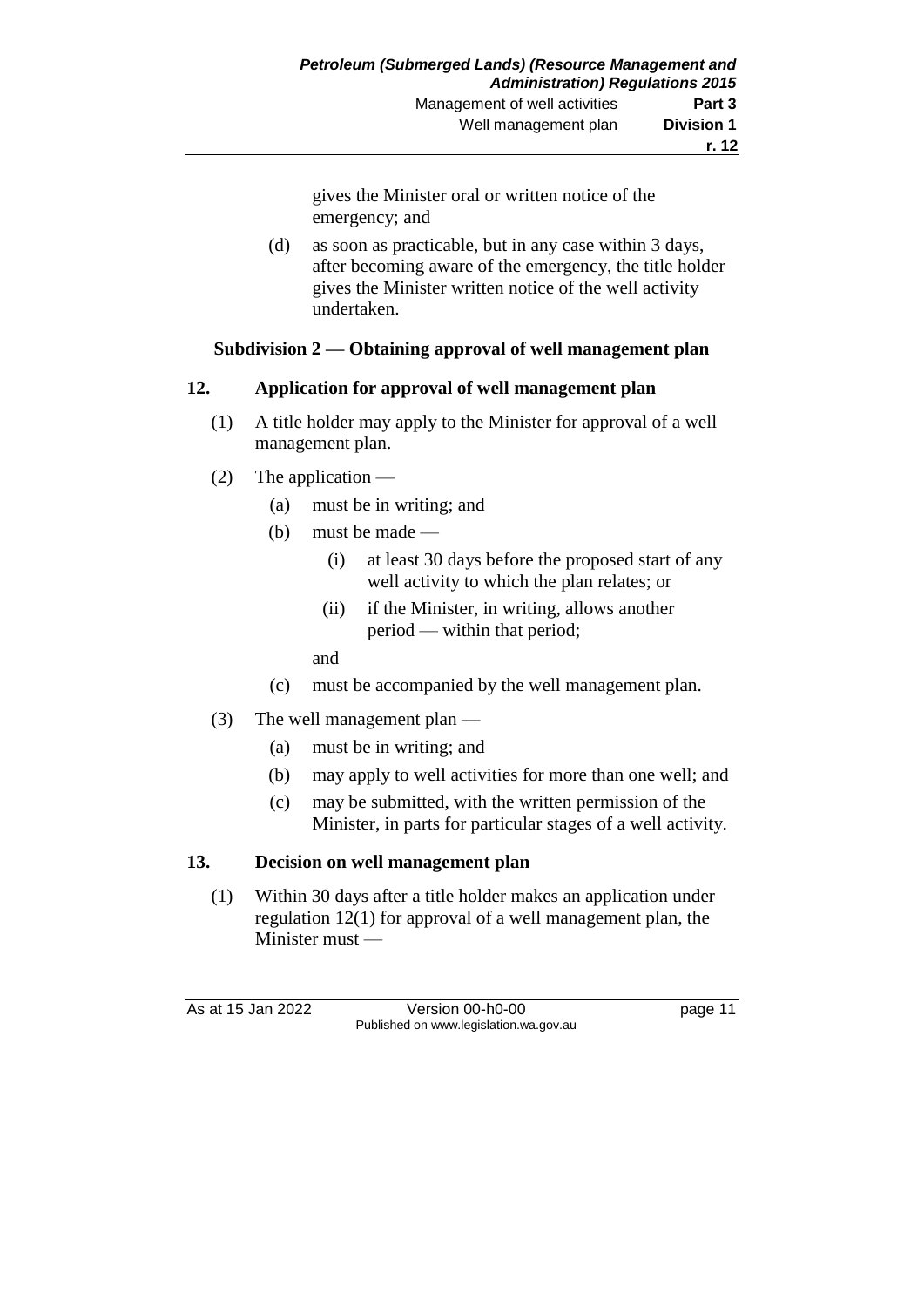gives the Minister oral or written notice of the emergency; and

(d) as soon as practicable, but in any case within 3 days, after becoming aware of the emergency, the title holder gives the Minister written notice of the well activity undertaken.

### Subdivision 2 — Obtaining approval of well management plan

### 12. Application for approval of well management plan

(1) A title holder may apply to the Minister for approval of a well management plan.

(2) The application —

(a) must be in writing; and

(b) must be made —

(i) at least 30 days before the proposed start of any well activity to which the plan relates; or

(ii) if the Minister, in writing, allows another period — within that period;

and

(c) must be accompanied by the well management plan.

(3) The well management plan —

(a) must be in writing; and

(b) may apply to well activities for more than one well; and

(c) may be submitted, with the written permission of the Minister, in parts for particular stages of a well activity.

### 13. Decision on well management plan

(1) Within 30 days after a title holder makes an application under regulation 12(1) for approval of a well management plan, the Minister must —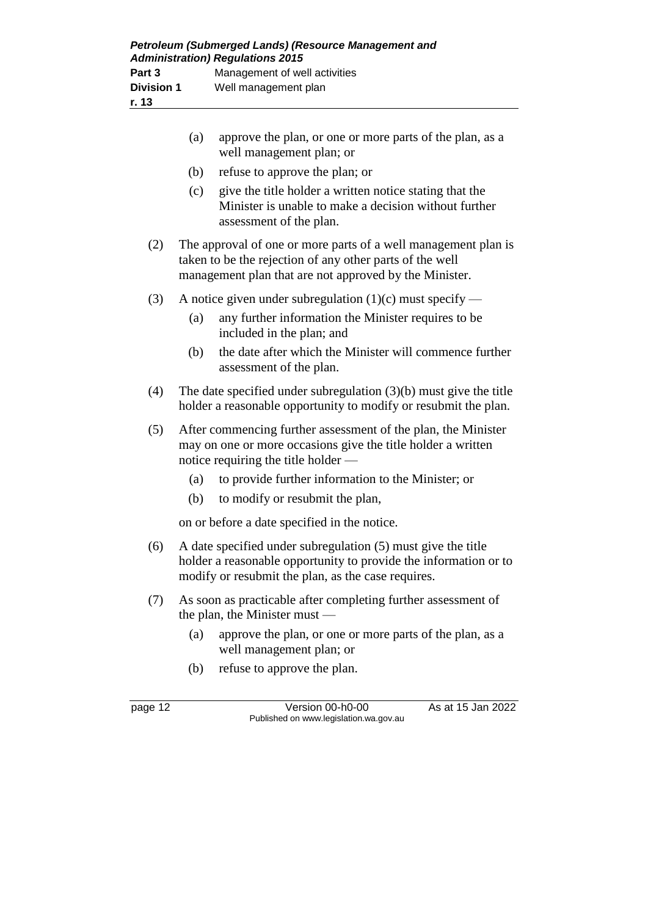(a) approve the plan, or one or more parts of the plan, as a well management plan; or

(b) refuse to approve the plan; or

(c) give the title holder a written notice stating that the Minister is unable to make a decision without further assessment of the plan.

(2) The approval of one or more parts of a well management plan is taken to be the rejection of any other parts of the well management plan that are not approved by the Minister.

(3) A notice given under subregulation (1)(c) must specify —

(a) any further information the Minister requires to be included in the plan; and

(b) the date after which the Minister will commence further assessment of the plan.

(4) The date specified under subregulation (3)(b) must give the title holder a reasonable opportunity to modify or resubmit the plan.

(5) After commencing further assessment of the plan, the Minister may on one or more occasions give the title holder a written notice requiring the title holder —

(a) to provide further information to the Minister; or

(b) to modify or resubmit the plan,

on or before a date specified in the notice.

(6) A date specified under subregulation (5) must give the title holder a reasonable opportunity to provide the information or to modify or resubmit the plan, as the case requires.

(7) As soon as practicable after completing further assessment of the plan, the Minister must —

(a) approve the plan, or one or more parts of the plan, as a well management plan; or

(b) refuse to approve the plan.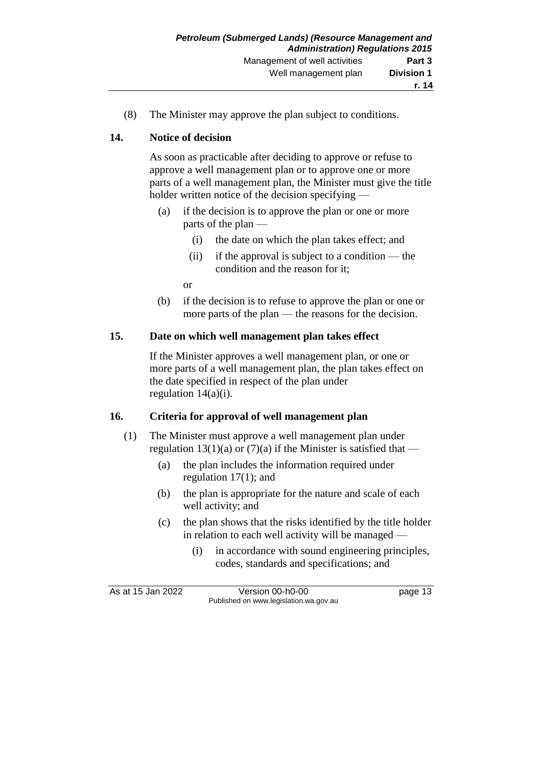(8) The Minister may approve the plan subject to conditions.

**14. Notice of decision**

As soon as practicable after deciding to approve or refuse to approve a well management plan or to approve one or more parts of a well management plan, the Minister must give the title holder written notice of the decision specifying —

(a) if the decision is to approve the plan or one or more parts of the plan —

(i) the date on which the plan takes effect; and

(ii) if the approval is subject to a condition — the condition and the reason for it;

or

(b) if the decision is to refuse to approve the plan or one or more parts of the plan — the reasons for the decision.

**15. Date on which well management plan takes effect**

If the Minister approves a well management plan, or one or more parts of a well management plan, the plan takes effect on the date specified in respect of the plan under regulation 14(a)(i).

**16. Criteria for approval of well management plan**

(1) The Minister must approve a well management plan under regulation 13(1)(a) or (7)(a) if the Minister is satisfied that —

(a) the plan includes the information required under regulation 17(1); and

(b) the plan is appropriate for the nature and scale of each well activity; and

(c) the plan shows that the risks identified by the title holder in relation to each well activity will be managed —

(i) in accordance with sound engineering principles, codes, standards and specifications; and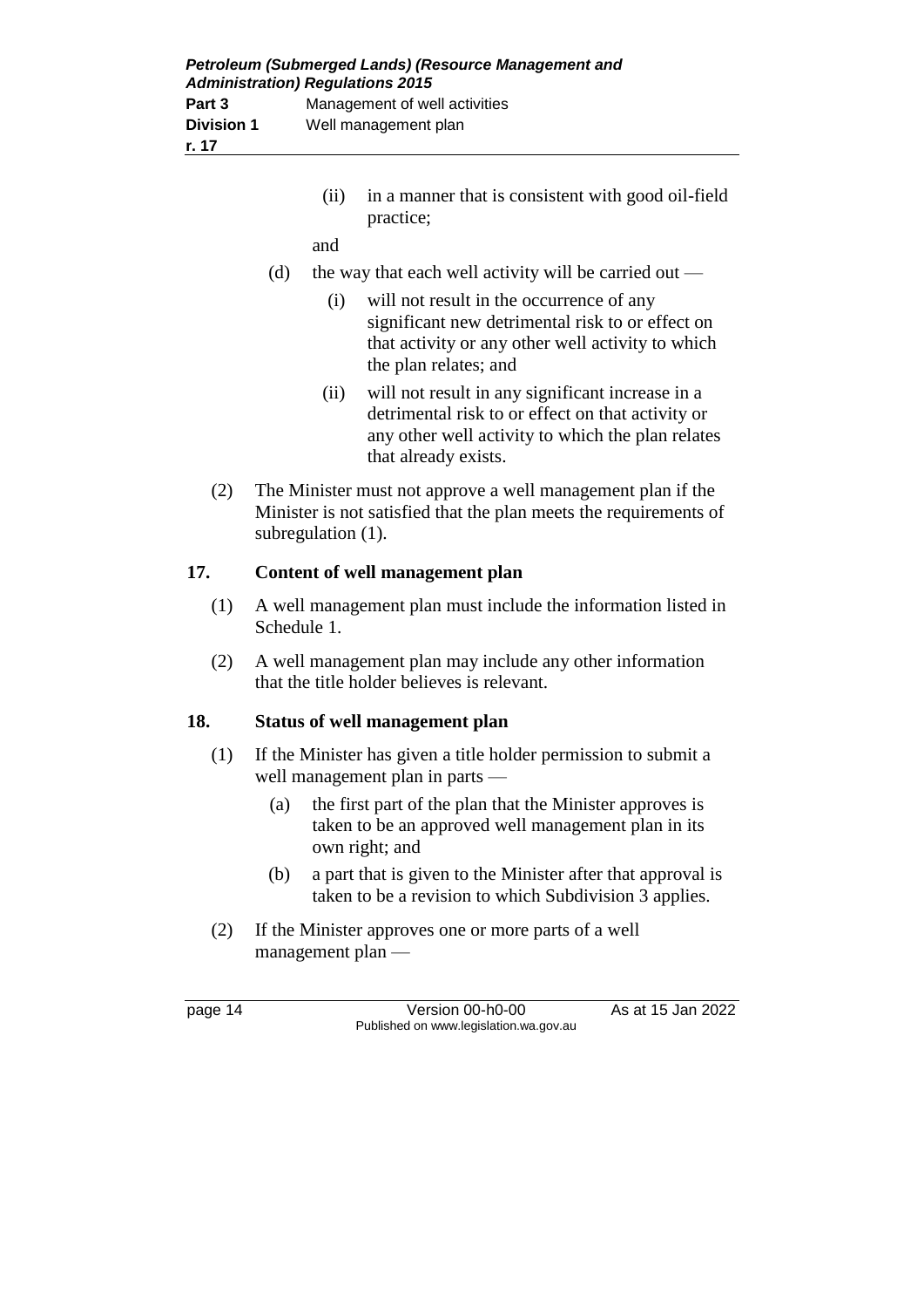(ii) in a manner that is consistent with good oil-field practice;

and

(d) the way that each well activity will be carried out —

(i) will not result in the occurrence of any significant new detrimental risk to or effect on that activity or any other well activity to which the plan relates; and

(ii) will not result in any significant increase in a detrimental risk to or effect on that activity or any other well activity to which the plan relates that already exists.

(2) The Minister must not approve a well management plan if the Minister is not satisfied that the plan meets the requirements of subregulation (1).

## 17. Content of well management plan

(1) A well management plan must include the information listed in Schedule 1.

(2) A well management plan may include any other information that the title holder believes is relevant.

## 18. Status of well management plan

(1) If the Minister has given a title holder permission to submit a well management plan in parts —

(a) the first part of the plan that the Minister approves is taken to be an approved well management plan in its own right; and

(b) a part that is given to the Minister after that approval is taken to be a revision to which Subdivision 3 applies.

(2) If the Minister approves one or more parts of a well management plan —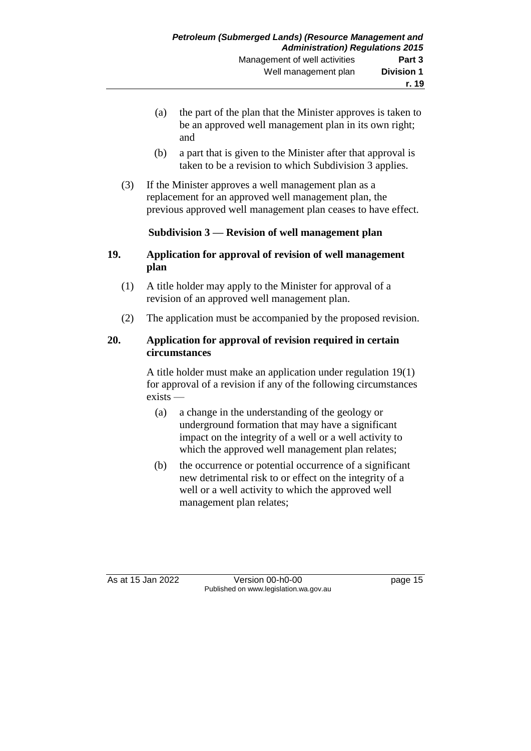(a) the part of the plan that the Minister approves is taken to be an approved well management plan in its own right; and

(b) a part that is given to the Minister after that approval is taken to be a revision to which Subdivision 3 applies.

(3) If the Minister approves a well management plan as a replacement for an approved well management plan, the previous approved well management plan ceases to have effect.

### Subdivision 3 — Revision of well management plan

#### 19. Application for approval of revision of well management plan

(1) A title holder may apply to the Minister for approval of a revision of an approved well management plan.

(2) The application must be accompanied by the proposed revision.

#### 20. Application for approval of revision required in certain circumstances

A title holder must make an application under regulation 19(1) for approval of a revision if any of the following circumstances exists —

(a) a change in the understanding of the geology or underground formation that may have a significant impact on the integrity of a well or a well activity to which the approved well management plan relates;

(b) the occurrence or potential occurrence of a significant new detrimental risk to or effect on the integrity of a well or a well activity to which the approved well management plan relates;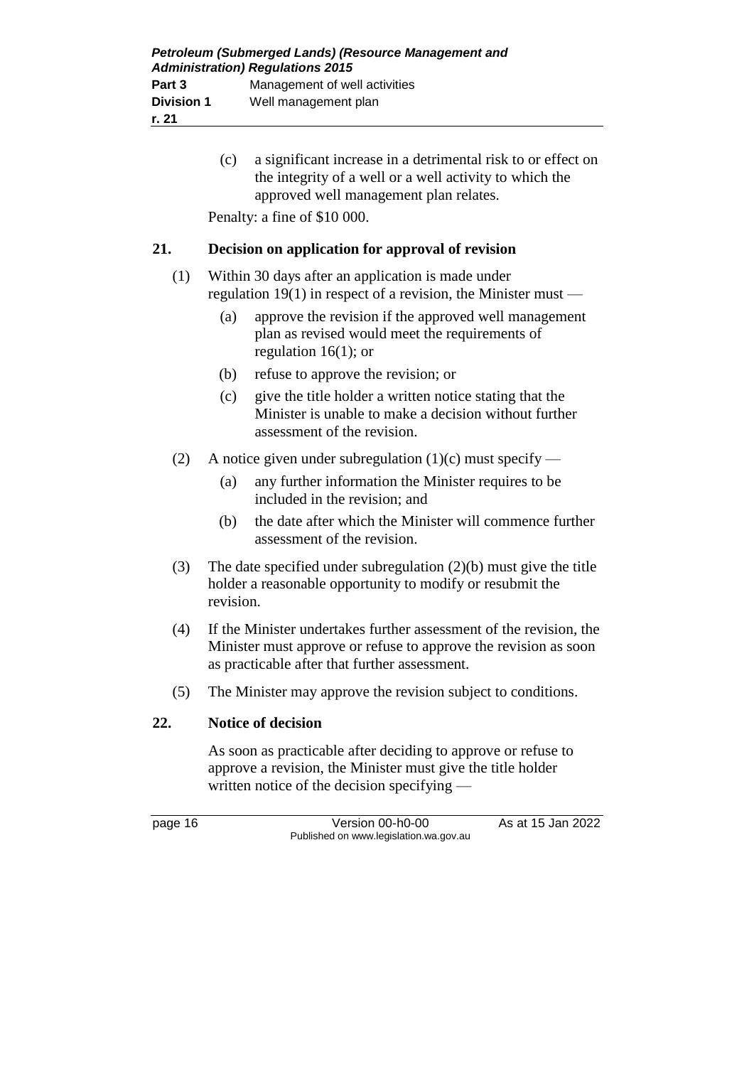(c) a significant increase in a detrimental risk to or effect on the integrity of a well or a well activity to which the approved well management plan relates.

Penalty: a fine of $10 000.

## 21. Decision on application for approval of revision

(1) Within 30 days after an application is made under regulation 19(1) in respect of a revision, the Minister must —

(a) approve the revision if the approved well management plan as revised would meet the requirements of regulation 16(1); or

(b) refuse to approve the revision; or

(c) give the title holder a written notice stating that the Minister is unable to make a decision without further assessment of the revision.

(2) A notice given under subregulation (1)(c) must specify —

(a) any further information the Minister requires to be included in the revision; and

(b) the date after which the Minister will commence further assessment of the revision.

(3) The date specified under subregulation (2)(b) must give the title holder a reasonable opportunity to modify or resubmit the revision.

(4) If the Minister undertakes further assessment of the revision, the Minister must approve or refuse to approve the revision as soon as practicable after that further assessment.

(5) The Minister may approve the revision subject to conditions.

## 22. Notice of decision

As soon as practicable after deciding to approve or refuse to approve a revision, the Minister must give the title holder written notice of the decision specifying —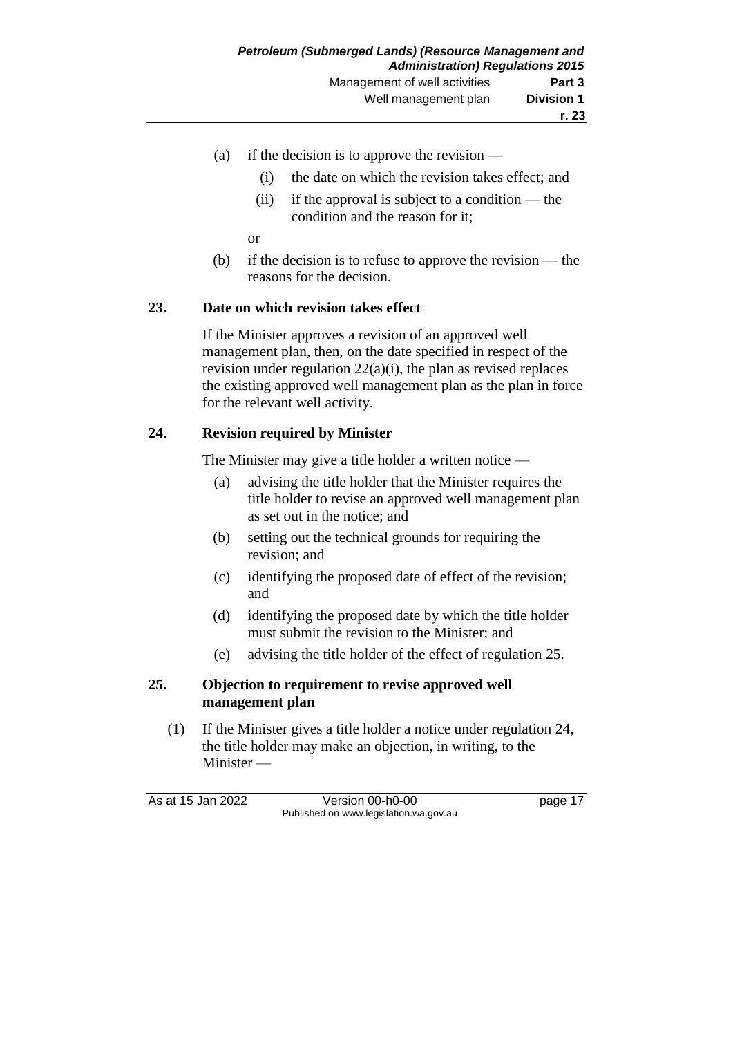(a) if the decision is to approve the revision —

   (i) the date on which the revision takes effect; and

   (ii) if the approval is subject to a condition — the condition and the reason for it;

   or

(b) if the decision is to refuse to approve the revision — the reasons for the decision.

## 23. Date on which revision takes effect

If the Minister approves a revision of an approved well management plan, then, on the date specified in respect of the revision under regulation 22(a)(i), the plan as revised replaces the existing approved well management plan as the plan in force for the relevant well activity.

## 24. Revision required by Minister

The Minister may give a title holder a written notice —

(a) advising the title holder that the Minister requires the title holder to revise an approved well management plan as set out in the notice; and

(b) setting out the technical grounds for requiring the revision; and

(c) identifying the proposed date of effect of the revision; and

(d) identifying the proposed date by which the title holder must submit the revision to the Minister; and

(e) advising the title holder of the effect of regulation 25.

## 25. Objection to requirement to revise approved well management plan

(1) If the Minister gives a title holder a notice under regulation 24, the title holder may make an objection, in writing, to the Minister —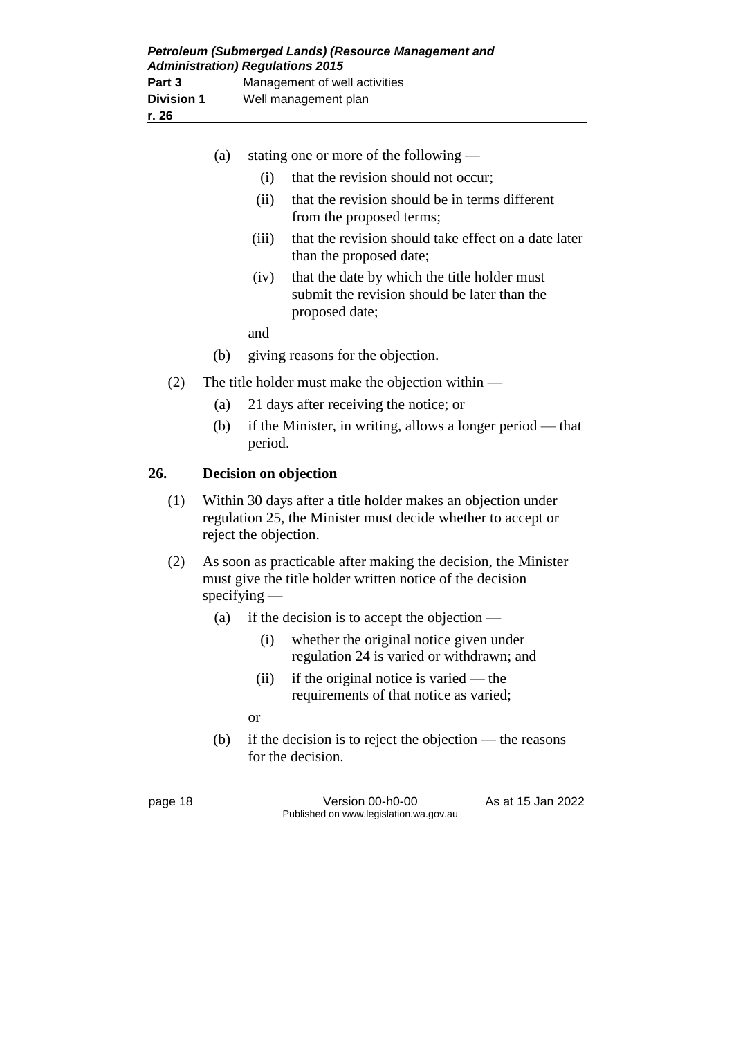(a) stating one or more of the following —

  (i) that the revision should not occur;

  (ii) that the revision should be in terms different from the proposed terms;

  (iii) that the revision should take effect on a date later than the proposed date;

  (iv) that the date by which the title holder must submit the revision should be later than the proposed date;

  and

(b) giving reasons for the objection.

(2) The title holder must make the objection within —

  (a) 21 days after receiving the notice; or

  (b) if the Minister, in writing, allows a longer period — that period.

## 26. Decision on objection

(1) Within 30 days after a title holder makes an objection under regulation 25, the Minister must decide whether to accept or reject the objection.

(2) As soon as practicable after making the decision, the Minister must give the title holder written notice of the decision specifying —

  (a) if the decision is to accept the objection —

    (i) whether the original notice given under regulation 24 is varied or withdrawn; and

    (ii) if the original notice is varied — the requirements of that notice as varied;

  or

  (b) if the decision is to reject the objection — the reasons for the decision.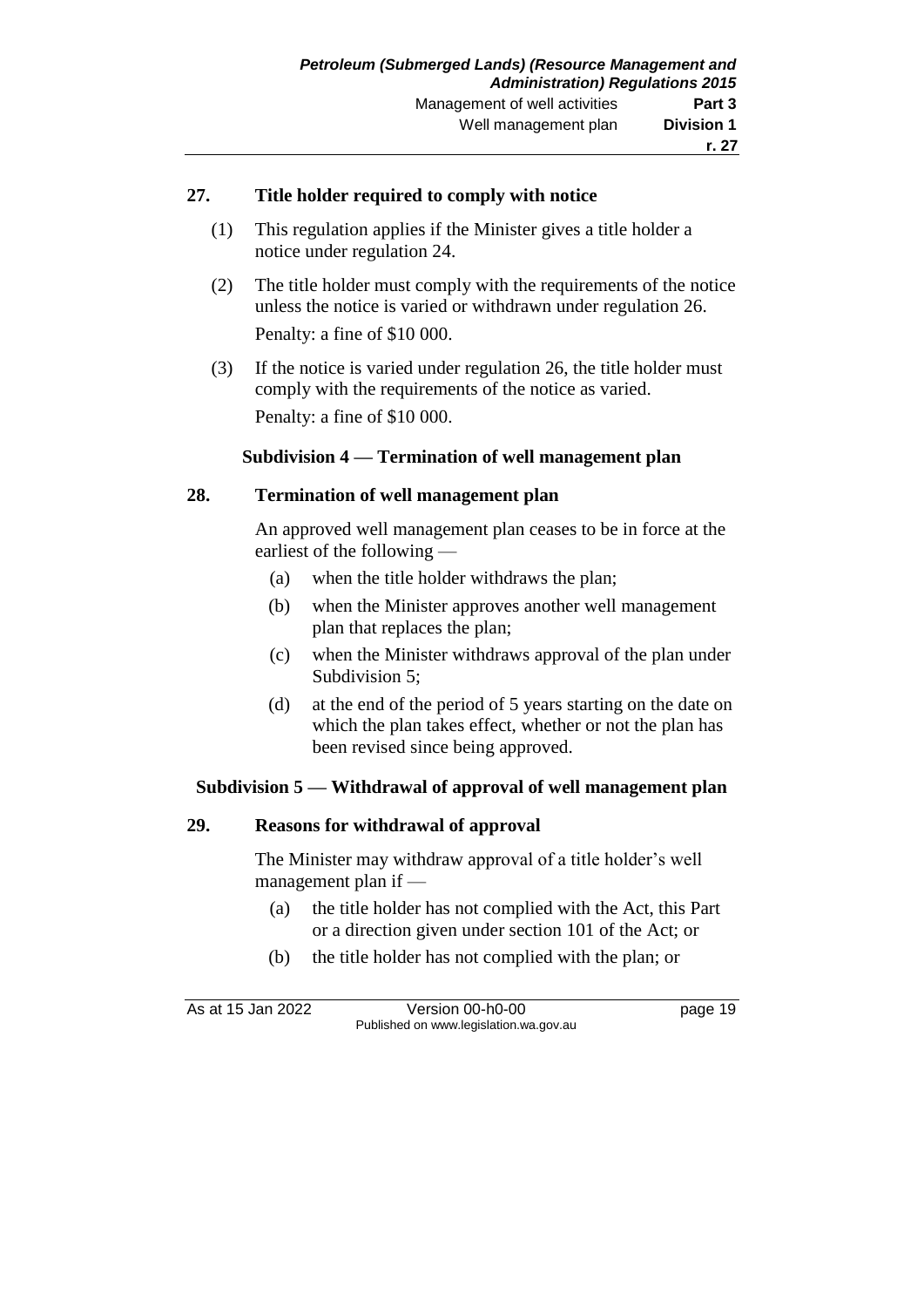### 27. Title holder required to comply with notice

(1) This regulation applies if the Minister gives a title holder a notice under regulation 24.

(2) The title holder must comply with the requirements of the notice unless the notice is varied or withdrawn under regulation 26.

Penalty: a fine of $10 000.

(3) If the notice is varied under regulation 26, the title holder must comply with the requirements of the notice as varied.

Penalty: a fine of $10 000.

## Subdivision 4 — Termination of well management plan

### 28. Termination of well management plan

An approved well management plan ceases to be in force at the earliest of the following —

(a) when the title holder withdraws the plan;

(b) when the Minister approves another well management plan that replaces the plan;

(c) when the Minister withdraws approval of the plan under Subdivision 5;

(d) at the end of the period of 5 years starting on the date on which the plan takes effect, whether or not the plan has been revised since being approved.

## Subdivision 5 — Withdrawal of approval of well management plan

### 29. Reasons for withdrawal of approval

The Minister may withdraw approval of a title holder's well management plan if —

(a) the title holder has not complied with the Act, this Part or a direction given under section 101 of the Act; or

(b) the title holder has not complied with the plan; or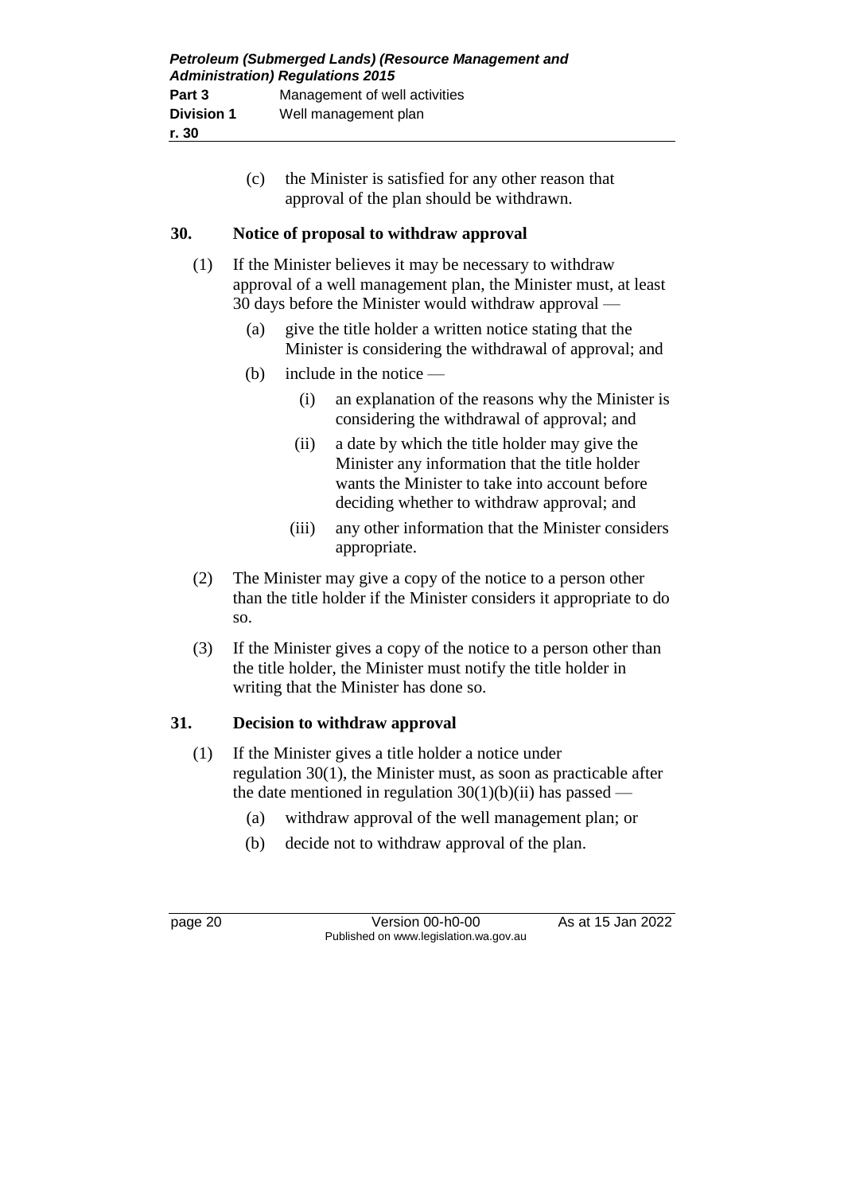(c) the Minister is satisfied for any other reason that approval of the plan should be withdrawn.

## 30. Notice of proposal to withdraw approval

(1) If the Minister believes it may be necessary to withdraw approval of a well management plan, the Minister must, at least 30 days before the Minister would withdraw approval —

(a) give the title holder a written notice stating that the Minister is considering the withdrawal of approval; and

(b) include in the notice —

(i) an explanation of the reasons why the Minister is considering the withdrawal of approval; and

(ii) a date by which the title holder may give the Minister any information that the title holder wants the Minister to take into account before deciding whether to withdraw approval; and

(iii) any other information that the Minister considers appropriate.

(2) The Minister may give a copy of the notice to a person other than the title holder if the Minister considers it appropriate to do so.

(3) If the Minister gives a copy of the notice to a person other than the title holder, the Minister must notify the title holder in writing that the Minister has done so.

## 31. Decision to withdraw approval

(1) If the Minister gives a title holder a notice under regulation 30(1), the Minister must, as soon as practicable after the date mentioned in regulation 30(1)(b)(ii) has passed —

(a) withdraw approval of the well management plan; or

(b) decide not to withdraw approval of the plan.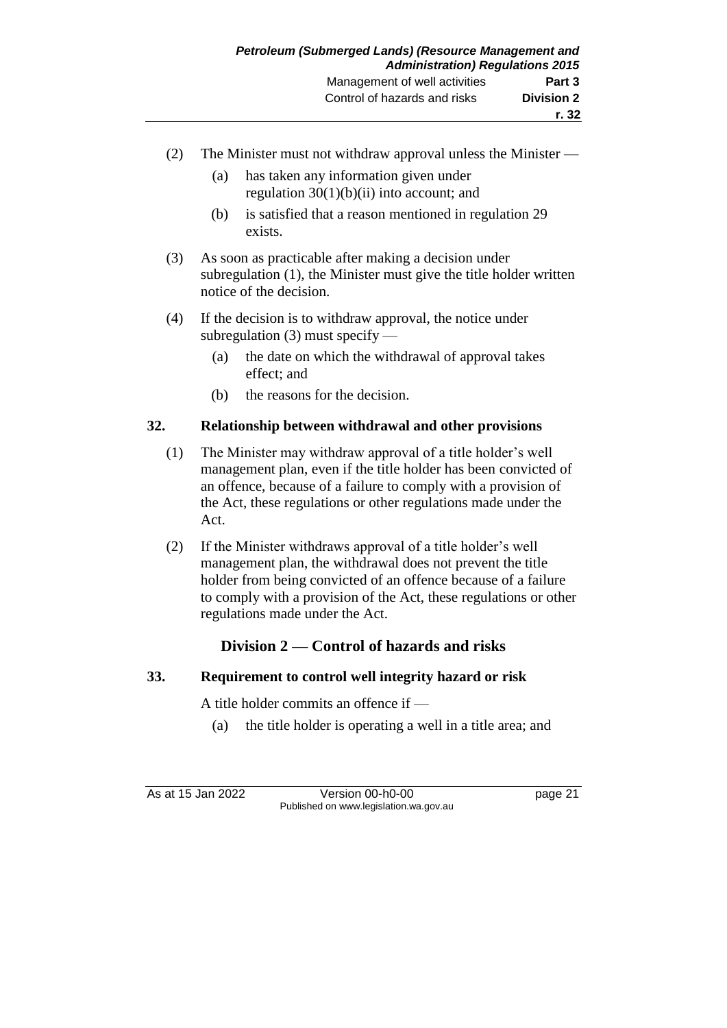(2) The Minister must not withdraw approval unless the Minister —

  (a) has taken any information given under regulation 30(1)(b)(ii) into account; and

  (b) is satisfied that a reason mentioned in regulation 29 exists.

(3) As soon as practicable after making a decision under subregulation (1), the Minister must give the title holder written notice of the decision.

(4) If the decision is to withdraw approval, the notice under subregulation (3) must specify —

  (a) the date on which the withdrawal of approval takes effect; and

  (b) the reasons for the decision.

### 32. Relationship between withdrawal and other provisions

(1) The Minister may withdraw approval of a title holder's well management plan, even if the title holder has been convicted of an offence, because of a failure to comply with a provision of the Act, these regulations or other regulations made under the Act.

(2) If the Minister withdraws approval of a title holder's well management plan, the withdrawal does not prevent the title holder from being convicted of an offence because of a failure to comply with a provision of the Act, these regulations or other regulations made under the Act.

## Division 2 — Control of hazards and risks

### 33. Requirement to control well integrity hazard or risk

A title holder commits an offence if —

  (a) the title holder is operating a well in a title area; and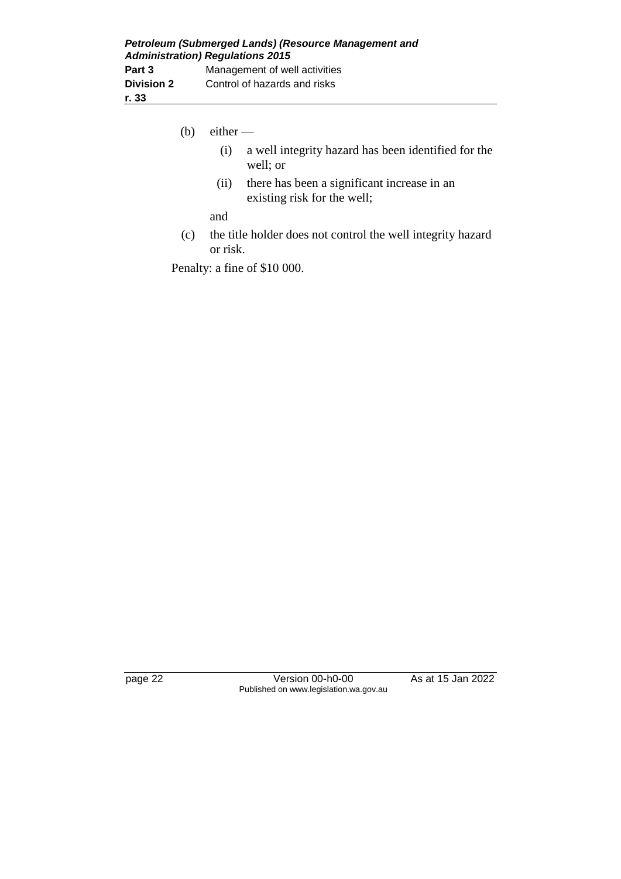(b) either —

   (i) a well integrity hazard has been identified for the well; or

   (ii) there has been a significant increase in an existing risk for the well;

   and

(c) the title holder does not control the well integrity hazard or risk.

Penalty: a fine of $10 000.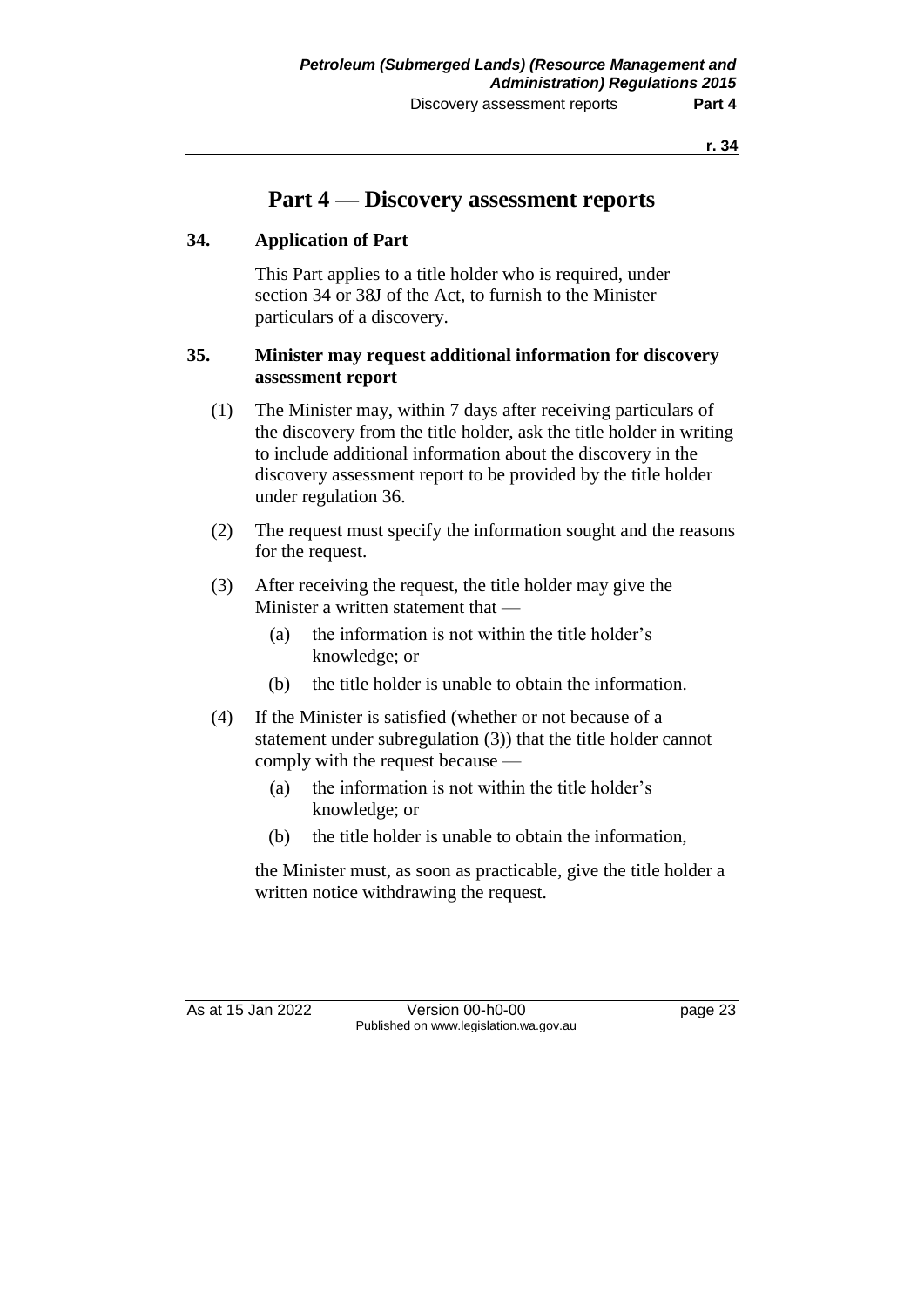# Part 4 — Discovery assessment reports

## 34. Application of Part

This Part applies to a title holder who is required, under section 34 or 38J of the Act, to furnish to the Minister particulars of a discovery.

## 35. Minister may request additional information for discovery assessment report

(1) The Minister may, within 7 days after receiving particulars of the discovery from the title holder, ask the title holder in writing to include additional information about the discovery in the discovery assessment report to be provided by the title holder under regulation 36.

(2) The request must specify the information sought and the reasons for the request.

(3) After receiving the request, the title holder may give the Minister a written statement that —

- (a) the information is not within the title holder's knowledge; or
- (b) the title holder is unable to obtain the information.

(4) If the Minister is satisfied (whether or not because of a statement under subregulation (3)) that the title holder cannot comply with the request because —

- (a) the information is not within the title holder's knowledge; or
- (b) the title holder is unable to obtain the information,

the Minister must, as soon as practicable, give the title holder a written notice withdrawing the request.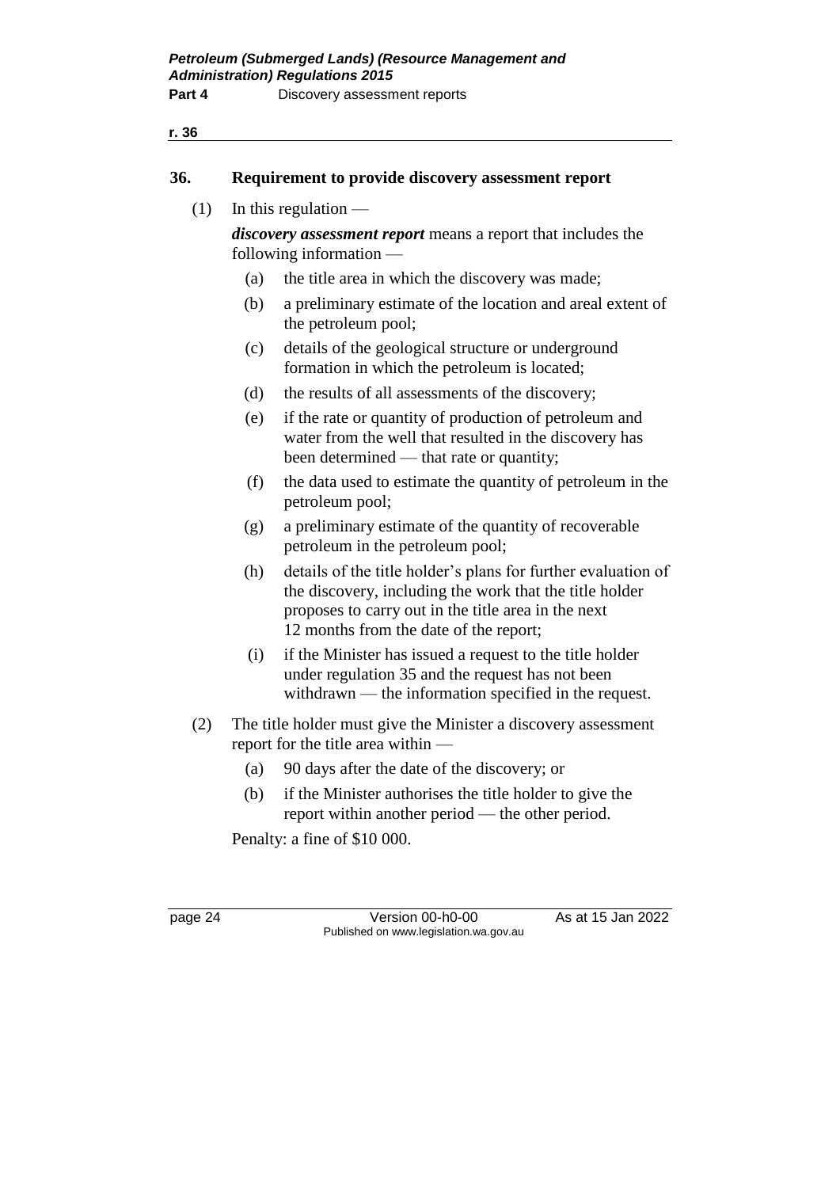### 36. Requirement to provide discovery assessment report

(1) In this regulation —

***discovery assessment report*** means a report that includes the following information —

(a) the title area in which the discovery was made;

(b) a preliminary estimate of the location and areal extent of the petroleum pool;

(c) details of the geological structure or underground formation in which the petroleum is located;

(d) the results of all assessments of the discovery;

(e) if the rate or quantity of production of petroleum and water from the well that resulted in the discovery has been determined — that rate or quantity;

(f) the data used to estimate the quantity of petroleum in the petroleum pool;

(g) a preliminary estimate of the quantity of recoverable petroleum in the petroleum pool;

(h) details of the title holder's plans for further evaluation of the discovery, including the work that the title holder proposes to carry out in the title area in the next 12 months from the date of the report;

(i) if the Minister has issued a request to the title holder under regulation 35 and the request has not been withdrawn — the information specified in the request.

(2) The title holder must give the Minister a discovery assessment report for the title area within —

(a) 90 days after the date of the discovery; or

(b) if the Minister authorises the title holder to give the report within another period — the other period.

Penalty: a fine of $10 000.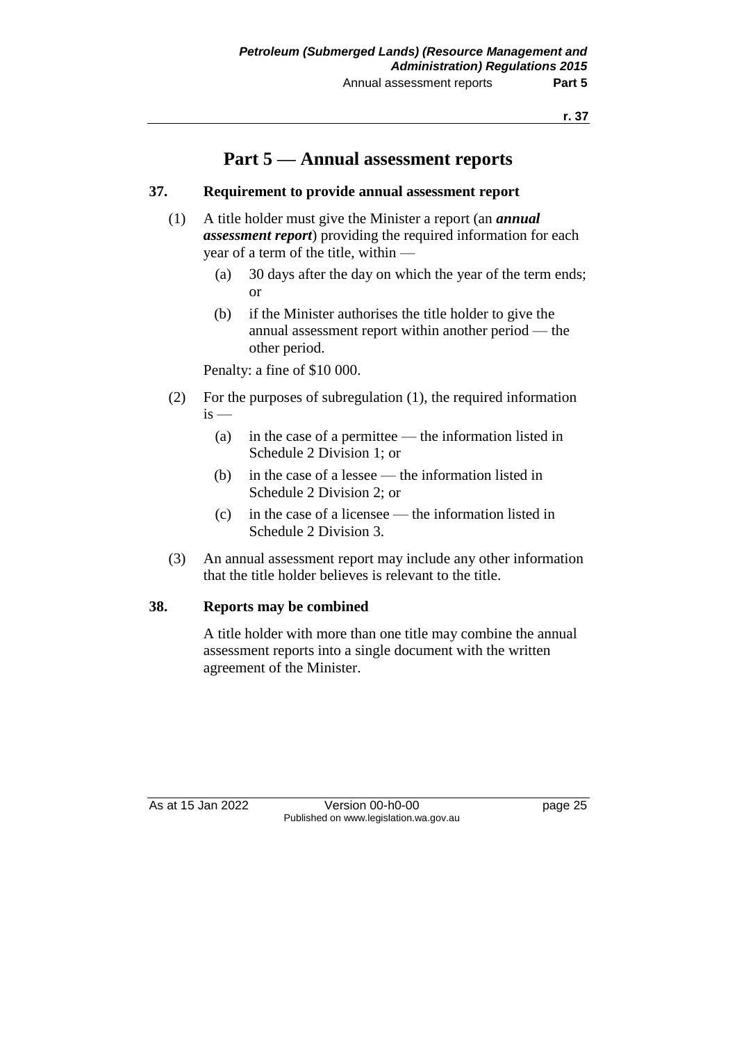# Part 5 — Annual assessment reports

### 37. Requirement to provide annual assessment report

(1) A title holder must give the Minister a report (an ***annual assessment report***) providing the required information for each year of a term of the title, within —

- (a) 30 days after the day on which the year of the term ends; or
- (b) if the Minister authorises the title holder to give the annual assessment report within another period — the other period.

Penalty: a fine of $10 000.

(2) For the purposes of subregulation (1), the required information is —

- (a) in the case of a permittee — the information listed in Schedule 2 Division 1; or
- (b) in the case of a lessee — the information listed in Schedule 2 Division 2; or
- (c) in the case of a licensee — the information listed in Schedule 2 Division 3.

(3) An annual assessment report may include any other information that the title holder believes is relevant to the title.

### 38. Reports may be combined

A title holder with more than one title may combine the annual assessment reports into a single document with the written agreement of the Minister.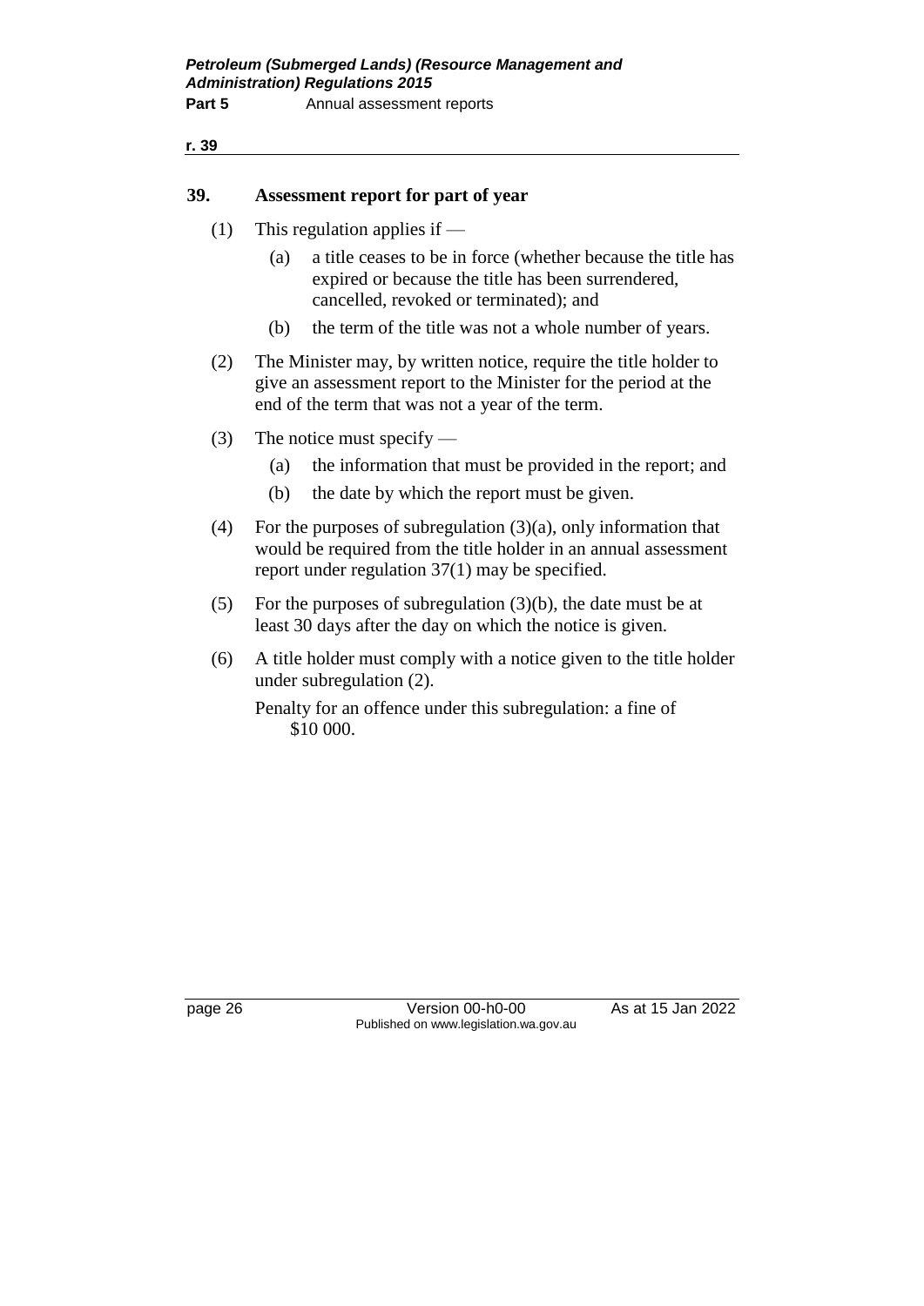## 39. Assessment report for part of year

(1) This regulation applies if —

  (a) a title ceases to be in force (whether because the title has expired or because the title has been surrendered, cancelled, revoked or terminated); and

  (b) the term of the title was not a whole number of years.

(2) The Minister may, by written notice, require the title holder to give an assessment report to the Minister for the period at the end of the term that was not a year of the term.

(3) The notice must specify —

  (a) the information that must be provided in the report; and

  (b) the date by which the report must be given.

(4) For the purposes of subregulation (3)(a), only information that would be required from the title holder in an annual assessment report under regulation 37(1) may be specified.

(5) For the purposes of subregulation (3)(b), the date must be at least 30 days after the day on which the notice is given.

(6) A title holder must comply with a notice given to the title holder under subregulation (2).

Penalty for an offence under this subregulation: a fine of $10 000.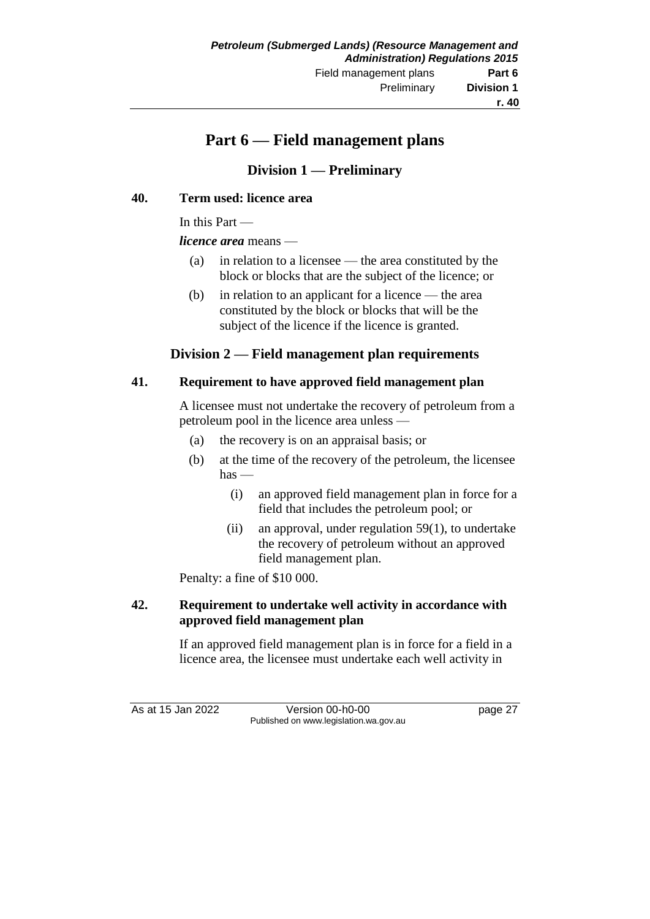# Part 6 — Field management plans

## Division 1 — Preliminary

### 40. Term used: licence area

In this Part —

***licence area*** means —

(a) in relation to a licensee — the area constituted by the block or blocks that are the subject of the licence; or

(b) in relation to an applicant for a licence — the area constituted by the block or blocks that will be the subject of the licence if the licence is granted.

## Division 2 — Field management plan requirements

### 41. Requirement to have approved field management plan

A licensee must not undertake the recovery of petroleum from a petroleum pool in the licence area unless —

(a) the recovery is on an appraisal basis; or

(b) at the time of the recovery of the petroleum, the licensee has —

(i) an approved field management plan in force for a field that includes the petroleum pool; or

(ii) an approval, under regulation 59(1), to undertake the recovery of petroleum without an approved field management plan.

Penalty: a fine of $10 000.

### 42. Requirement to undertake well activity in accordance with approved field management plan

If an approved field management plan is in force for a field in a licence area, the licensee must undertake each well activity in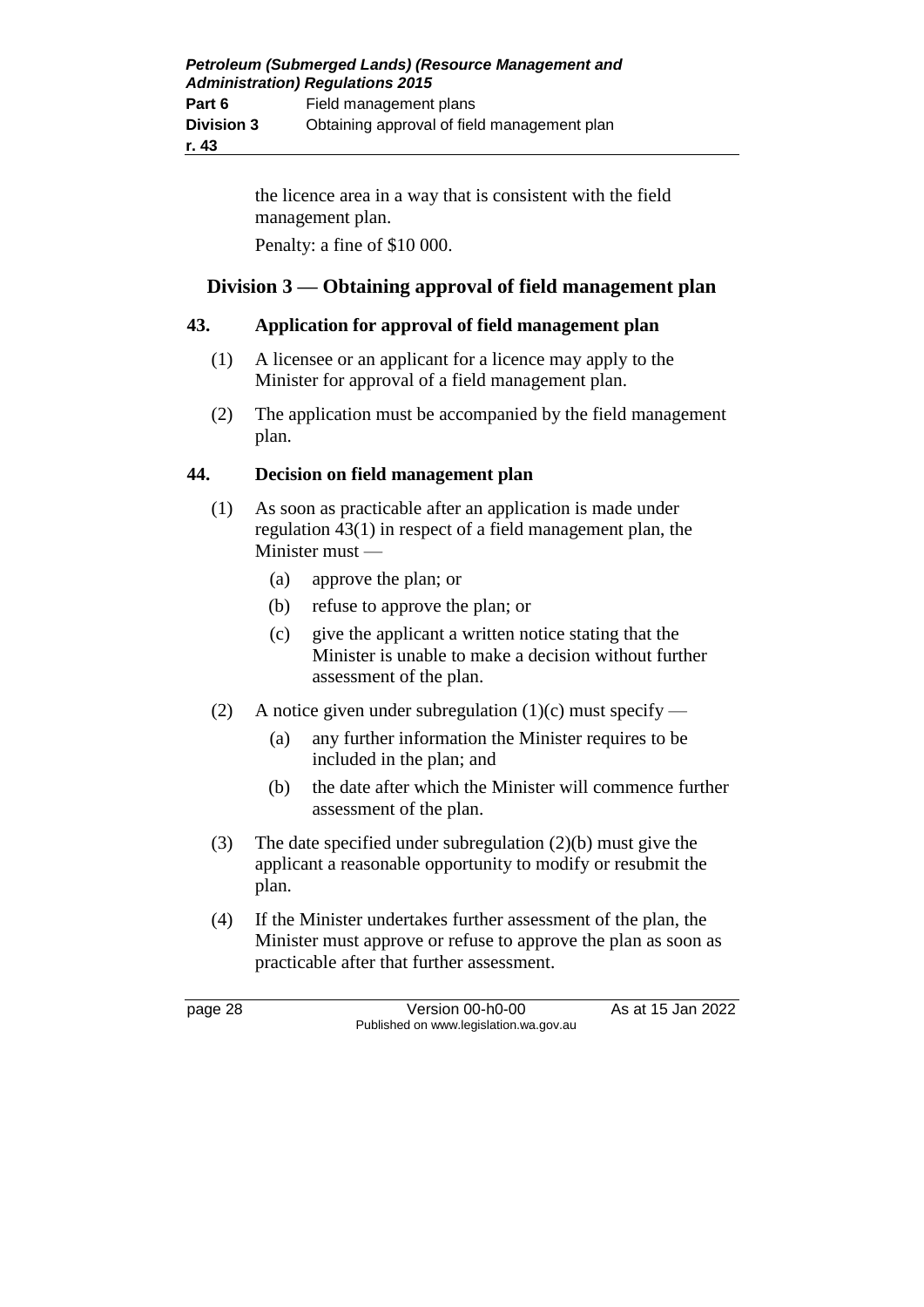the licence area in a way that is consistent with the field management plan.

Penalty: a fine of $10 000.

## Division 3 — Obtaining approval of field management plan

### 43. Application for approval of field management plan

(1) A licensee or an applicant for a licence may apply to the Minister for approval of a field management plan.

(2) The application must be accompanied by the field management plan.

### 44. Decision on field management plan

(1) As soon as practicable after an application is made under regulation 43(1) in respect of a field management plan, the Minister must —

- (a) approve the plan; or
- (b) refuse to approve the plan; or
- (c) give the applicant a written notice stating that the Minister is unable to make a decision without further assessment of the plan.

(2) A notice given under subregulation (1)(c) must specify —

- (a) any further information the Minister requires to be included in the plan; and
- (b) the date after which the Minister will commence further assessment of the plan.

(3) The date specified under subregulation (2)(b) must give the applicant a reasonable opportunity to modify or resubmit the plan.

(4) If the Minister undertakes further assessment of the plan, the Minister must approve or refuse to approve the plan as soon as practicable after that further assessment.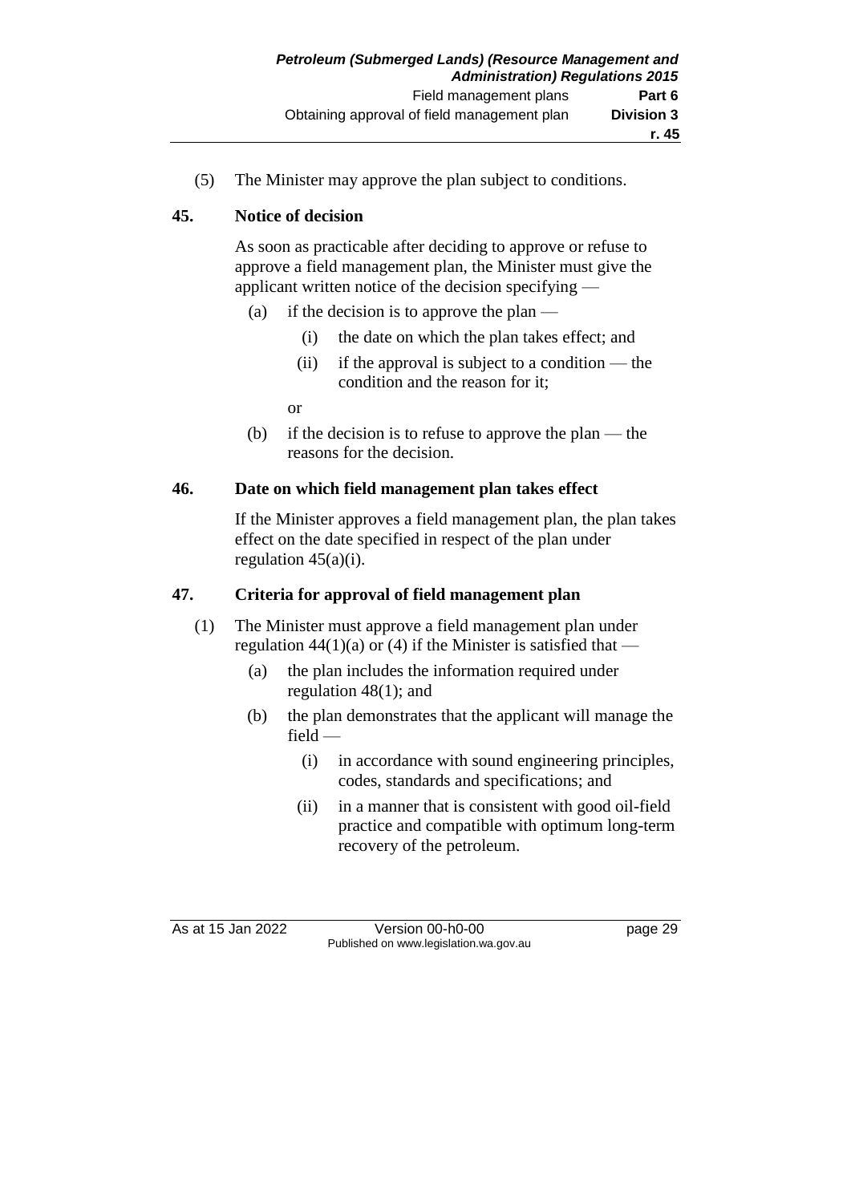(5) The Minister may approve the plan subject to conditions.

### 45. Notice of decision

As soon as practicable after deciding to approve or refuse to approve a field management plan, the Minister must give the applicant written notice of the decision specifying —

- (a) if the decision is to approve the plan —
  - (i) the date on which the plan takes effect; and
  - (ii) if the approval is subject to a condition — the condition and the reason for it;

  or
- (b) if the decision is to refuse to approve the plan — the reasons for the decision.

### 46. Date on which field management plan takes effect

If the Minister approves a field management plan, the plan takes effect on the date specified in respect of the plan under regulation 45(a)(i).

### 47. Criteria for approval of field management plan

(1) The Minister must approve a field management plan under regulation 44(1)(a) or (4) if the Minister is satisfied that —

- (a) the plan includes the information required under regulation 48(1); and
- (b) the plan demonstrates that the applicant will manage the field —
  - (i) in accordance with sound engineering principles, codes, standards and specifications; and
  - (ii) in a manner that is consistent with good oil-field practice and compatible with optimum long-term recovery of the petroleum.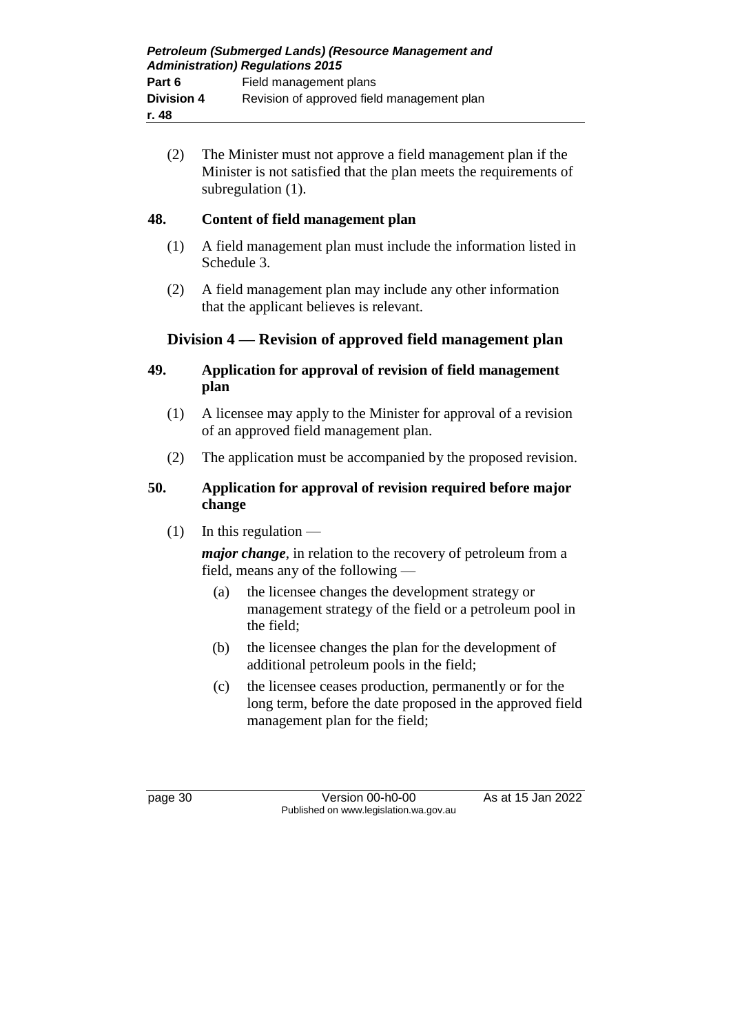(2) The Minister must not approve a field management plan if the Minister is not satisfied that the plan meets the requirements of subregulation (1).

### 48. Content of field management plan

(1) A field management plan must include the information listed in Schedule 3.

(2) A field management plan may include any other information that the applicant believes is relevant.

## Division 4 — Revision of approved field management plan

### 49. Application for approval of revision of field management plan

(1) A licensee may apply to the Minister for approval of a revision of an approved field management plan.

(2) The application must be accompanied by the proposed revision.

### 50. Application for approval of revision required before major change

(1) In this regulation —

***major change***, in relation to the recovery of petroleum from a field, means any of the following —

- (a) the licensee changes the development strategy or management strategy of the field or a petroleum pool in the field;
- (b) the licensee changes the plan for the development of additional petroleum pools in the field;
- (c) the licensee ceases production, permanently or for the long term, before the date proposed in the approved field management plan for the field;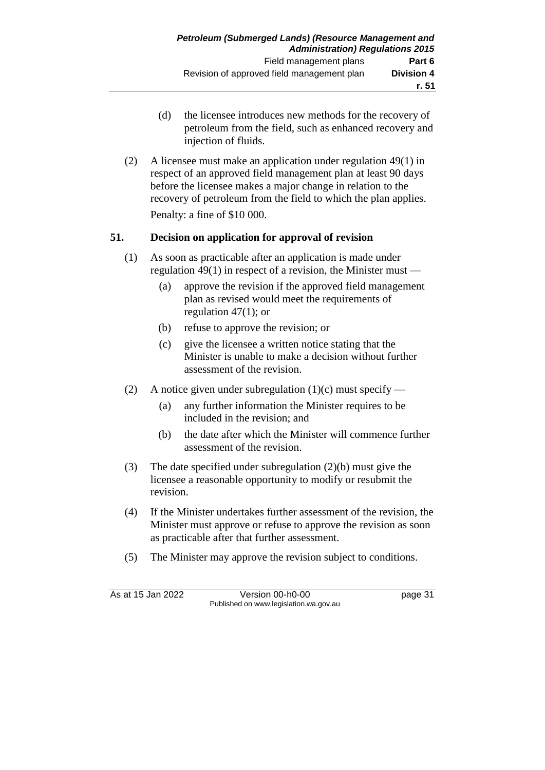(d) the licensee introduces new methods for the recovery of petroleum from the field, such as enhanced recovery and injection of fluids.

(2) A licensee must make an application under regulation 49(1) in respect of an approved field management plan at least 90 days before the licensee makes a major change in relation to the recovery of petroleum from the field to which the plan applies.

Penalty: a fine of $10 000.

### 51. Decision on application for approval of revision

(1) As soon as practicable after an application is made under regulation 49(1) in respect of a revision, the Minister must —

(a) approve the revision if the approved field management plan as revised would meet the requirements of regulation 47(1); or

(b) refuse to approve the revision; or

(c) give the licensee a written notice stating that the Minister is unable to make a decision without further assessment of the revision.

(2) A notice given under subregulation (1)(c) must specify —

(a) any further information the Minister requires to be included in the revision; and

(b) the date after which the Minister will commence further assessment of the revision.

(3) The date specified under subregulation (2)(b) must give the licensee a reasonable opportunity to modify or resubmit the revision.

(4) If the Minister undertakes further assessment of the revision, the Minister must approve or refuse to approve the revision as soon as practicable after that further assessment.

(5) The Minister may approve the revision subject to conditions.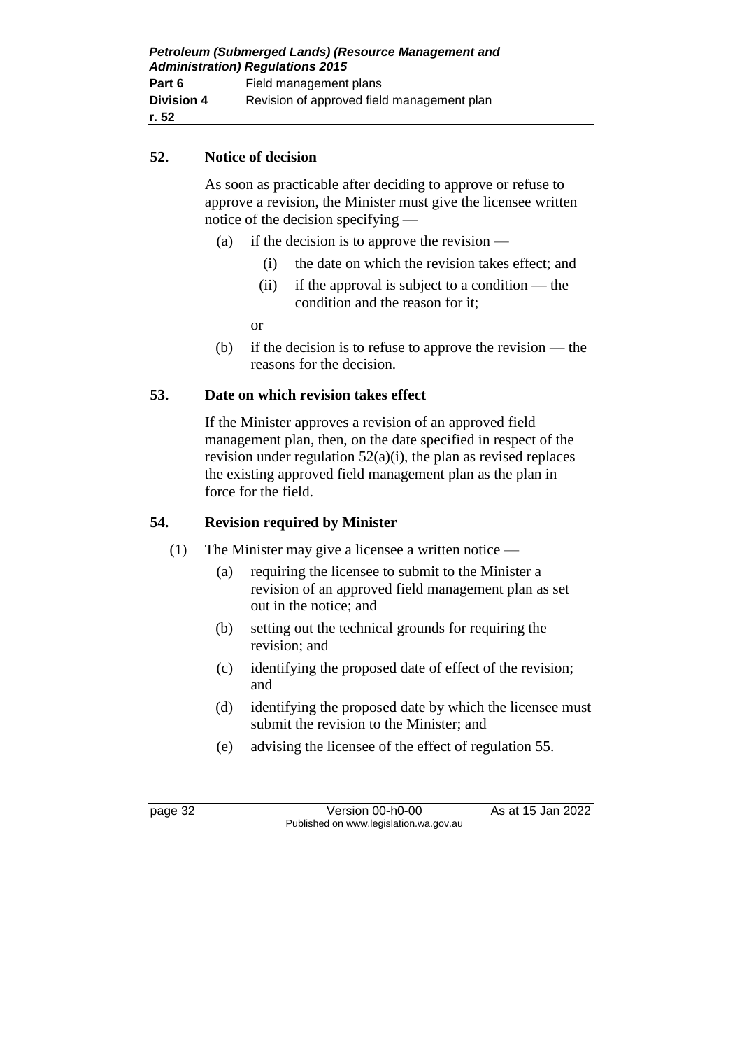## 52. Notice of decision

As soon as practicable after deciding to approve or refuse to approve a revision, the Minister must give the licensee written notice of the decision specifying —

(a) if the decision is to approve the revision —

  (i) the date on which the revision takes effect; and

  (ii) if the approval is subject to a condition — the condition and the reason for it;

  or

(b) if the decision is to refuse to approve the revision — the reasons for the decision.

## 53. Date on which revision takes effect

If the Minister approves a revision of an approved field management plan, then, on the date specified in respect of the revision under regulation 52(a)(i), the plan as revised replaces the existing approved field management plan as the plan in force for the field.

## 54. Revision required by Minister

(1) The Minister may give a licensee a written notice —

  (a) requiring the licensee to submit to the Minister a revision of an approved field management plan as set out in the notice; and

  (b) setting out the technical grounds for requiring the revision; and

  (c) identifying the proposed date of effect of the revision; and

  (d) identifying the proposed date by which the licensee must submit the revision to the Minister; and

  (e) advising the licensee of the effect of regulation 55.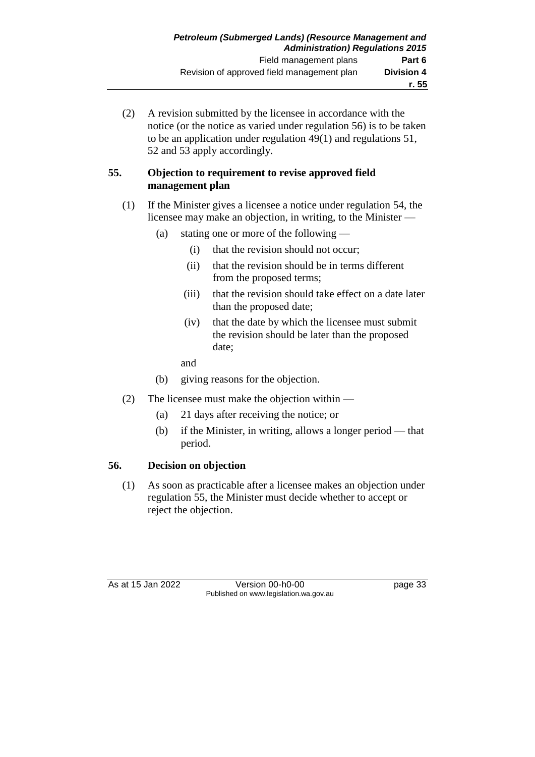(2) A revision submitted by the licensee in accordance with the notice (or the notice as varied under regulation 56) is to be taken to be an application under regulation 49(1) and regulations 51, 52 and 53 apply accordingly.

## 55. Objection to requirement to revise approved field management plan

(1) If the Minister gives a licensee a notice under regulation 54, the licensee may make an objection, in writing, to the Minister —

- (a) stating one or more of the following —
  - (i) that the revision should not occur;
  - (ii) that the revision should be in terms different from the proposed terms;
  - (iii) that the revision should take effect on a date later than the proposed date;
  - (iv) that the date by which the licensee must submit the revision should be later than the proposed date;

  and
- (b) giving reasons for the objection.

(2) The licensee must make the objection within —

- (a) 21 days after receiving the notice; or
- (b) if the Minister, in writing, allows a longer period — that period.

## 56. Decision on objection

(1) As soon as practicable after a licensee makes an objection under regulation 55, the Minister must decide whether to accept or reject the objection.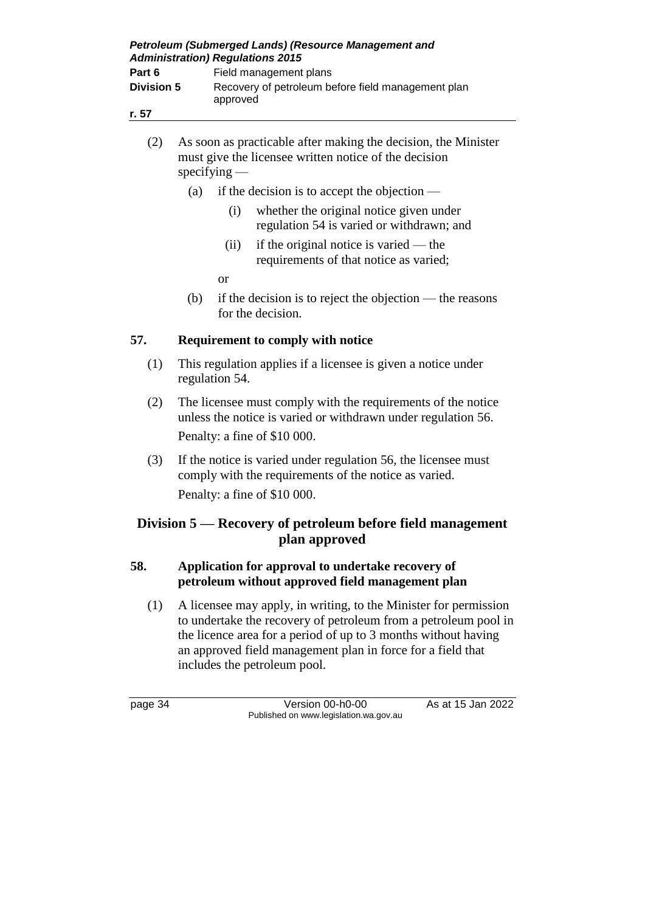(2) As soon as practicable after making the decision, the Minister must give the licensee written notice of the decision specifying —

  (a) if the decision is to accept the objection —

    (i) whether the original notice given under regulation 54 is varied or withdrawn; and

    (ii) if the original notice is varied — the requirements of that notice as varied;

  or

  (b) if the decision is to reject the objection — the reasons for the decision.

### 57. Requirement to comply with notice

(1) This regulation applies if a licensee is given a notice under regulation 54.

(2) The licensee must comply with the requirements of the notice unless the notice is varied or withdrawn under regulation 56.

Penalty: a fine of $10 000.

(3) If the notice is varied under regulation 56, the licensee must comply with the requirements of the notice as varied.

Penalty: a fine of $10 000.

## Division 5 — Recovery of petroleum before field management plan approved

### 58. Application for approval to undertake recovery of petroleum without approved field management plan

(1) A licensee may apply, in writing, to the Minister for permission to undertake the recovery of petroleum from a petroleum pool in the licence area for a period of up to 3 months without having an approved field management plan in force for a field that includes the petroleum pool.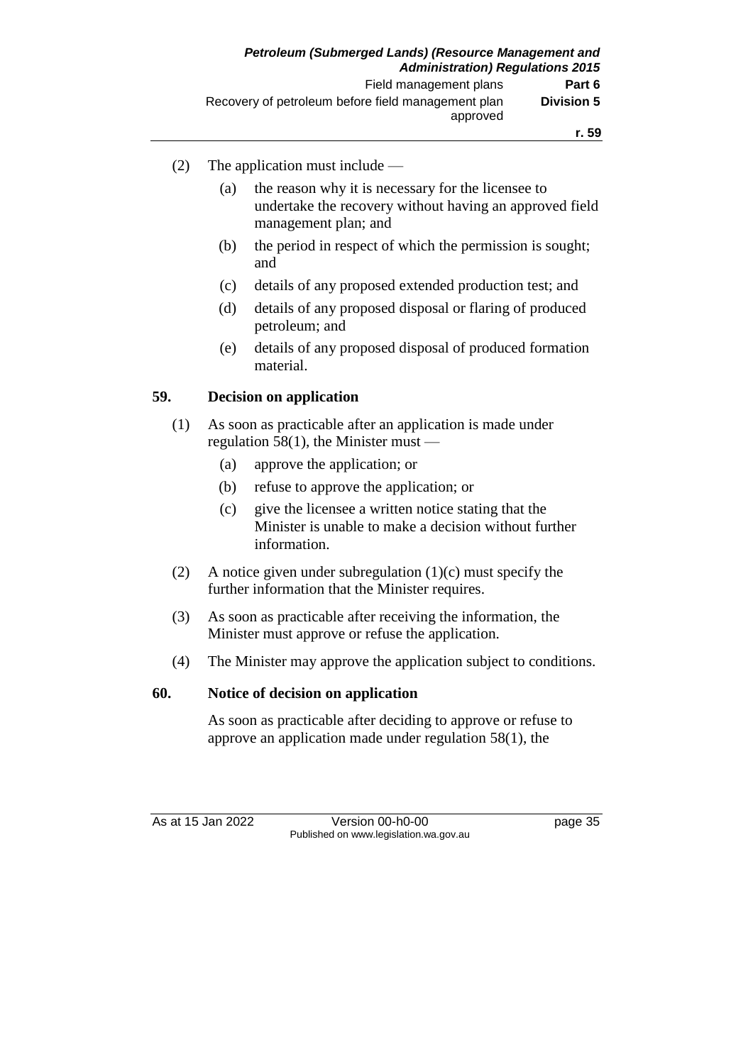(2) The application must include —

  (a) the reason why it is necessary for the licensee to undertake the recovery without having an approved field management plan; and

  (b) the period in respect of which the permission is sought; and

  (c) details of any proposed extended production test; and

  (d) details of any proposed disposal or flaring of produced petroleum; and

  (e) details of any proposed disposal of produced formation material.

## 59. Decision on application

(1) As soon as practicable after an application is made under regulation 58(1), the Minister must —

  (a) approve the application; or

  (b) refuse to approve the application; or

  (c) give the licensee a written notice stating that the Minister is unable to make a decision without further information.

(2) A notice given under subregulation (1)(c) must specify the further information that the Minister requires.

(3) As soon as practicable after receiving the information, the Minister must approve or refuse the application.

(4) The Minister may approve the application subject to conditions.

## 60. Notice of decision on application

As soon as practicable after deciding to approve or refuse to approve an application made under regulation 58(1), the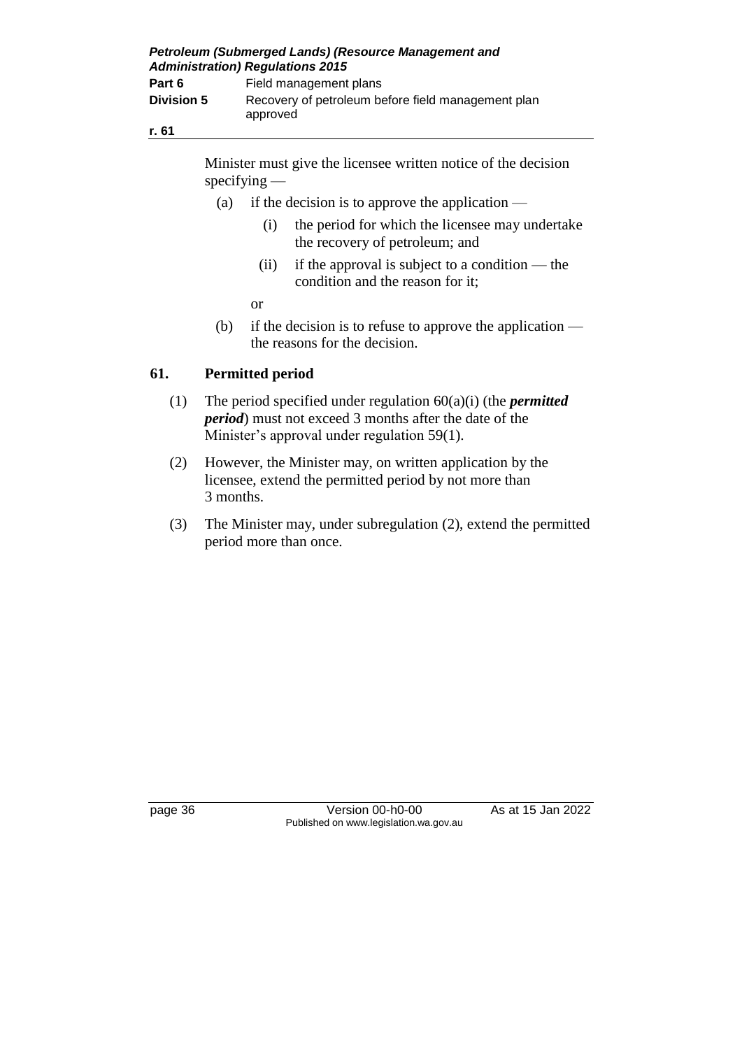Minister must give the licensee written notice of the decision specifying —

(a) if the decision is to approve the application —

(i) the period for which the licensee may undertake the recovery of petroleum; and

(ii) if the approval is subject to a condition — the condition and the reason for it;

or

(b) if the decision is to refuse to approve the application — the reasons for the decision.

## 61. Permitted period

(1) The period specified under regulation 60(a)(i) (the ***permitted period***) must not exceed 3 months after the date of the Minister's approval under regulation 59(1).

(2) However, the Minister may, on written application by the licensee, extend the permitted period by not more than 3 months.

(3) The Minister may, under subregulation (2), extend the permitted period more than once.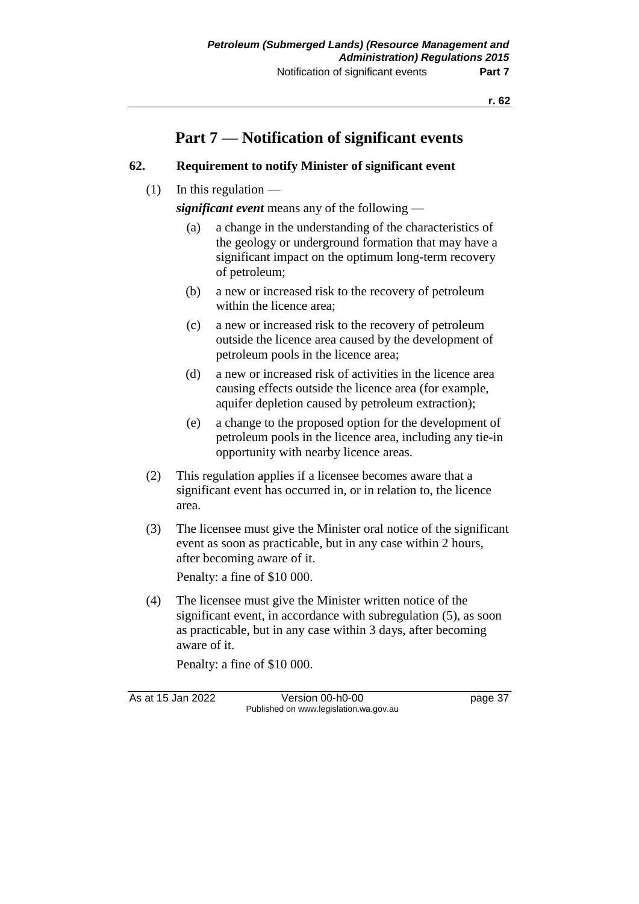# Part 7 — Notification of significant events

## 62. Requirement to notify Minister of significant event

(1) In this regulation —

***significant event*** means any of the following —

(a) a change in the understanding of the characteristics of the geology or underground formation that may have a significant impact on the optimum long-term recovery of petroleum;

(b) a new or increased risk to the recovery of petroleum within the licence area;

(c) a new or increased risk to the recovery of petroleum outside the licence area caused by the development of petroleum pools in the licence area;

(d) a new or increased risk of activities in the licence area causing effects outside the licence area (for example, aquifer depletion caused by petroleum extraction);

(e) a change to the proposed option for the development of petroleum pools in the licence area, including any tie-in opportunity with nearby licence areas.

(2) This regulation applies if a licensee becomes aware that a significant event has occurred in, or in relation to, the licence area.

(3) The licensee must give the Minister oral notice of the significant event as soon as practicable, but in any case within 2 hours, after becoming aware of it.

Penalty: a fine of $10 000.

(4) The licensee must give the Minister written notice of the significant event, in accordance with subregulation (5), as soon as practicable, but in any case within 3 days, after becoming aware of it.

Penalty: a fine of $10 000.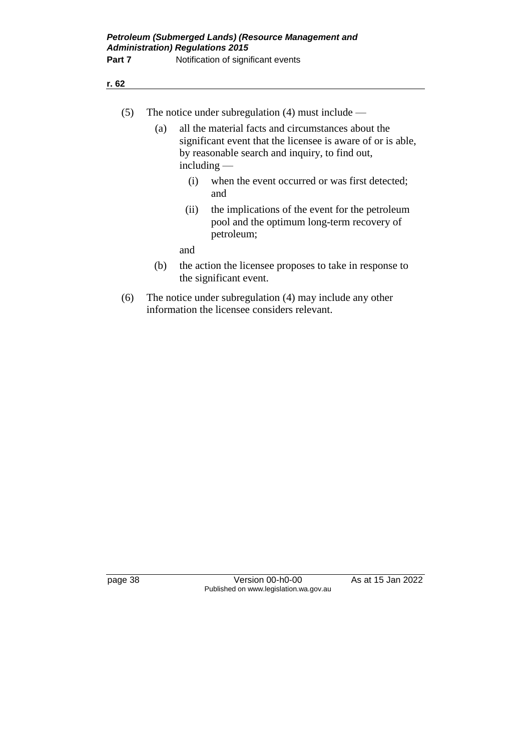(5) The notice under subregulation (4) must include —

(a) all the material facts and circumstances about the significant event that the licensee is aware of or is able, by reasonable search and inquiry, to find out, including —

(i) when the event occurred or was first detected; and

(ii) the implications of the event for the petroleum pool and the optimum long-term recovery of petroleum;

and

(b) the action the licensee proposes to take in response to the significant event.

(6) The notice under subregulation (4) may include any other information the licensee considers relevant.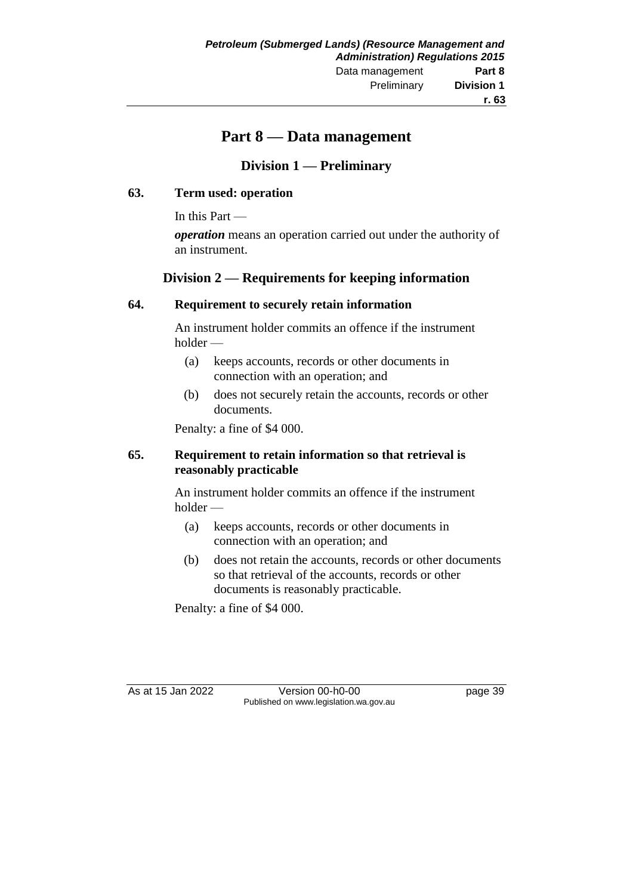# Part 8 — Data management

## Division 1 — Preliminary

### 63. Term used: operation

In this Part —

***operation*** means an operation carried out under the authority of an instrument.

## Division 2 — Requirements for keeping information

### 64. Requirement to securely retain information

An instrument holder commits an offence if the instrument holder —

(a) keeps accounts, records or other documents in connection with an operation; and

(b) does not securely retain the accounts, records or other documents.

Penalty: a fine of $4 000.

### 65. Requirement to retain information so that retrieval is reasonably practicable

An instrument holder commits an offence if the instrument holder —

(a) keeps accounts, records or other documents in connection with an operation; and

(b) does not retain the accounts, records or other documents so that retrieval of the accounts, records or other documents is reasonably practicable.

Penalty: a fine of $4 000.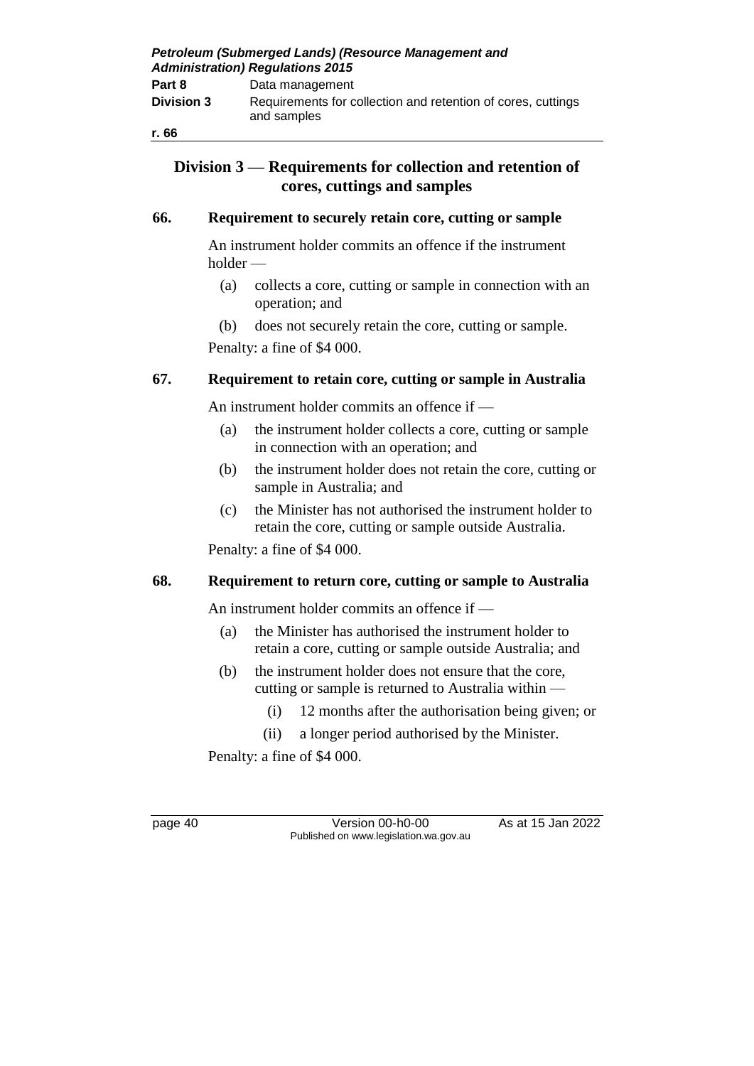## Division 3 — Requirements for collection and retention of cores, cuttings and samples

### 66. Requirement to securely retain core, cutting or sample

An instrument holder commits an offence if the instrument holder —

(a) collects a core, cutting or sample in connection with an operation; and

(b) does not securely retain the core, cutting or sample.

Penalty: a fine of $4 000.

### 67. Requirement to retain core, cutting or sample in Australia

An instrument holder commits an offence if —

(a) the instrument holder collects a core, cutting or sample in connection with an operation; and

(b) the instrument holder does not retain the core, cutting or sample in Australia; and

(c) the Minister has not authorised the instrument holder to retain the core, cutting or sample outside Australia.

Penalty: a fine of $4 000.

### 68. Requirement to return core, cutting or sample to Australia

An instrument holder commits an offence if —

(a) the Minister has authorised the instrument holder to retain a core, cutting or sample outside Australia; and

(b) the instrument holder does not ensure that the core, cutting or sample is returned to Australia within —

(i) 12 months after the authorisation being given; or

(ii) a longer period authorised by the Minister.

Penalty: a fine of $4 000.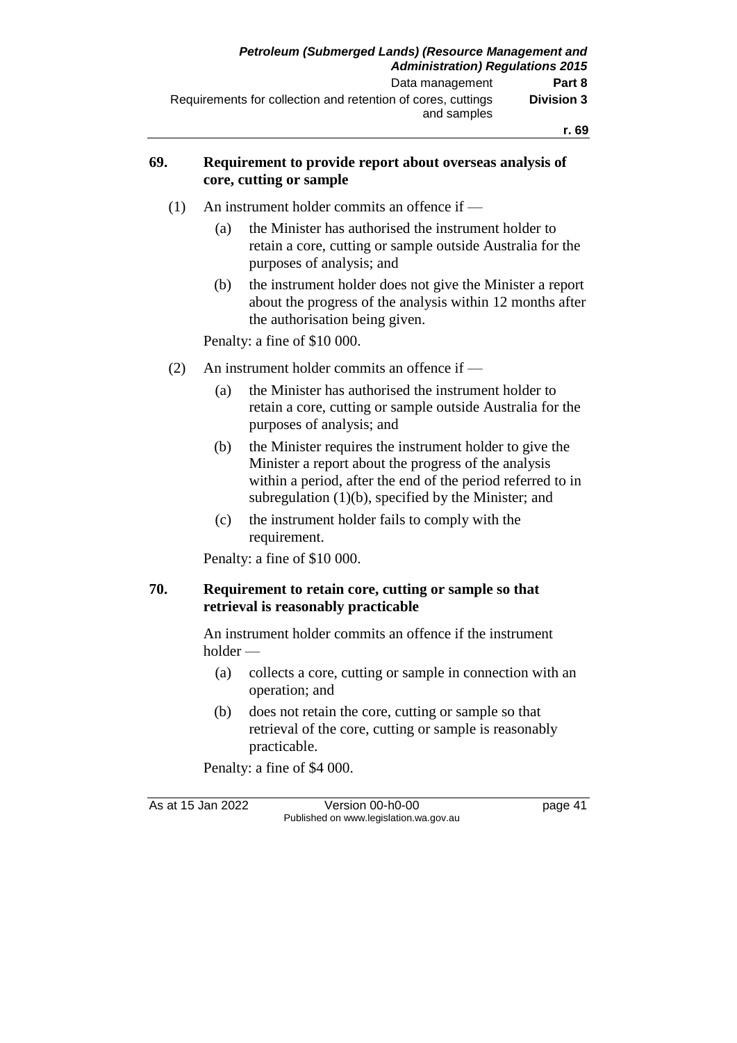### 69. Requirement to provide report about overseas analysis of core, cutting or sample

(1) An instrument holder commits an offence if —

(a) the Minister has authorised the instrument holder to retain a core, cutting or sample outside Australia for the purposes of analysis; and

(b) the instrument holder does not give the Minister a report about the progress of the analysis within 12 months after the authorisation being given.

Penalty: a fine of $10 000.

(2) An instrument holder commits an offence if —

(a) the Minister has authorised the instrument holder to retain a core, cutting or sample outside Australia for the purposes of analysis; and

(b) the Minister requires the instrument holder to give the Minister a report about the progress of the analysis within a period, after the end of the period referred to in subregulation (1)(b), specified by the Minister; and

(c) the instrument holder fails to comply with the requirement.

Penalty: a fine of $10 000.

### 70. Requirement to retain core, cutting or sample so that retrieval is reasonably practicable

An instrument holder commits an offence if the instrument holder —

(a) collects a core, cutting or sample in connection with an operation; and

(b) does not retain the core, cutting or sample so that retrieval of the core, cutting or sample is reasonably practicable.

Penalty: a fine of $4 000.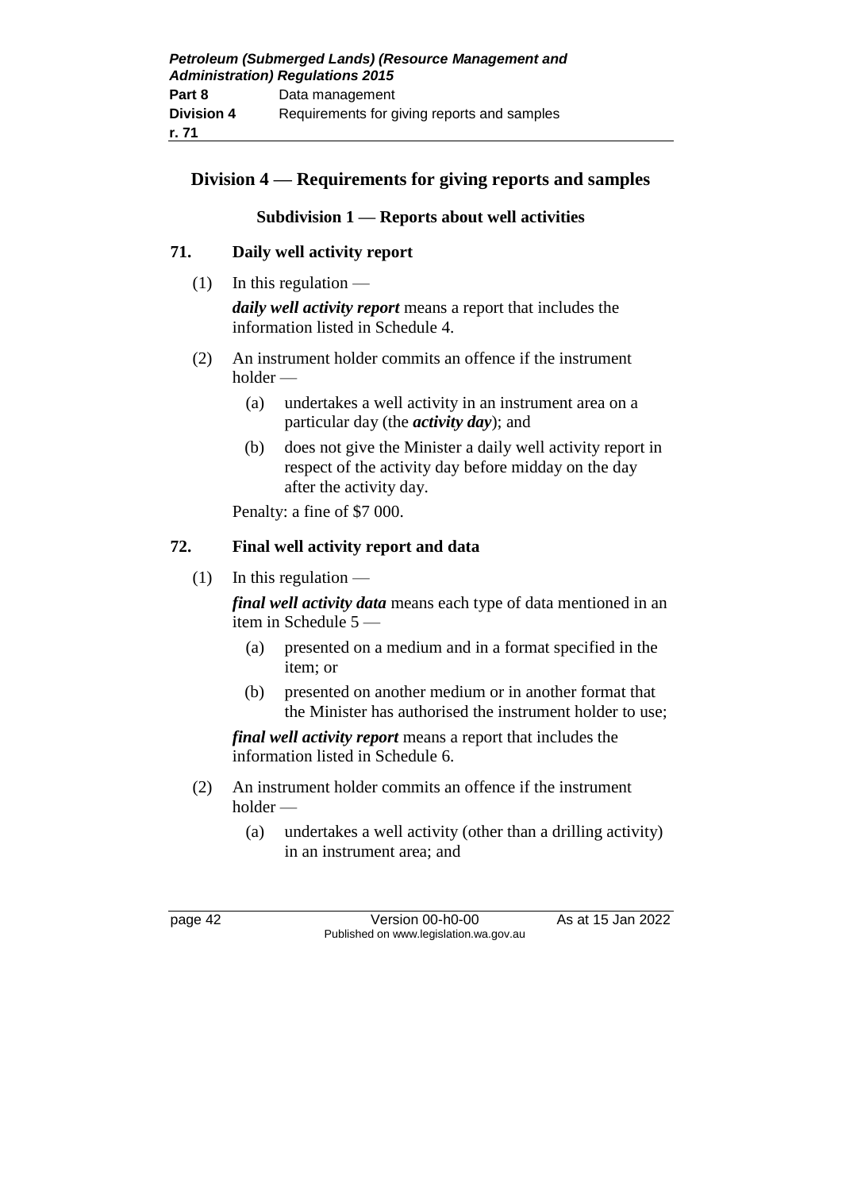## Division 4 — Requirements for giving reports and samples

### Subdivision 1 — Reports about well activities

**71. Daily well activity report**

(1) In this regulation —

***daily well activity report*** means a report that includes the information listed in Schedule 4.

(2) An instrument holder commits an offence if the instrument holder —

(a) undertakes a well activity in an instrument area on a particular day (the ***activity day***); and

(b) does not give the Minister a daily well activity report in respect of the activity day before midday on the day after the activity day.

Penalty: a fine of $7 000.

**72. Final well activity report and data**

(1) In this regulation —

***final well activity data*** means each type of data mentioned in an item in Schedule 5 —

(a) presented on a medium and in a format specified in the item; or

(b) presented on another medium or in another format that the Minister has authorised the instrument holder to use;

***final well activity report*** means a report that includes the information listed in Schedule 6.

(2) An instrument holder commits an offence if the instrument holder —

(a) undertakes a well activity (other than a drilling activity) in an instrument area; and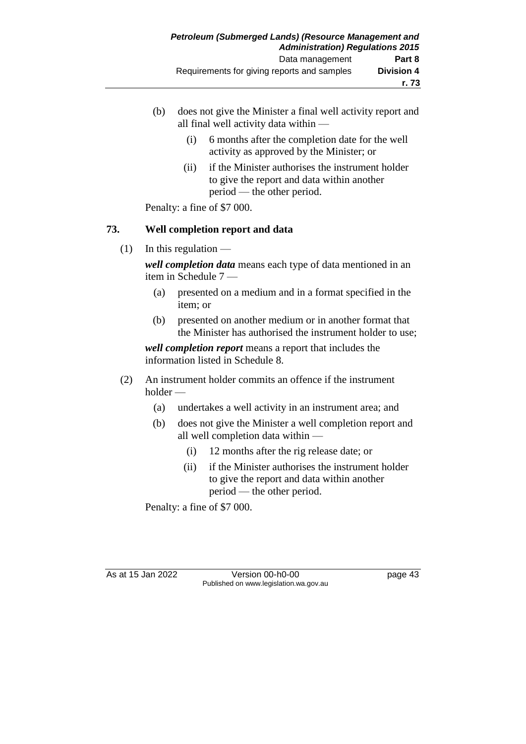(b) does not give the Minister a final well activity report and all final well activity data within —

  (i) 6 months after the completion date for the well activity as approved by the Minister; or

  (ii) if the Minister authorises the instrument holder to give the report and data within another period — the other period.

Penalty: a fine of $7 000.

### 73. Well completion report and data

(1) In this regulation —

***well completion data*** means each type of data mentioned in an item in Schedule 7 —

  (a) presented on a medium and in a format specified in the item; or

  (b) presented on another medium or in another format that the Minister has authorised the instrument holder to use;

***well completion report*** means a report that includes the information listed in Schedule 8.

(2) An instrument holder commits an offence if the instrument holder —

  (a) undertakes a well activity in an instrument area; and

  (b) does not give the Minister a well completion report and all well completion data within —

    (i) 12 months after the rig release date; or

    (ii) if the Minister authorises the instrument holder to give the report and data within another period — the other period.

Penalty: a fine of $7 000.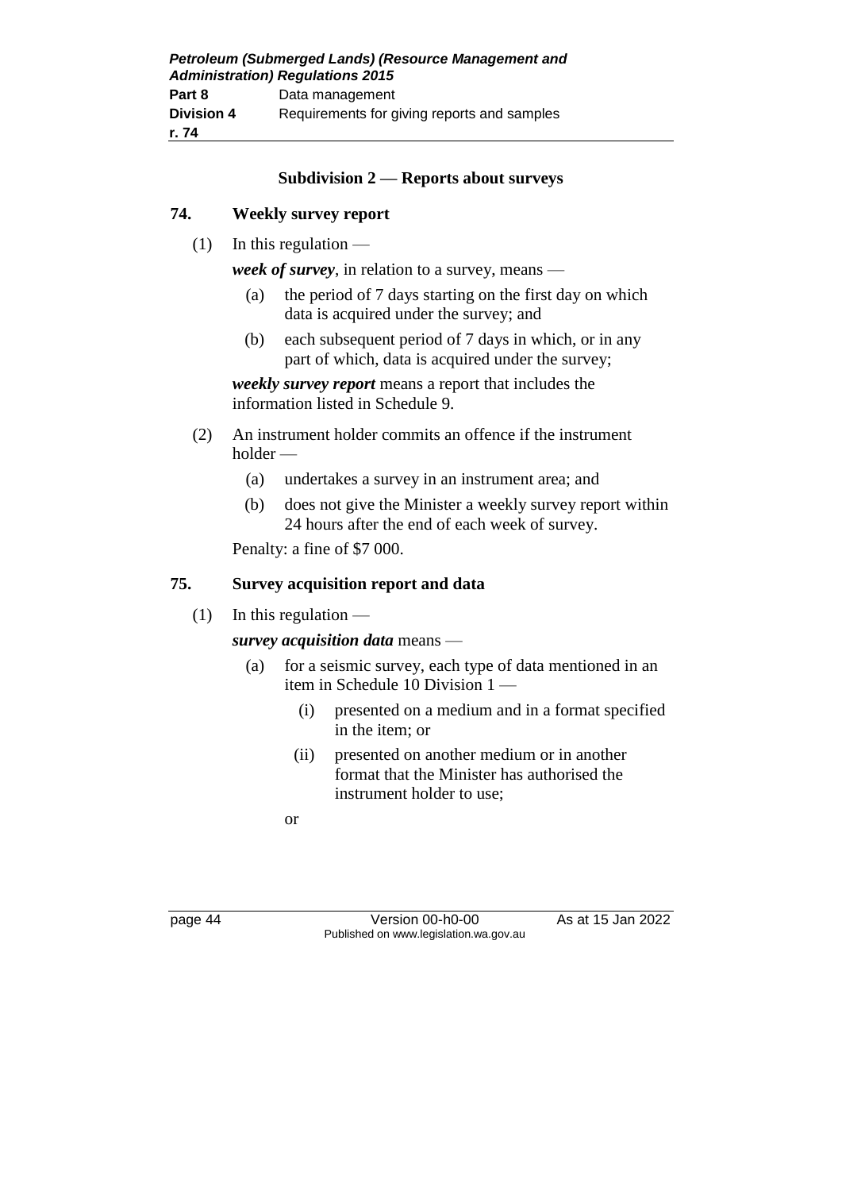### Subdivision 2 — Reports about surveys

#### 74. Weekly survey report

(1) In this regulation —

***week of survey***, in relation to a survey, means —

(a) the period of 7 days starting on the first day on which data is acquired under the survey; and

(b) each subsequent period of 7 days in which, or in any part of which, data is acquired under the survey;

***weekly survey report*** means a report that includes the information listed in Schedule 9.

(2) An instrument holder commits an offence if the instrument holder —

(a) undertakes a survey in an instrument area; and

(b) does not give the Minister a weekly survey report within 24 hours after the end of each week of survey.

Penalty: a fine of $7 000.

#### 75. Survey acquisition report and data

(1) In this regulation —

***survey acquisition data*** means —

(a) for a seismic survey, each type of data mentioned in an item in Schedule 10 Division 1 —

(i) presented on a medium and in a format specified in the item; or

(ii) presented on another medium or in another format that the Minister has authorised the instrument holder to use;

or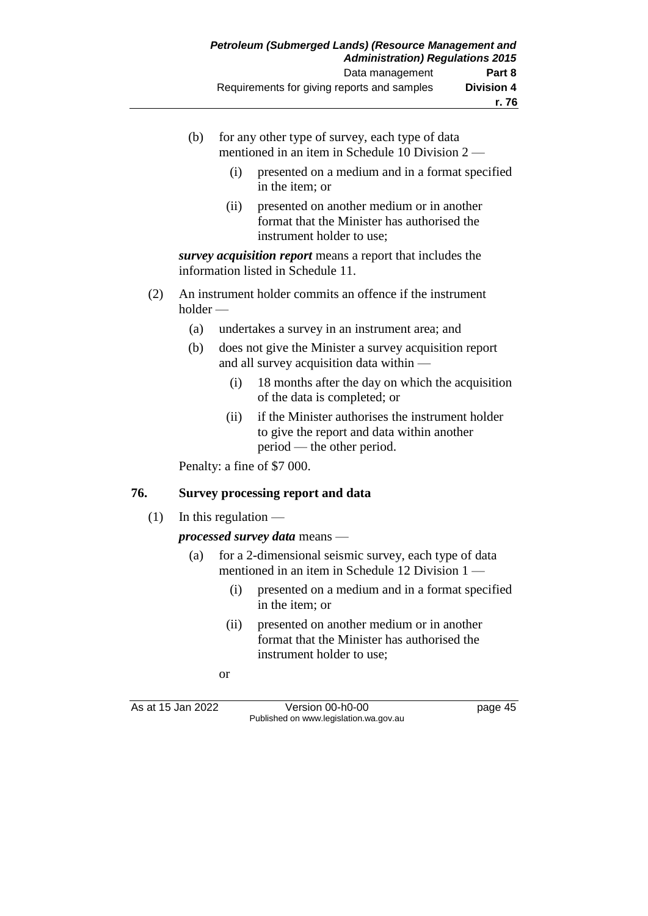(b) for any other type of survey, each type of data mentioned in an item in Schedule 10 Division 2 —

  (i) presented on a medium and in a format specified in the item; or

  (ii) presented on another medium or in another format that the Minister has authorised the instrument holder to use;

***survey acquisition report*** means a report that includes the information listed in Schedule 11.

(2) An instrument holder commits an offence if the instrument holder —

  (a) undertakes a survey in an instrument area; and

  (b) does not give the Minister a survey acquisition report and all survey acquisition data within —

    (i) 18 months after the day on which the acquisition of the data is completed; or

    (ii) if the Minister authorises the instrument holder to give the report and data within another period — the other period.

Penalty: a fine of $7 000.

### 76. Survey processing report and data

(1) In this regulation —

***processed survey data*** means —

  (a) for a 2-dimensional seismic survey, each type of data mentioned in an item in Schedule 12 Division 1 —

    (i) presented on a medium and in a format specified in the item; or

    (ii) presented on another medium or in another format that the Minister has authorised the instrument holder to use;

  or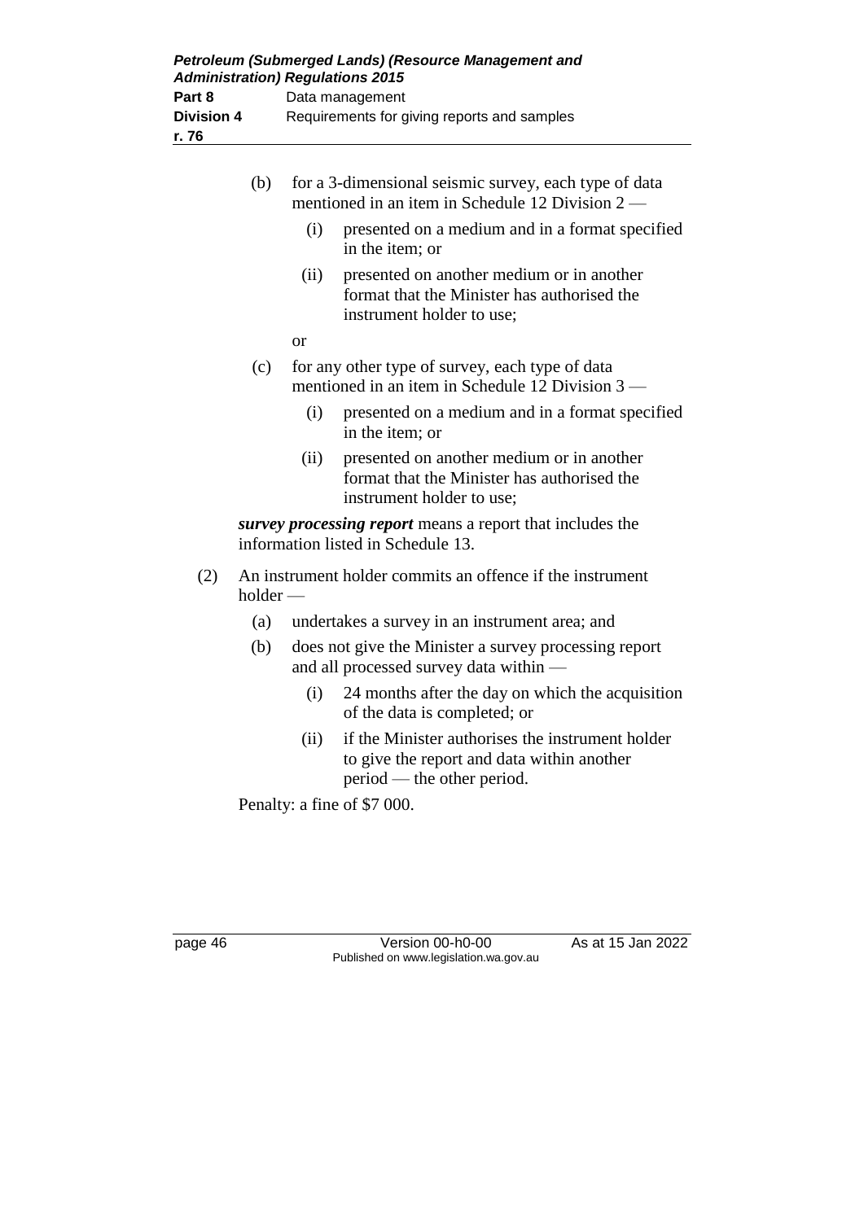(b) for a 3-dimensional seismic survey, each type of data mentioned in an item in Schedule 12 Division 2 —

   (i) presented on a medium and in a format specified in the item; or

   (ii) presented on another medium or in another format that the Minister has authorised the instrument holder to use;

   or

(c) for any other type of survey, each type of data mentioned in an item in Schedule 12 Division 3 —

   (i) presented on a medium and in a format specified in the item; or

   (ii) presented on another medium or in another format that the Minister has authorised the instrument holder to use;

***survey processing report*** means a report that includes the information listed in Schedule 13.

(2) An instrument holder commits an offence if the instrument holder —

   (a) undertakes a survey in an instrument area; and

   (b) does not give the Minister a survey processing report and all processed survey data within —

      (i) 24 months after the day on which the acquisition of the data is completed; or

      (ii) if the Minister authorises the instrument holder to give the report and data within another period — the other period.

Penalty: a fine of $7 000.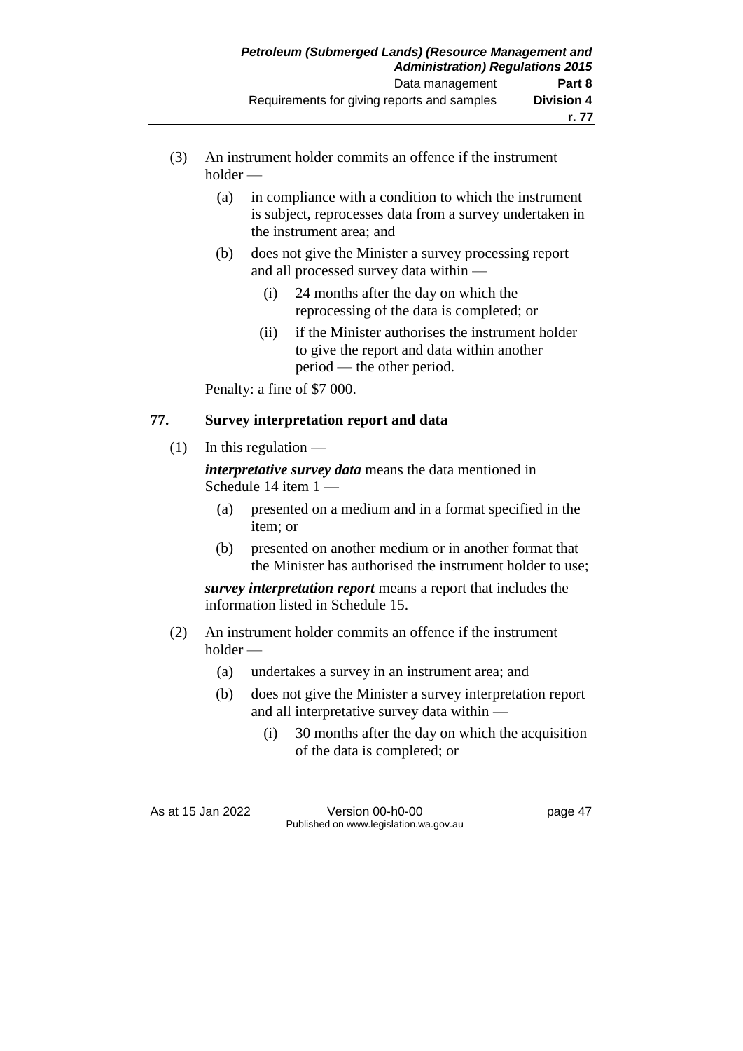(3) An instrument holder commits an offence if the instrument holder —

  (a) in compliance with a condition to which the instrument is subject, reprocesses data from a survey undertaken in the instrument area; and

  (b) does not give the Minister a survey processing report and all processed survey data within —

    (i) 24 months after the day on which the reprocessing of the data is completed; or

    (ii) if the Minister authorises the instrument holder to give the report and data within another period — the other period.

Penalty: a fine of $7 000.

## 77. Survey interpretation report and data

(1) In this regulation —

***interpretative survey data*** means the data mentioned in Schedule 14 item 1 —

  (a) presented on a medium and in a format specified in the item; or

  (b) presented on another medium or in another format that the Minister has authorised the instrument holder to use;

***survey interpretation report*** means a report that includes the information listed in Schedule 15.

(2) An instrument holder commits an offence if the instrument holder —

  (a) undertakes a survey in an instrument area; and

  (b) does not give the Minister a survey interpretation report and all interpretative survey data within —

    (i) 30 months after the day on which the acquisition of the data is completed; or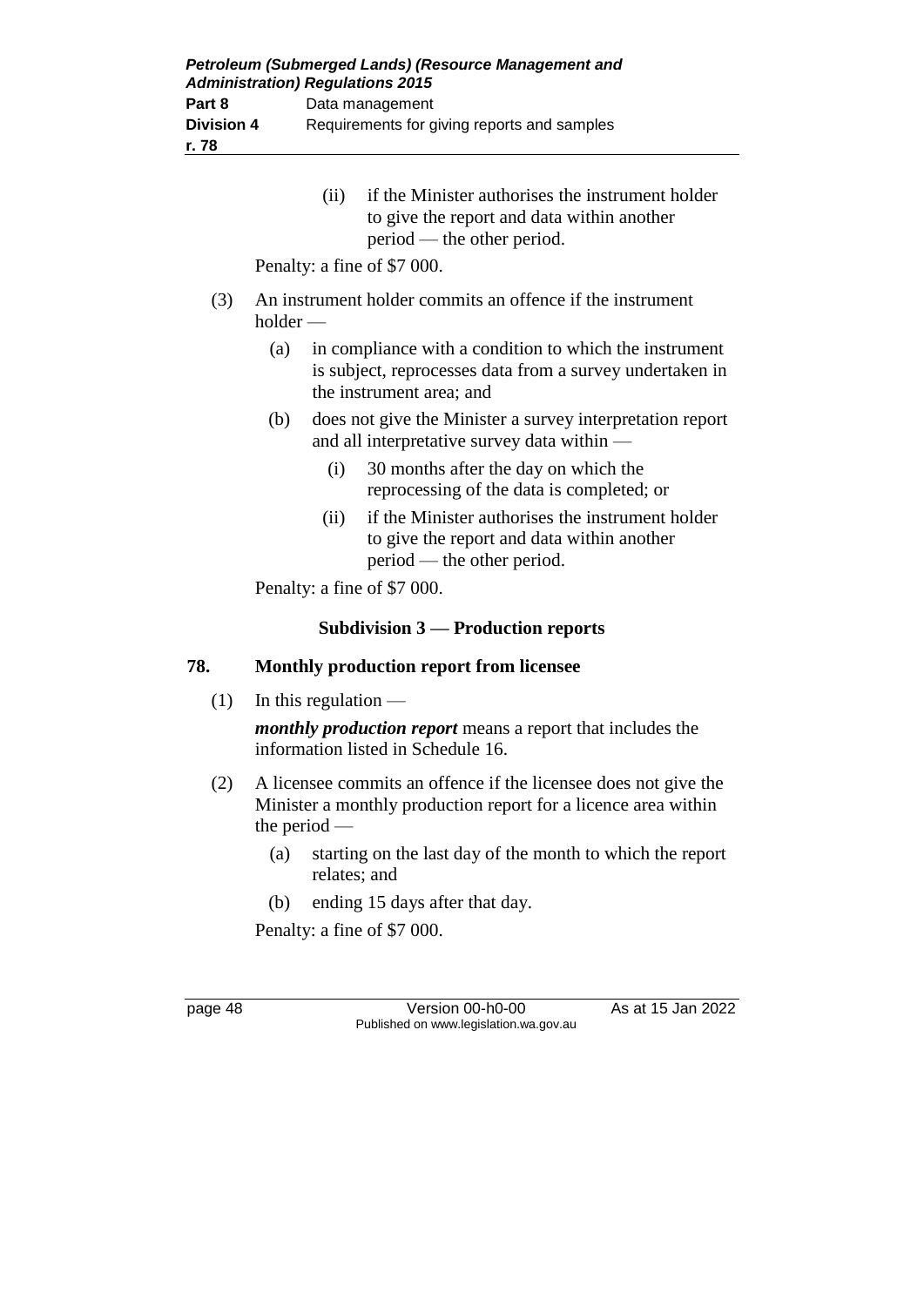(ii) if the Minister authorises the instrument holder to give the report and data within another period — the other period.

Penalty: a fine of $7 000.

(3) An instrument holder commits an offence if the instrument holder —

(a) in compliance with a condition to which the instrument is subject, reprocesses data from a survey undertaken in the instrument area; and

(b) does not give the Minister a survey interpretation report and all interpretative survey data within —

(i) 30 months after the day on which the reprocessing of the data is completed; or

(ii) if the Minister authorises the instrument holder to give the report and data within another period — the other period.

Penalty: a fine of $7 000.

### Subdivision 3 — Production reports

### 78. Monthly production report from licensee

(1) In this regulation —

***monthly production report*** means a report that includes the information listed in Schedule 16.

(2) A licensee commits an offence if the licensee does not give the Minister a monthly production report for a licence area within the period —

(a) starting on the last day of the month to which the report relates; and

(b) ending 15 days after that day.

Penalty: a fine of $7 000.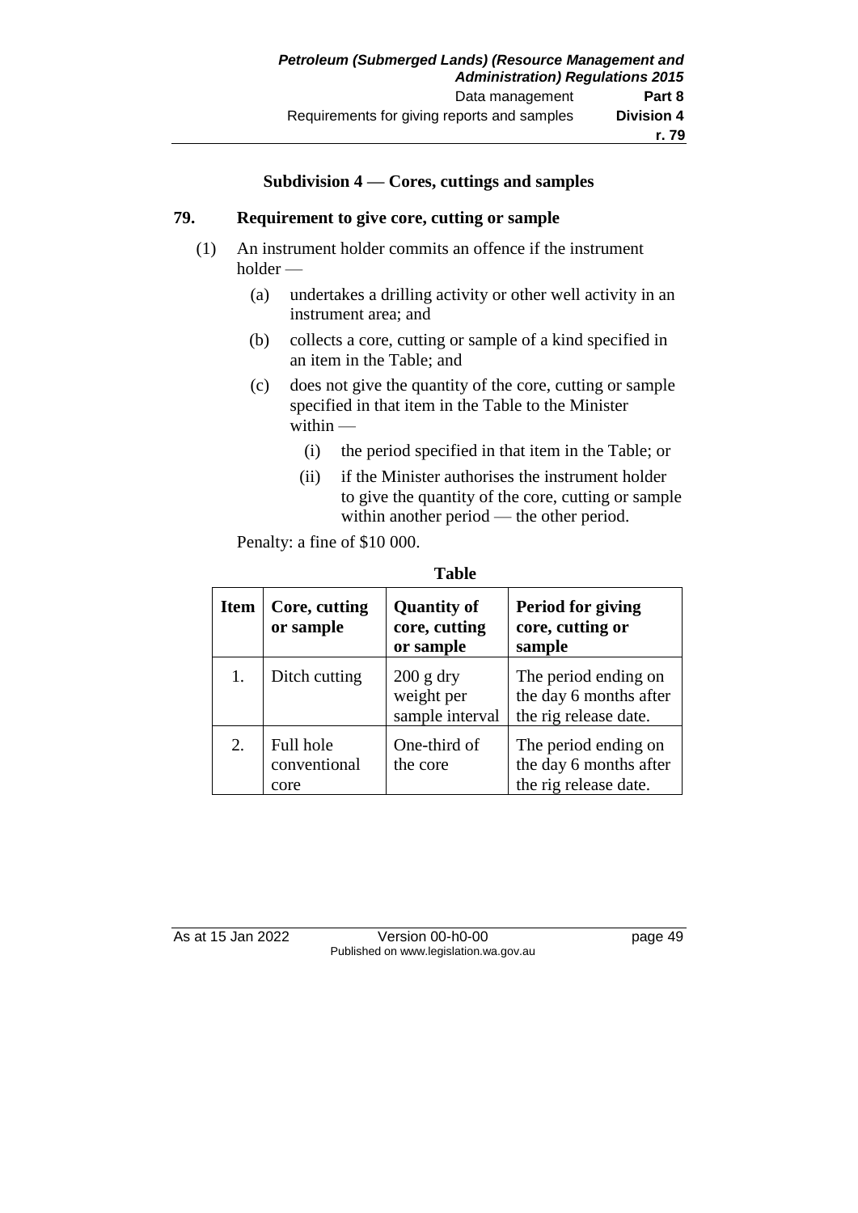### Subdivision 4 — Cores, cuttings and samples

**79. Requirement to give core, cutting or sample**

(1) An instrument holder commits an offence if the instrument holder —

- (a) undertakes a drilling activity or other well activity in an instrument area; and
- (b) collects a core, cutting or sample of a kind specified in an item in the Table; and
- (c) does not give the quantity of the core, cutting or sample specified in that item in the Table to the Minister within —
  - (i) the period specified in that item in the Table; or
  - (ii) if the Minister authorises the instrument holder to give the quantity of the core, cutting or sample within another period — the other period.

Penalty: a fine of $10 000.

**Table**

| Item | Core, cutting or sample | Quantity of core, cutting or sample | Period for giving core, cutting or sample |
|---|---|---|---|
| 1. | Ditch cutting | 200 g dry weight per sample interval | The period ending on the day 6 months after the rig release date. |
| 2. | Full hole conventional core | One-third of the core | The period ending on the day 6 months after the rig release date. |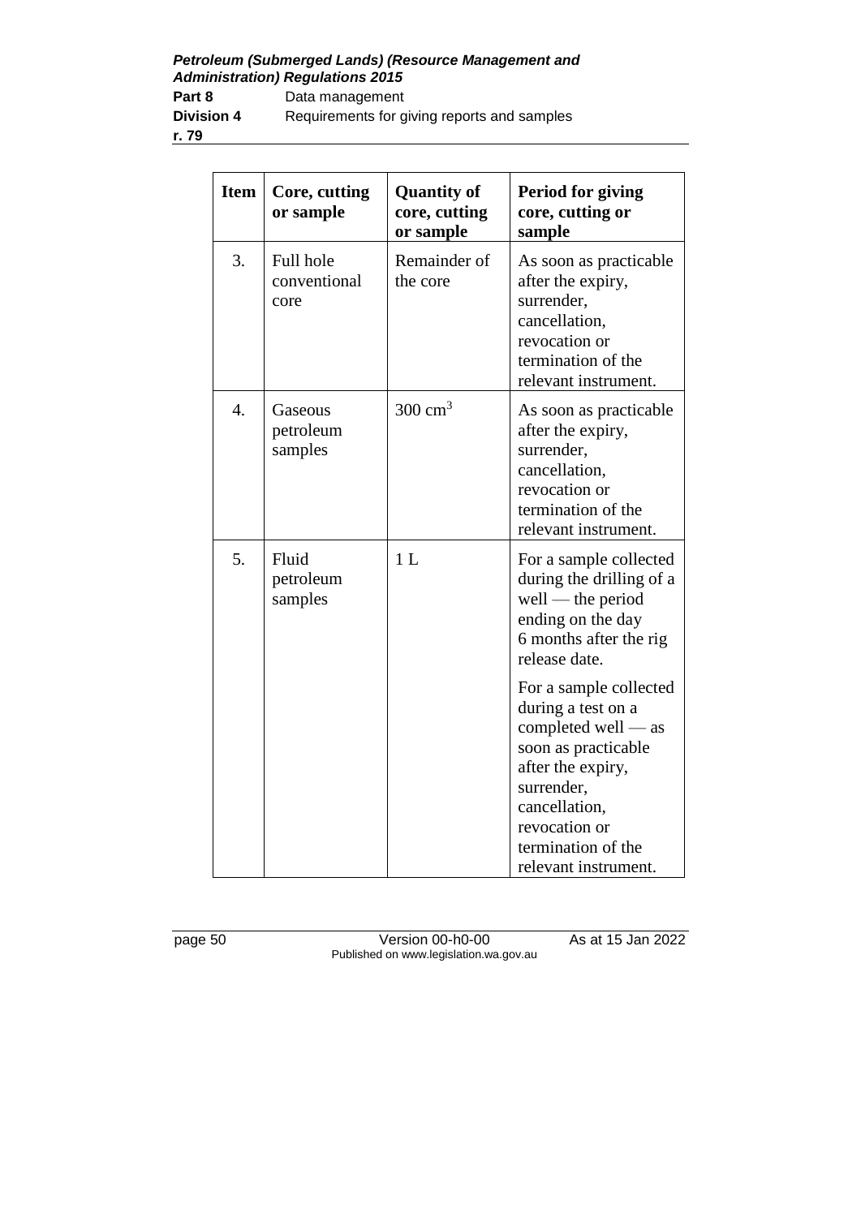| Item | Core, cutting or sample | Quantity of core, cutting or sample | Period for giving core, cutting or sample |
|---|---|---|---|
| 3. | Full hole conventional core | Remainder of the core | As soon as practicable after the expiry, surrender, cancellation, revocation or termination of the relevant instrument. |
| 4. | Gaseous petroleum samples | 300 $cm^3$ | As soon as practicable after the expiry, surrender, cancellation, revocation or termination of the relevant instrument. |
| 5. | Fluid petroleum samples | 1 L | For a sample collected during the drilling of a well — the period ending on the day 6 months after the rig release date.<br><br>For a sample collected during a test on a completed well — as soon as practicable after the expiry, surrender, cancellation, revocation or termination of the relevant instrument. |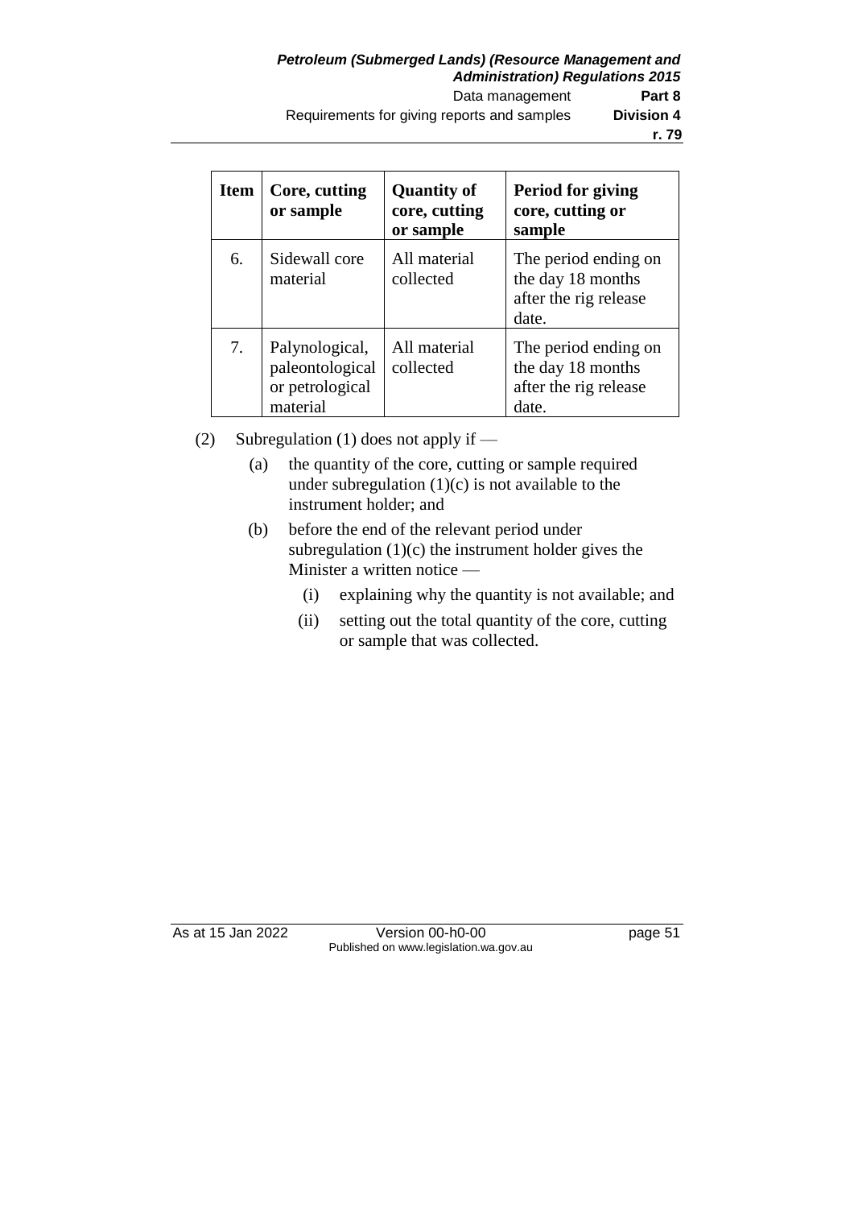| Item | Core, cutting or sample | Quantity of core, cutting or sample | Period for giving core, cutting or sample |
|---|---|---|---|
| 6. | Sidewall core material | All material collected | The period ending on the day 18 months after the rig release date. |
| 7. | Palynological, paleontological or petrological material | All material collected | The period ending on the day 18 months after the rig release date. |

(2) Subregulation (1) does not apply if —

(a) the quantity of the core, cutting or sample required under subregulation (1)(c) is not available to the instrument holder; and

(b) before the end of the relevant period under subregulation (1)(c) the instrument holder gives the Minister a written notice —

(i) explaining why the quantity is not available; and

(ii) setting out the total quantity of the core, cutting or sample that was collected.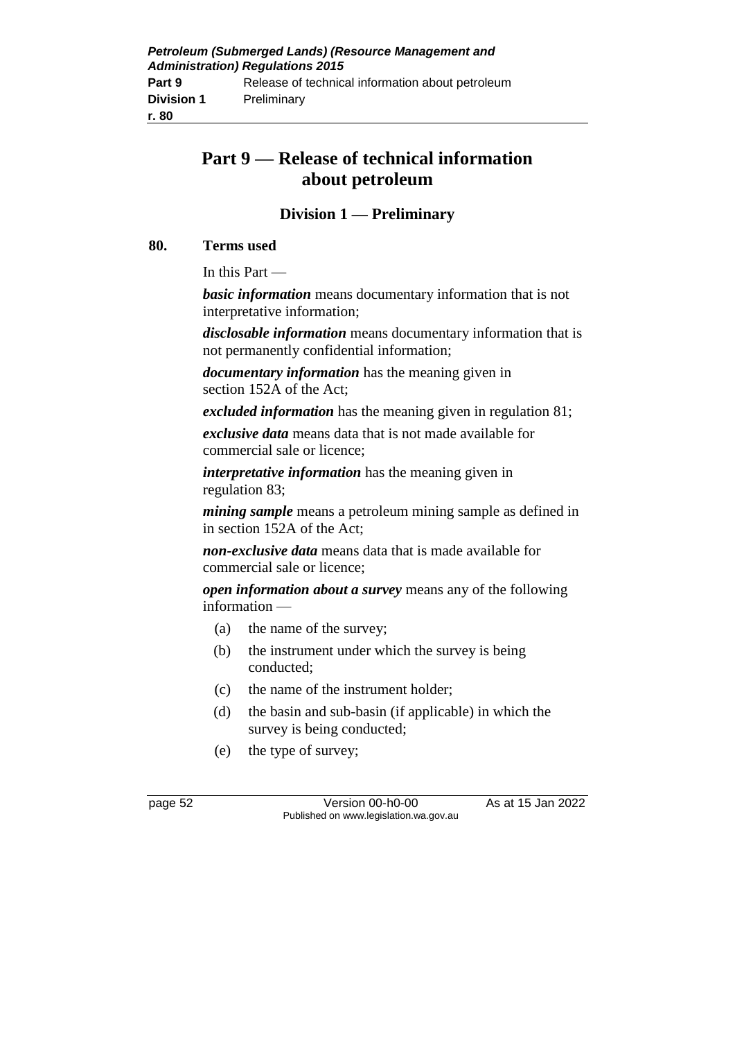# Part 9 — Release of technical information about petroleum

## Division 1 — Preliminary

### 80. Terms used

In this Part —

***basic information*** means documentary information that is not interpretative information;

***disclosable information*** means documentary information that is not permanently confidential information;

***documentary information*** has the meaning given in section 152A of the Act;

***excluded information*** has the meaning given in regulation 81;

***exclusive data*** means data that is not made available for commercial sale or licence;

***interpretative information*** has the meaning given in regulation 83;

***mining sample*** means a petroleum mining sample as defined in in section 152A of the Act;

***non-exclusive data*** means data that is made available for commercial sale or licence;

***open information about a survey*** means any of the following information —

- (a) the name of the survey;
- (b) the instrument under which the survey is being conducted;
- (c) the name of the instrument holder;
- (d) the basin and sub-basin (if applicable) in which the survey is being conducted;
- (e) the type of survey;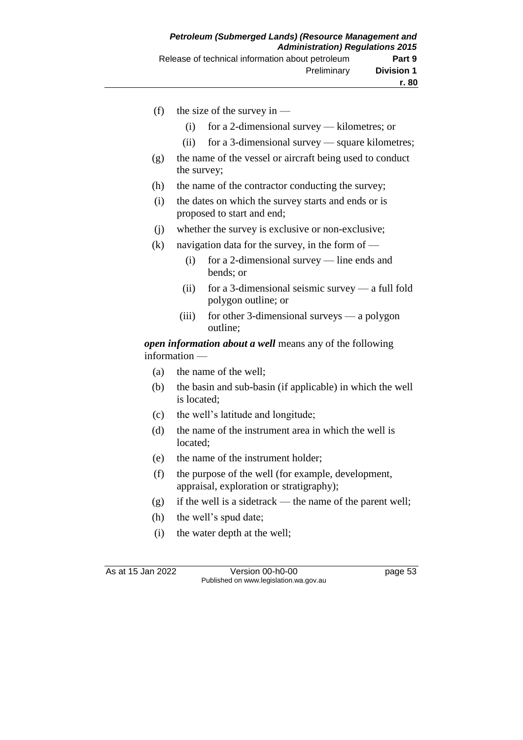(f) the size of the survey in —

   (i) for a 2-dimensional survey — kilometres; or

   (ii) for a 3-dimensional survey — square kilometres;

(g) the name of the vessel or aircraft being used to conduct the survey;

(h) the name of the contractor conducting the survey;

(i) the dates on which the survey starts and ends or is proposed to start and end;

(j) whether the survey is exclusive or non-exclusive;

(k) navigation data for the survey, in the form of —

   (i) for a 2-dimensional survey — line ends and bends; or

   (ii) for a 3-dimensional seismic survey — a full fold polygon outline; or

   (iii) for other 3-dimensional surveys — a polygon outline;

***open information about a well*** means any of the following information —

(a) the name of the well;

(b) the basin and sub-basin (if applicable) in which the well is located;

(c) the well's latitude and longitude;

(d) the name of the instrument area in which the well is located;

(e) the name of the instrument holder;

(f) the purpose of the well (for example, development, appraisal, exploration or stratigraphy);

(g) if the well is a sidetrack — the name of the parent well;

(h) the well's spud date;

(i) the water depth at the well;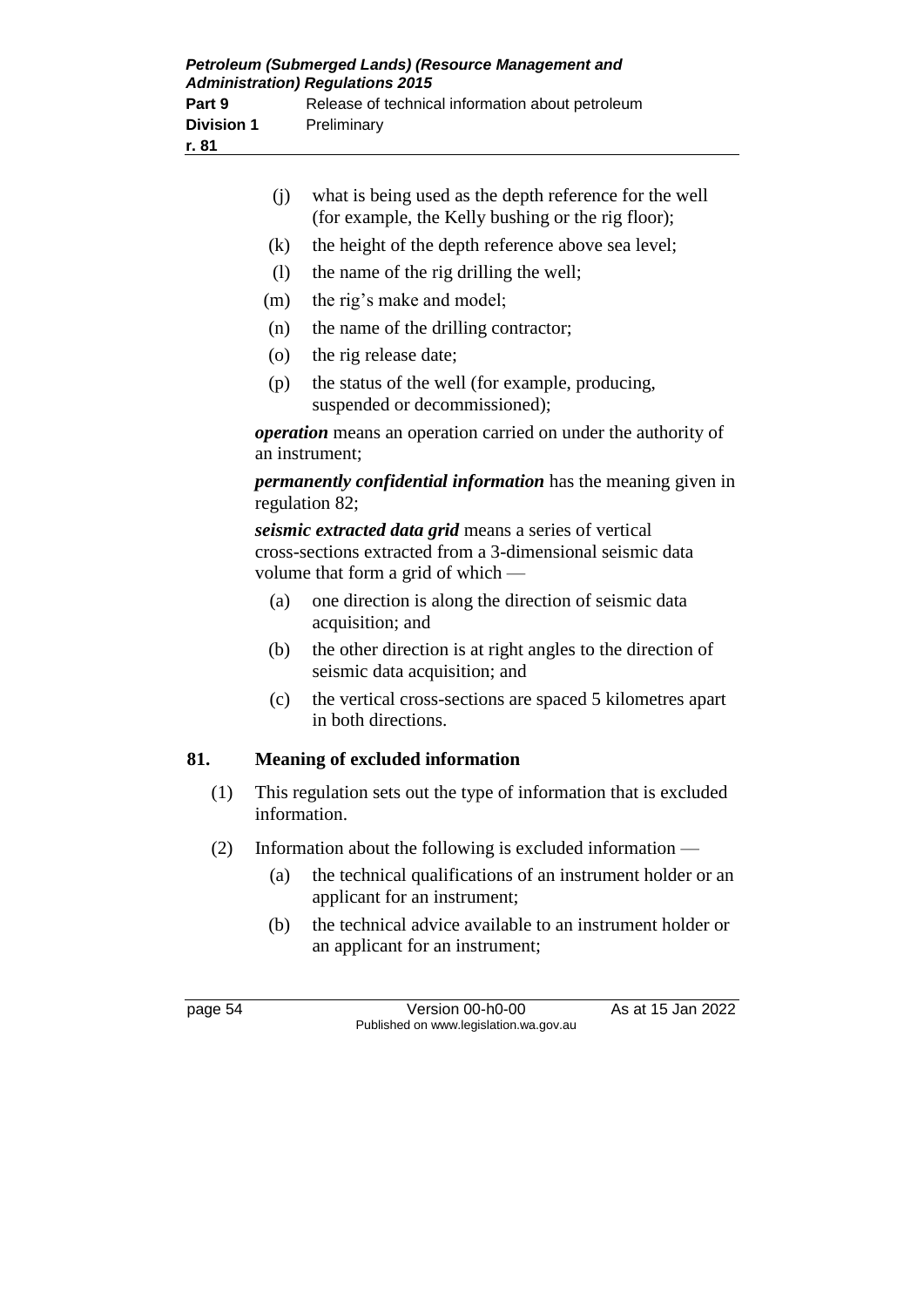(j) what is being used as the depth reference for the well (for example, the Kelly bushing or the rig floor);

(k) the height of the depth reference above sea level;

(l) the name of the rig drilling the well;

(m) the rig's make and model;

(n) the name of the drilling contractor;

(o) the rig release date;

(p) the status of the well (for example, producing, suspended or decommissioned);

***operation*** means an operation carried on under the authority of an instrument;

***permanently confidential information*** has the meaning given in regulation 82;

***seismic extracted data grid*** means a series of vertical cross-sections extracted from a 3-dimensional seismic data volume that form a grid of which —

(a) one direction is along the direction of seismic data acquisition; and

(b) the other direction is at right angles to the direction of seismic data acquisition; and

(c) the vertical cross-sections are spaced 5 kilometres apart in both directions.

## 81. Meaning of excluded information

(1) This regulation sets out the type of information that is excluded information.

(2) Information about the following is excluded information —

(a) the technical qualifications of an instrument holder or an applicant for an instrument;

(b) the technical advice available to an instrument holder or an applicant for an instrument;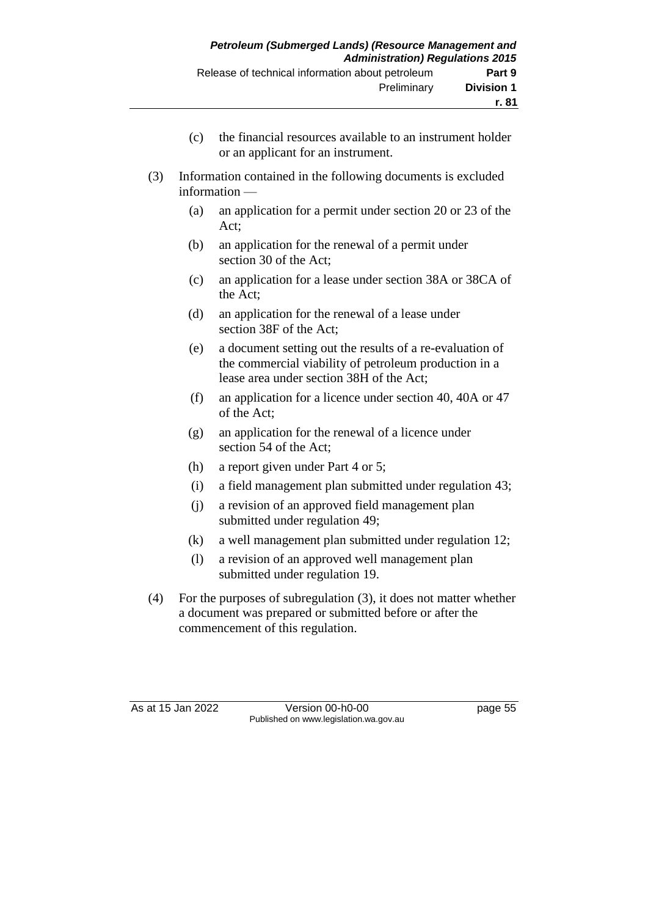(c) the financial resources available to an instrument holder or an applicant for an instrument.

(3) Information contained in the following documents is excluded information —

(a) an application for a permit under section 20 or 23 of the Act;

(b) an application for the renewal of a permit under section 30 of the Act;

(c) an application for a lease under section 38A or 38CA of the Act;

(d) an application for the renewal of a lease under section 38F of the Act;

(e) a document setting out the results of a re-evaluation of the commercial viability of petroleum production in a lease area under section 38H of the Act;

(f) an application for a licence under section 40, 40A or 47 of the Act;

(g) an application for the renewal of a licence under section 54 of the Act;

(h) a report given under Part 4 or 5;

(i) a field management plan submitted under regulation 43;

(j) a revision of an approved field management plan submitted under regulation 49;

(k) a well management plan submitted under regulation 12;

(l) a revision of an approved well management plan submitted under regulation 19.

(4) For the purposes of subregulation (3), it does not matter whether a document was prepared or submitted before or after the commencement of this regulation.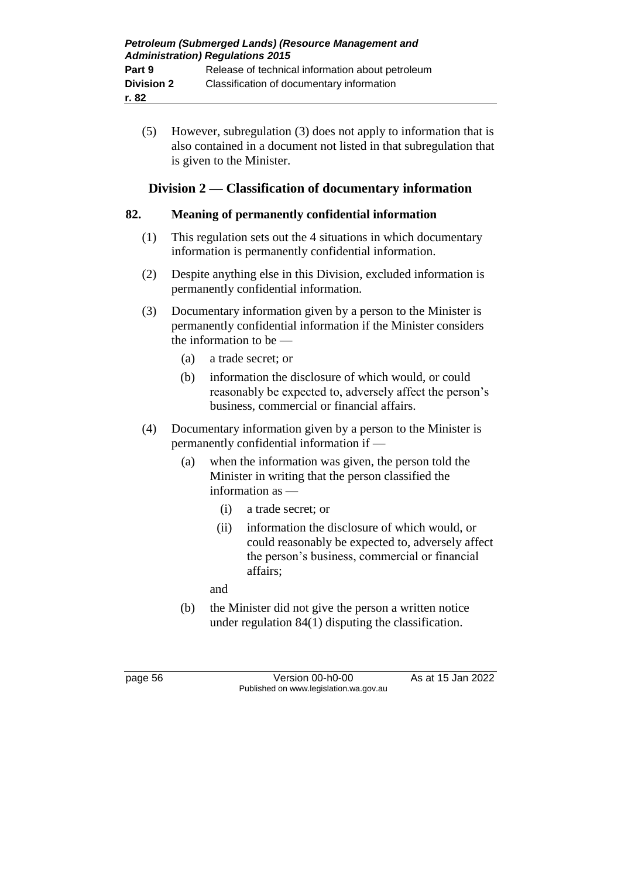(5) However, subregulation (3) does not apply to information that is also contained in a document not listed in that subregulation that is given to the Minister.

## Division 2 — Classification of documentary information

### 82. Meaning of *permanently confidential information*

(1) This regulation sets out the 4 situations in which documentary information is permanently confidential information.

(2) Despite anything else in this Division, excluded information is permanently confidential information.

(3) Documentary information given by a person to the Minister is permanently confidential information if the Minister considers the information to be —

  (a) a trade secret; or

  (b) information the disclosure of which would, or could reasonably be expected to, adversely affect the person's business, commercial or financial affairs.

(4) Documentary information given by a person to the Minister is permanently confidential information if —

  (a) when the information was given, the person told the Minister in writing that the person classified the information as —

    (i) a trade secret; or

    (ii) information the disclosure of which would, or could reasonably be expected to, adversely affect the person's business, commercial or financial affairs;

  and

  (b) the Minister did not give the person a written notice under regulation 84(1) disputing the classification.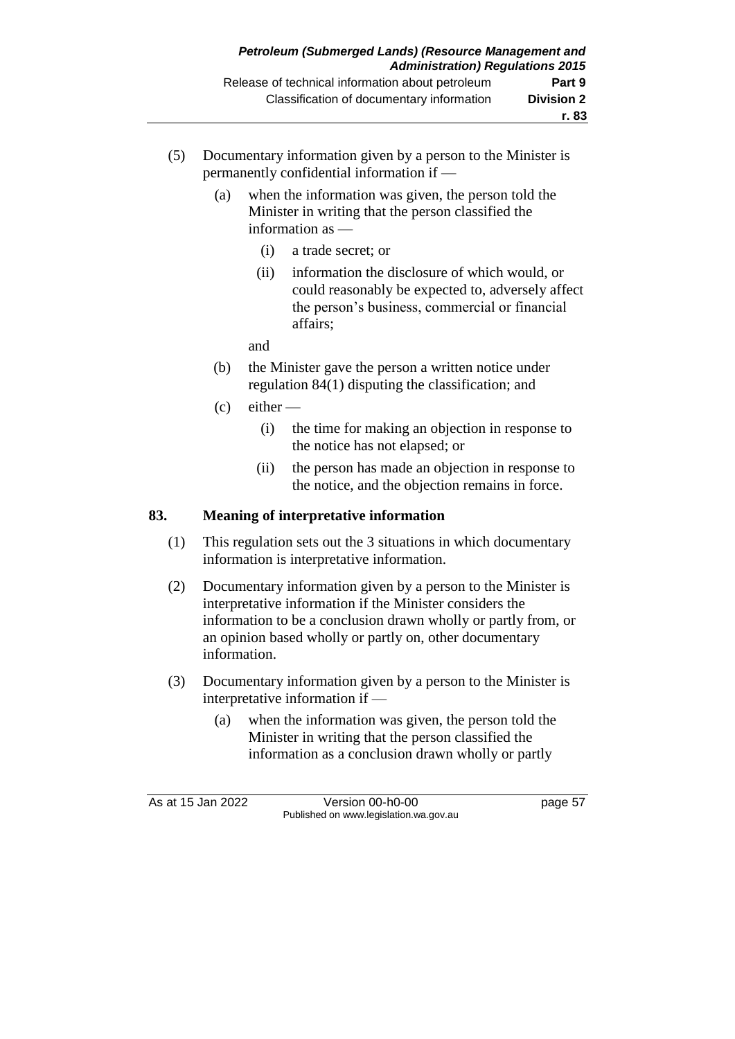(5) Documentary information given by a person to the Minister is permanently confidential information if —

  (a) when the information was given, the person told the Minister in writing that the person classified the information as —

    (i) a trade secret; or

    (ii) information the disclosure of which would, or could reasonably be expected to, adversely affect the person's business, commercial or financial affairs;

  and

  (b) the Minister gave the person a written notice under regulation 84(1) disputing the classification; and

  (c) either —

    (i) the time for making an objection in response to the notice has not elapsed; or

    (ii) the person has made an objection in response to the notice, and the objection remains in force.

## 83. Meaning of interpretative information

(1) This regulation sets out the 3 situations in which documentary information is interpretative information.

(2) Documentary information given by a person to the Minister is interpretative information if the Minister considers the information to be a conclusion drawn wholly or partly from, or an opinion based wholly or partly on, other documentary information.

(3) Documentary information given by a person to the Minister is interpretative information if —

  (a) when the information was given, the person told the Minister in writing that the person classified the information as a conclusion drawn wholly or partly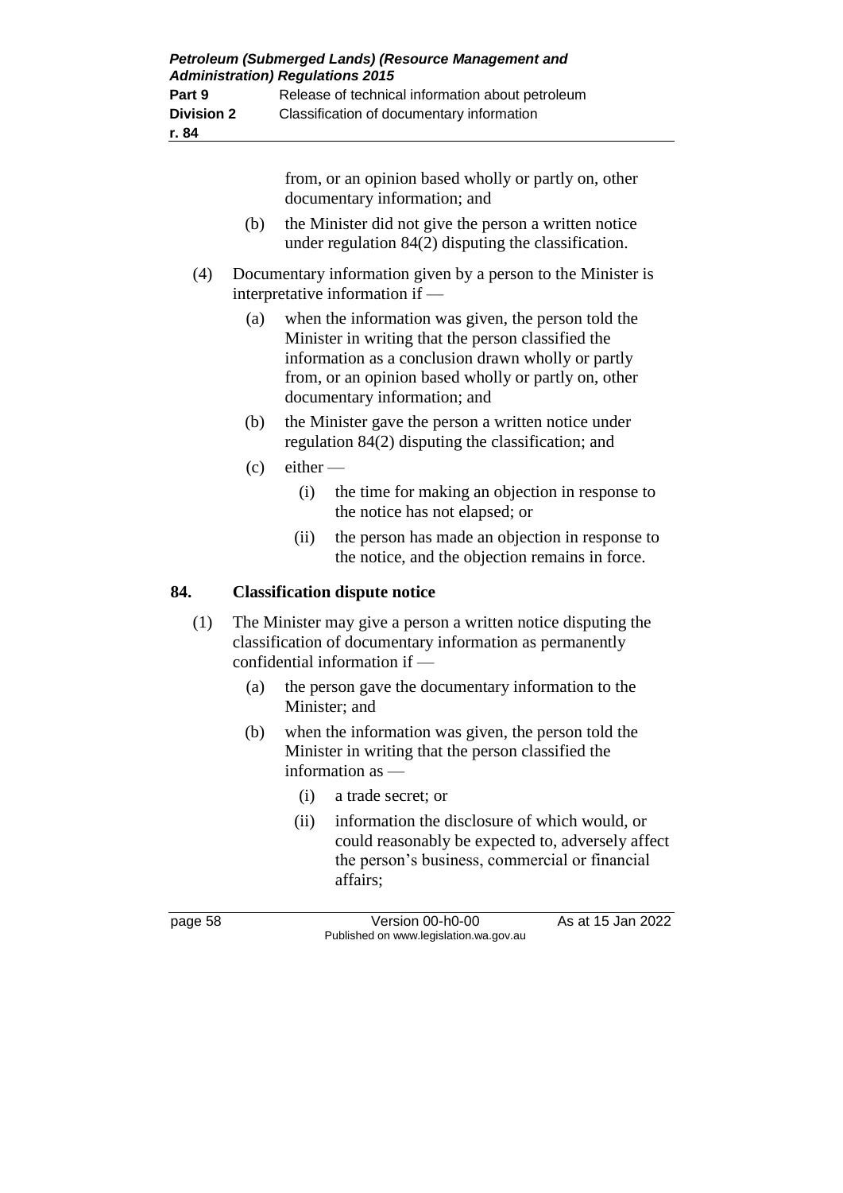from, or an opinion based wholly or partly on, other documentary information; and

(b) the Minister did not give the person a written notice under regulation 84(2) disputing the classification.

(4) Documentary information given by a person to the Minister is interpretative information if —

(a) when the information was given, the person told the Minister in writing that the person classified the information as a conclusion drawn wholly or partly from, or an opinion based wholly or partly on, other documentary information; and

(b) the Minister gave the person a written notice under regulation 84(2) disputing the classification; and

(c) either —

(i) the time for making an objection in response to the notice has not elapsed; or

(ii) the person has made an objection in response to the notice, and the objection remains in force.

## 84. Classification dispute notice

(1) The Minister may give a person a written notice disputing the classification of documentary information as permanently confidential information if —

(a) the person gave the documentary information to the Minister; and

(b) when the information was given, the person told the Minister in writing that the person classified the information as —

(i) a trade secret; or

(ii) information the disclosure of which would, or could reasonably be expected to, adversely affect the person's business, commercial or financial affairs;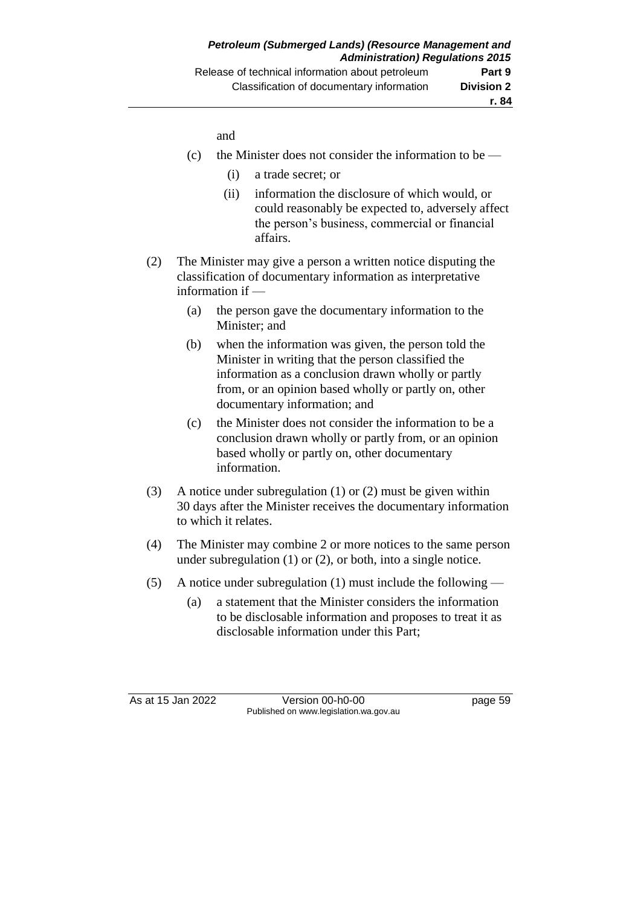and

(c) the Minister does not consider the information to be —

(i) a trade secret; or

(ii) information the disclosure of which would, or could reasonably be expected to, adversely affect the person's business, commercial or financial affairs.

(2) The Minister may give a person a written notice disputing the classification of documentary information as interpretative information if —

(a) the person gave the documentary information to the Minister; and

(b) when the information was given, the person told the Minister in writing that the person classified the information as a conclusion drawn wholly or partly from, or an opinion based wholly or partly on, other documentary information; and

(c) the Minister does not consider the information to be a conclusion drawn wholly or partly from, or an opinion based wholly or partly on, other documentary information.

(3) A notice under subregulation (1) or (2) must be given within 30 days after the Minister receives the documentary information to which it relates.

(4) The Minister may combine 2 or more notices to the same person under subregulation (1) or (2), or both, into a single notice.

(5) A notice under subregulation (1) must include the following —

(a) a statement that the Minister considers the information to be disclosable information and proposes to treat it as disclosable information under this Part;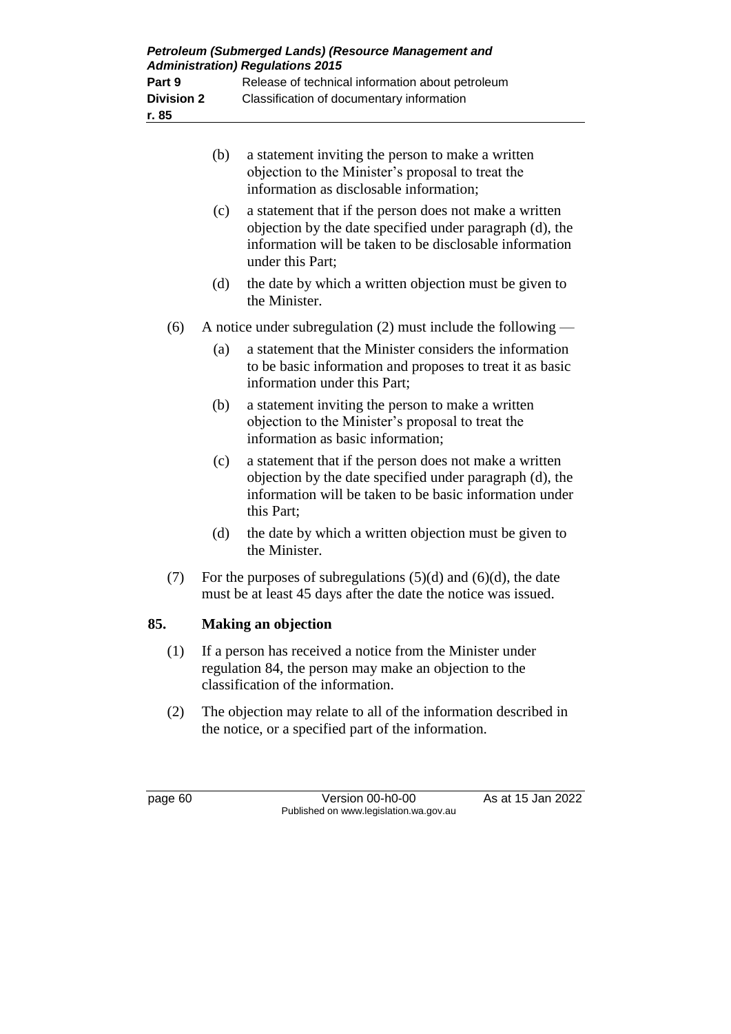(b) a statement inviting the person to make a written objection to the Minister's proposal to treat the information as disclosable information;

(c) a statement that if the person does not make a written objection by the date specified under paragraph (d), the information will be taken to be disclosable information under this Part;

(d) the date by which a written objection must be given to the Minister.

(6) A notice under subregulation (2) must include the following —

(a) a statement that the Minister considers the information to be basic information and proposes to treat it as basic information under this Part;

(b) a statement inviting the person to make a written objection to the Minister's proposal to treat the information as basic information;

(c) a statement that if the person does not make a written objection by the date specified under paragraph (d), the information will be taken to be basic information under this Part;

(d) the date by which a written objection must be given to the Minister.

(7) For the purposes of subregulations (5)(d) and (6)(d), the date must be at least 45 days after the date the notice was issued.

## 85. Making an objection

(1) If a person has received a notice from the Minister under regulation 84, the person may make an objection to the classification of the information.

(2) The objection may relate to all of the information described in the notice, or a specified part of the information.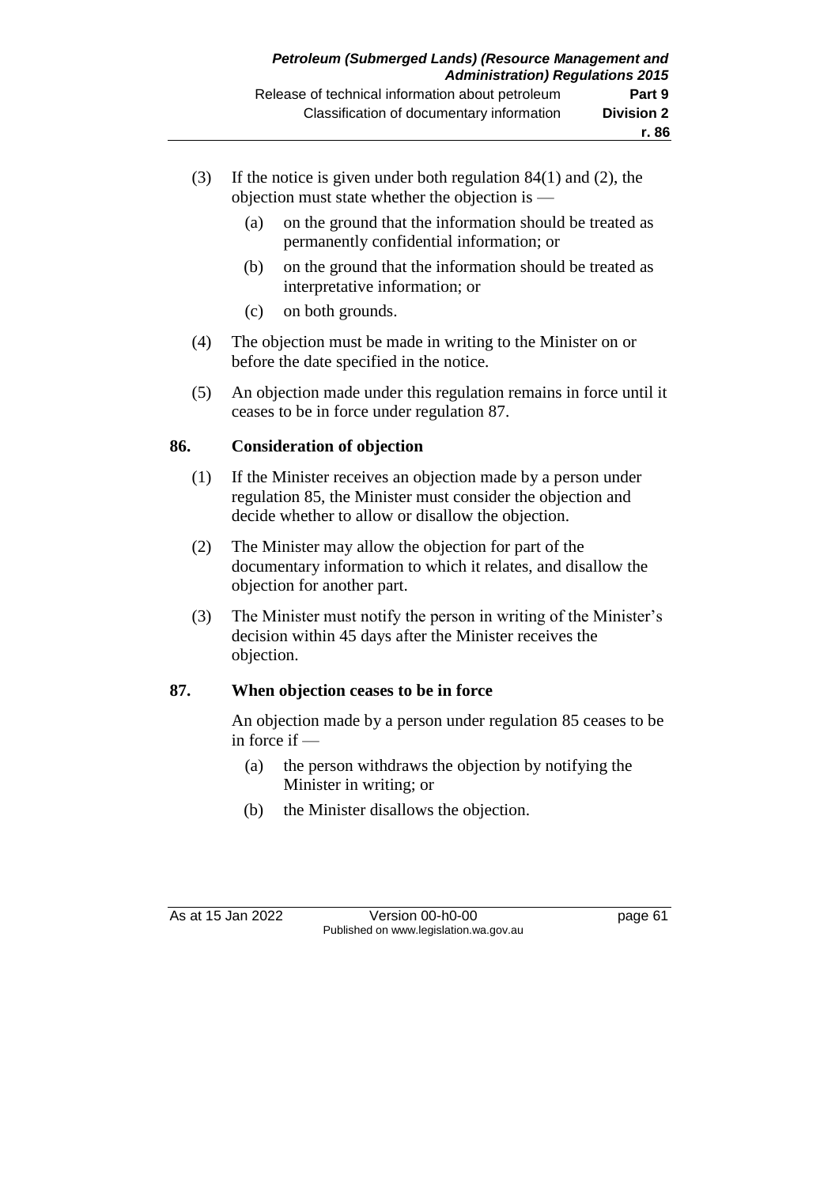(3) If the notice is given under both regulation 84(1) and (2), the objection must state whether the objection is —

(a) on the ground that the information should be treated as permanently confidential information; or

(b) on the ground that the information should be treated as interpretative information; or

(c) on both grounds.

(4) The objection must be made in writing to the Minister on or before the date specified in the notice.

(5) An objection made under this regulation remains in force until it ceases to be in force under regulation 87.

## 86. Consideration of objection

(1) If the Minister receives an objection made by a person under regulation 85, the Minister must consider the objection and decide whether to allow or disallow the objection.

(2) The Minister may allow the objection for part of the documentary information to which it relates, and disallow the objection for another part.

(3) The Minister must notify the person in writing of the Minister's decision within 45 days after the Minister receives the objection.

## 87. When objection ceases to be in force

An objection made by a person under regulation 85 ceases to be in force if —

(a) the person withdraws the objection by notifying the Minister in writing; or

(b) the Minister disallows the objection.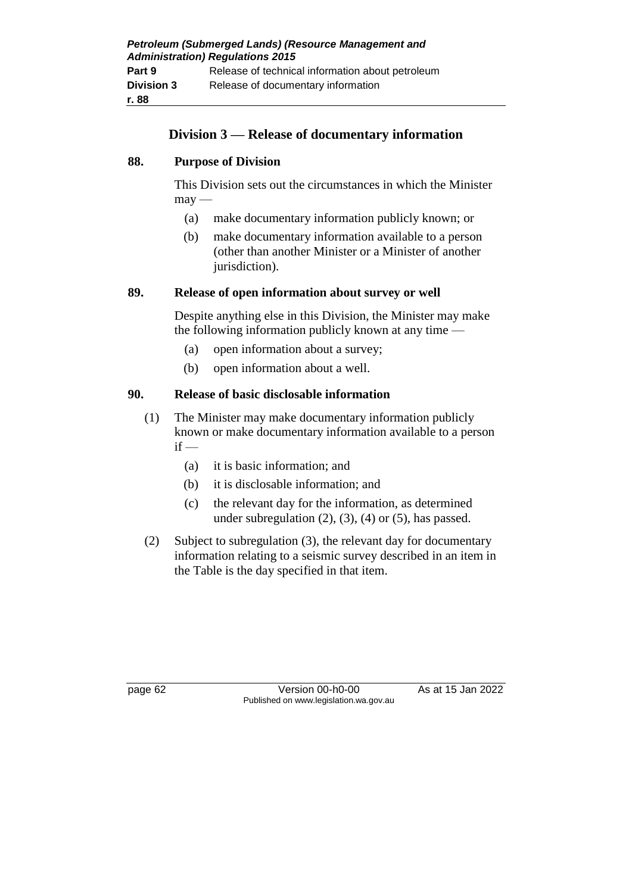## Division 3 — Release of documentary information

### 88. Purpose of Division

This Division sets out the circumstances in which the Minister may —

(a) make documentary information publicly known; or

(b) make documentary information available to a person (other than another Minister or a Minister of another jurisdiction).

### 89. Release of open information about survey or well

Despite anything else in this Division, the Minister may make the following information publicly known at any time —

(a) open information about a survey;

(b) open information about a well.

### 90. Release of basic disclosable information

(1) The Minister may make documentary information publicly known or make documentary information available to a person if —

(a) it is basic information; and

(b) it is disclosable information; and

(c) the relevant day for the information, as determined under subregulation (2), (3), (4) or (5), has passed.

(2) Subject to subregulation (3), the relevant day for documentary information relating to a seismic survey described in an item in the Table is the day specified in that item.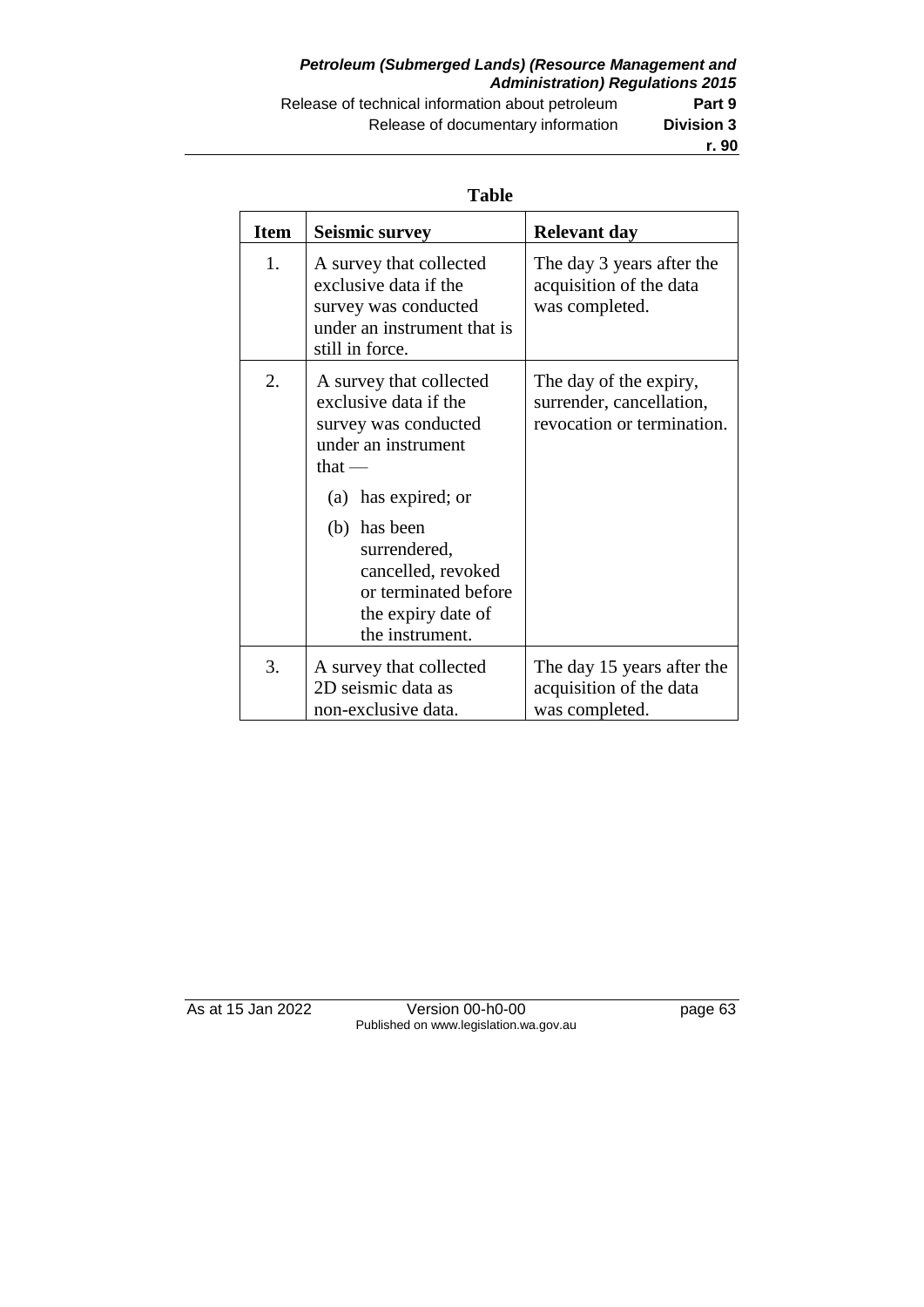**Table**

| Item | Seismic survey | Relevant day |
|---|---|---|
| 1. | A survey that collected exclusive data if the survey was conducted under an instrument that is still in force. | The day 3 years after the acquisition of the data was completed. |
| 2. | A survey that collected exclusive data if the survey was conducted under an instrument that — (a) has expired; or (b) has been surrendered, cancelled, revoked or terminated before the expiry date of the instrument. | The day of the expiry, surrender, cancellation, revocation or termination. |
| 3. | A survey that collected 2D seismic data as non-exclusive data. | The day 15 years after the acquisition of the data was completed. |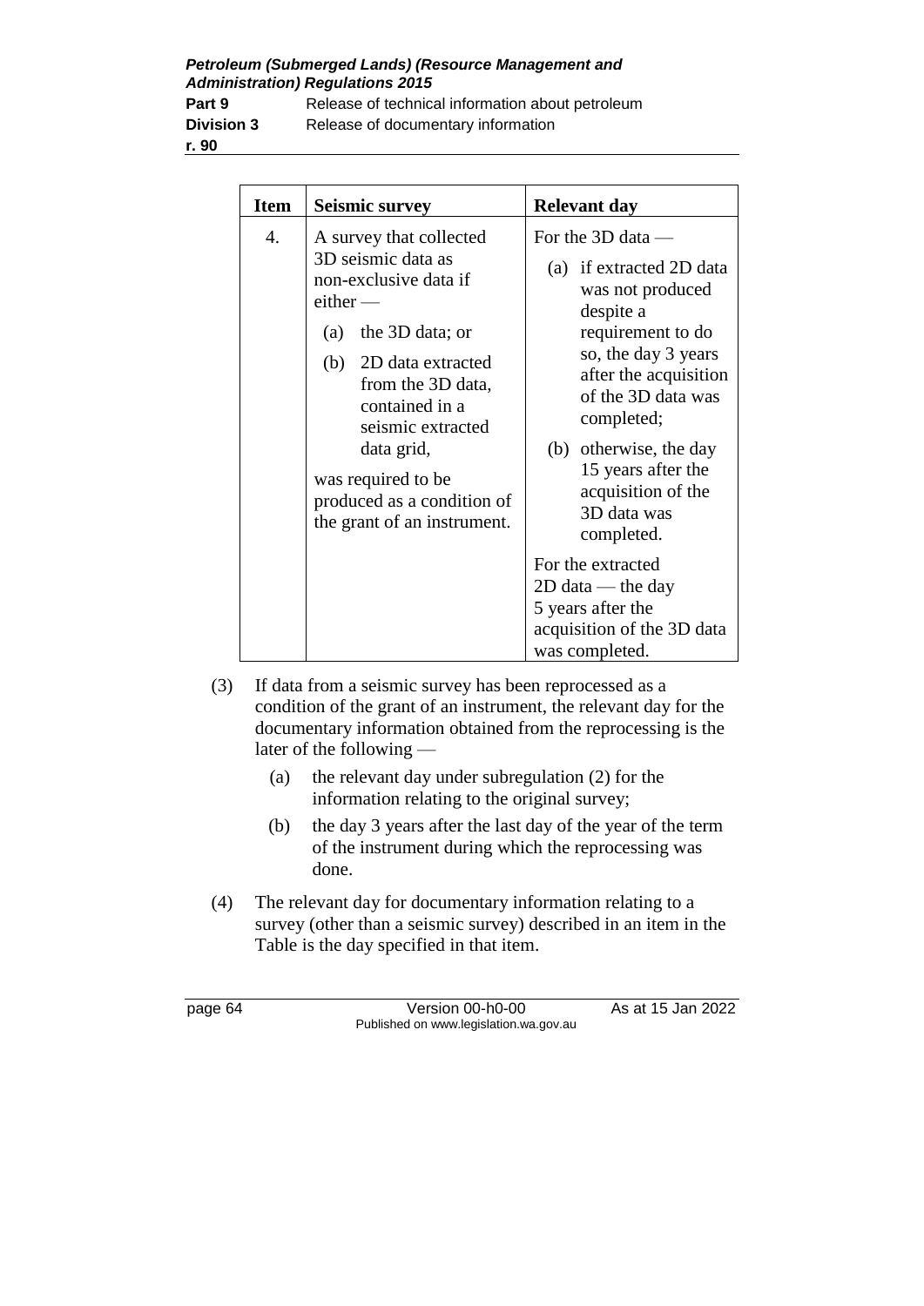| Item | Seismic survey | Relevant day |
|---|---|---|
| 4. | A survey that collected 3D seismic data as non-exclusive data if either — (a) the 3D data; or (b) 2D data extracted from the 3D data, contained in a seismic extracted data grid, was required to be produced as a condition of the grant of an instrument. | For the 3D data — (a) if extracted 2D data was not produced despite a requirement to do so, the day 3 years after the acquisition of the 3D data was completed; (b) otherwise, the day 15 years after the acquisition of the 3D data was completed. For the extracted 2D data — the day 5 years after the acquisition of the 3D data was completed. |

(3) If data from a seismic survey has been reprocessed as a condition of the grant of an instrument, the relevant day for the documentary information obtained from the reprocessing is the later of the following —

(a) the relevant day under subregulation (2) for the information relating to the original survey;

(b) the day 3 years after the last day of the year of the term of the instrument during which the reprocessing was done.

(4) The relevant day for documentary information relating to a survey (other than a seismic survey) described in an item in the Table is the day specified in that item.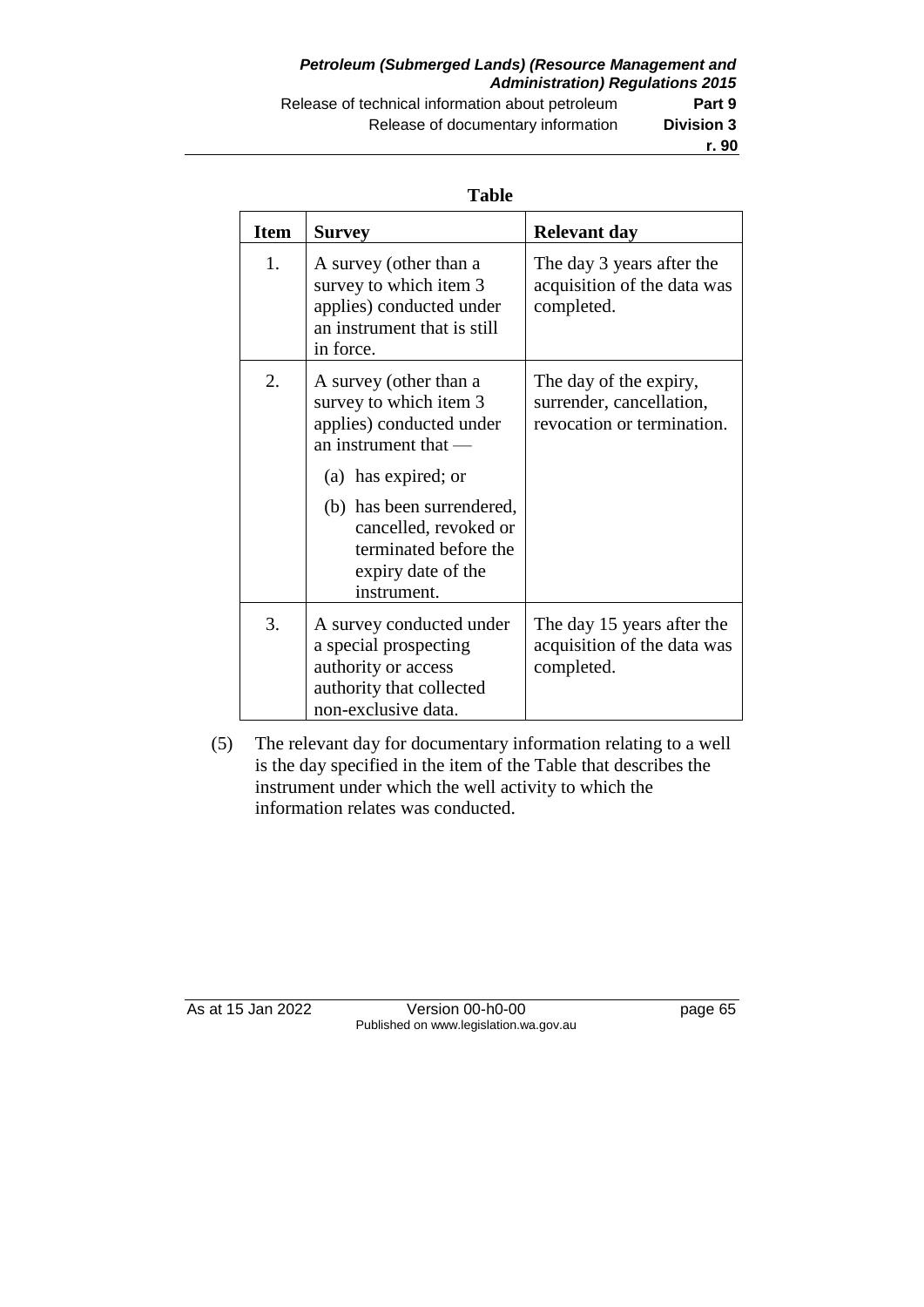**Table**

| Item | Survey | Relevant day |
|---|---|---|
| 1. | A survey (other than a survey to which item 3 applies) conducted under an instrument that is still in force. | The day 3 years after the acquisition of the data was completed. |
| 2. | A survey (other than a survey to which item 3 applies) conducted under an instrument that — (a) has expired; or (b) has been surrendered, cancelled, revoked or terminated before the expiry date of the instrument. | The day of the expiry, surrender, cancellation, revocation or termination. |
| 3. | A survey conducted under a special prospecting authority or access authority that collected non-exclusive data. | The day 15 years after the acquisition of the data was completed. |

(5) The relevant day for documentary information relating to a well is the day specified in the item of the Table that describes the instrument under which the well activity to which the information relates was conducted.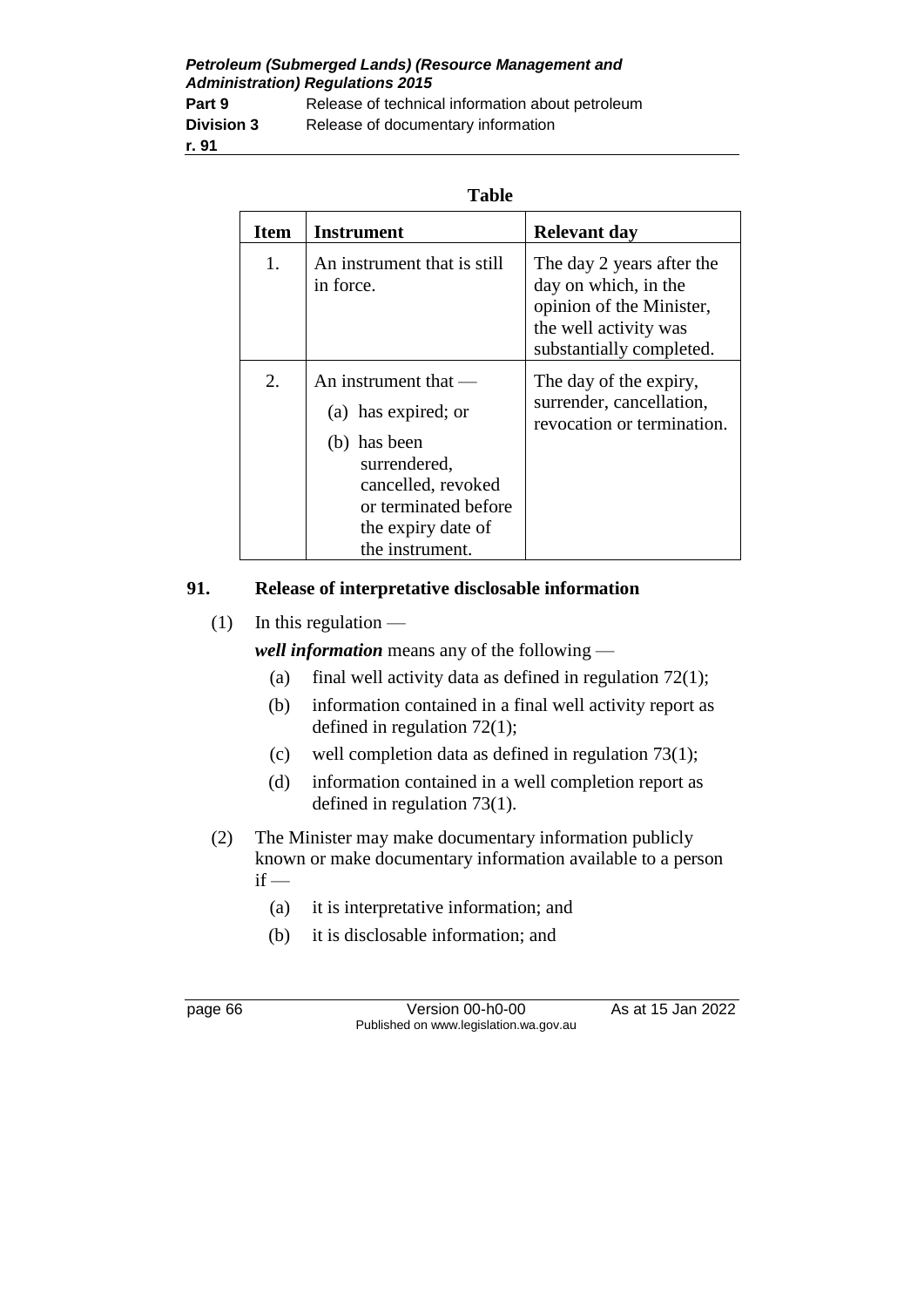**Table**

| Item | Instrument | Relevant day |
|---|---|---|
| 1. | An instrument that is still in force. | The day 2 years after the day on which, in the opinion of the Minister, the well activity was substantially completed. |
| 2. | An instrument that — (a) has expired; or (b) has been surrendered, cancelled, revoked or terminated before the expiry date of the instrument. | The day of the expiry, surrender, cancellation, revocation or termination. |

## 91. Release of interpretative disclosable information

(1) In this regulation —

***well information*** means any of the following —

- (a) final well activity data as defined in regulation 72(1);
- (b) information contained in a final well activity report as defined in regulation 72(1);
- (c) well completion data as defined in regulation 73(1);
- (d) information contained in a well completion report as defined in regulation 73(1).

(2) The Minister may make documentary information publicly known or make documentary information available to a person if —

- (a) it is interpretative information; and
- (b) it is disclosable information; and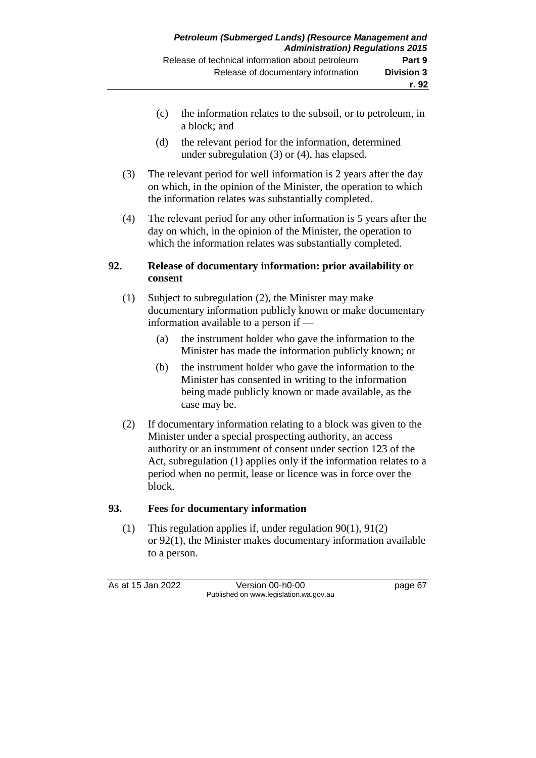(c) the information relates to the subsoil, or to petroleum, in a block; and

(d) the relevant period for the information, determined under subregulation (3) or (4), has elapsed.

(3) The relevant period for well information is 2 years after the day on which, in the opinion of the Minister, the operation to which the information relates was substantially completed.

(4) The relevant period for any other information is 5 years after the day on which, in the opinion of the Minister, the operation to which the information relates was substantially completed.

### 92. Release of documentary information: prior availability or consent

(1) Subject to subregulation (2), the Minister may make documentary information publicly known or make documentary information available to a person if —

(a) the instrument holder who gave the information to the Minister has made the information publicly known; or

(b) the instrument holder who gave the information to the Minister has consented in writing to the information being made publicly known or made available, as the case may be.

(2) If documentary information relating to a block was given to the Minister under a special prospecting authority, an access authority or an instrument of consent under section 123 of the Act, subregulation (1) applies only if the information relates to a period when no permit, lease or licence was in force over the block.

### 93. Fees for documentary information

(1) This regulation applies if, under regulation 90(1), 91(2) or 92(1), the Minister makes documentary information available to a person.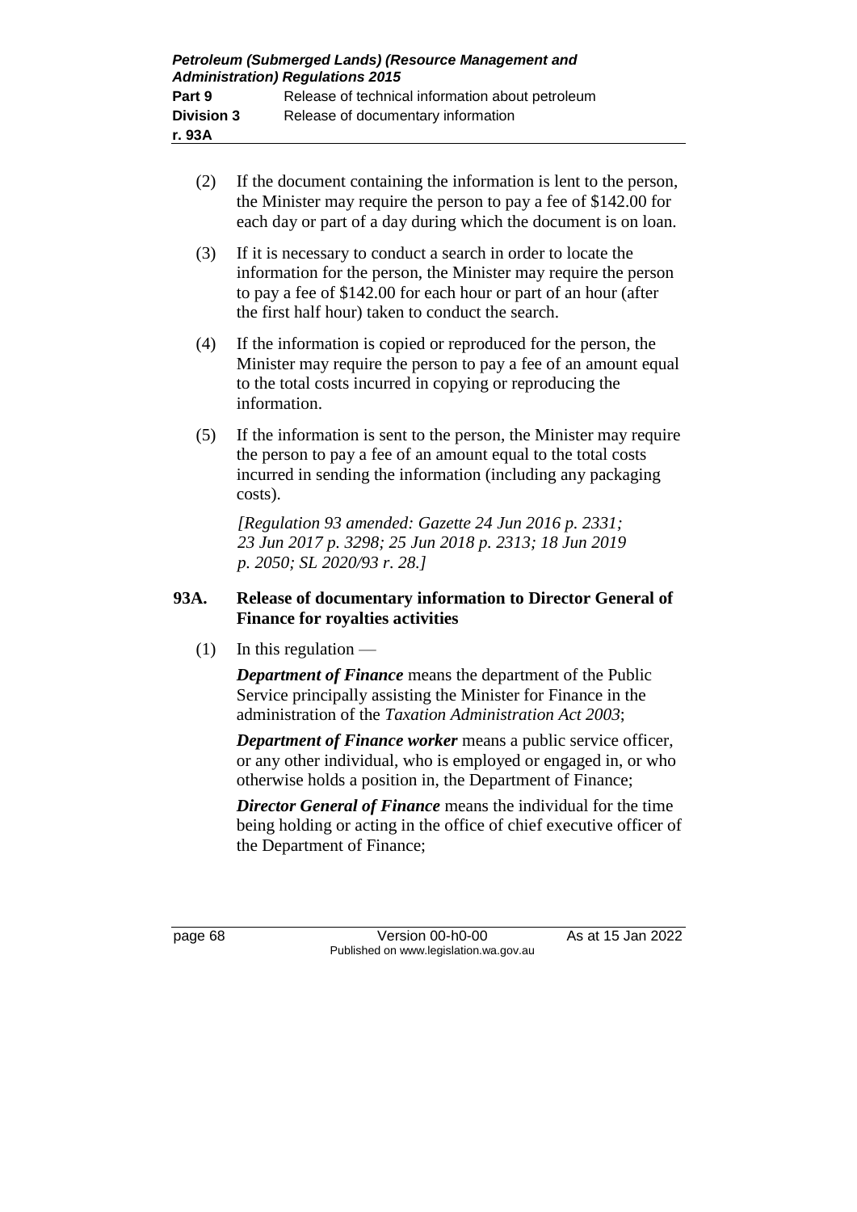(2) If the document containing the information is lent to the person, the Minister may require the person to pay a fee of $142.00 for each day or part of a day during which the document is on loan.

(3) If it is necessary to conduct a search in order to locate the information for the person, the Minister may require the person to pay a fee of $142.00 for each hour or part of an hour (after the first half hour) taken to conduct the search.

(4) If the information is copied or reproduced for the person, the Minister may require the person to pay a fee of an amount equal to the total costs incurred in copying or reproducing the information.

(5) If the information is sent to the person, the Minister may require the person to pay a fee of an amount equal to the total costs incurred in sending the information (including any packaging costs).

*[Regulation 93 amended: Gazette 24 Jun 2016 p. 2331; 23 Jun 2017 p. 3298; 25 Jun 2018 p. 2313; 18 Jun 2019 p. 2050; SL 2020/93 r. 28.]*

### 93A. Release of documentary information to Director General of Finance for royalties activities

(1) In this regulation —

***Department of Finance*** means the department of the Public Service principally assisting the Minister for Finance in the administration of the *Taxation Administration Act 2003*;

***Department of Finance worker*** means a public service officer, or any other individual, who is employed or engaged in, or who otherwise holds a position in, the Department of Finance;

***Director General of Finance*** means the individual for the time being holding or acting in the office of chief executive officer of the Department of Finance;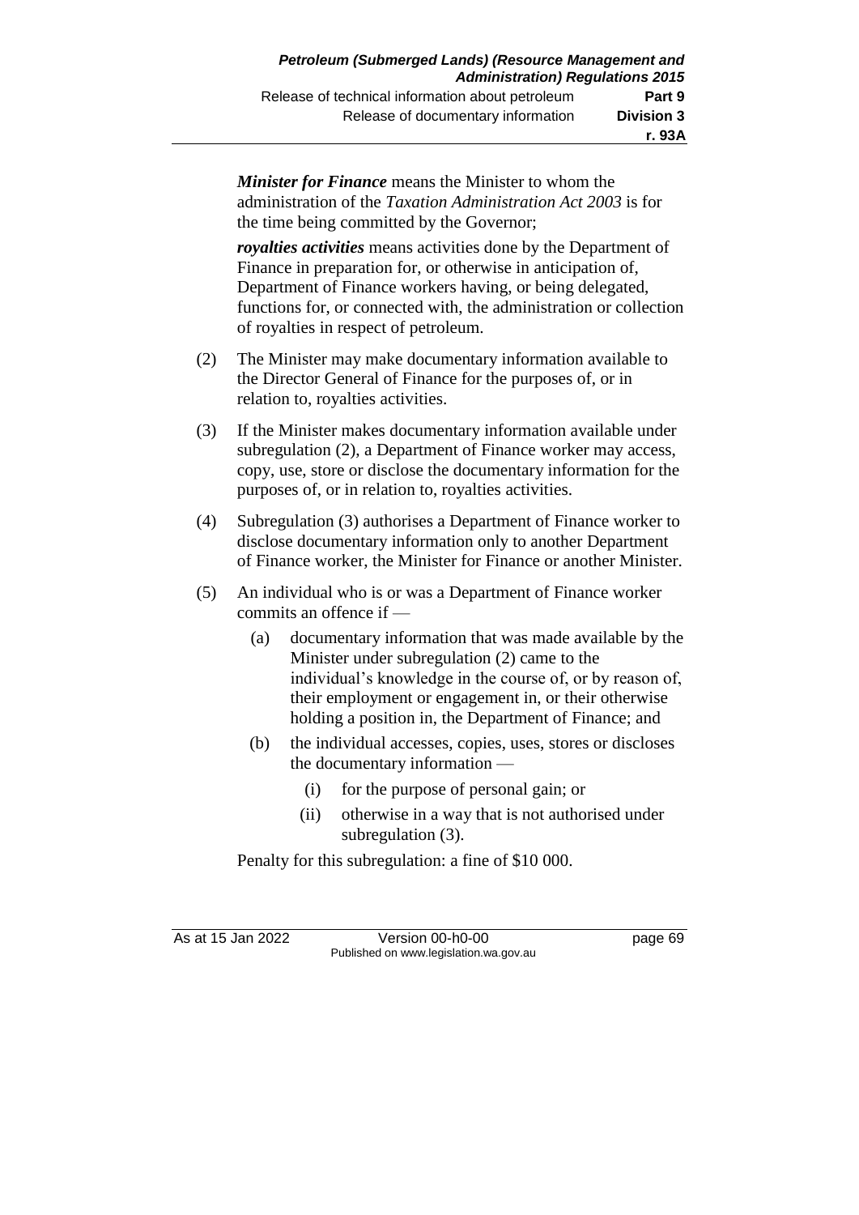***Minister for Finance*** means the Minister to whom the administration of the *Taxation Administration Act 2003* is for the time being committed by the Governor;

***royalties activities*** means activities done by the Department of Finance in preparation for, or otherwise in anticipation of, Department of Finance workers having, or being delegated, functions for, or connected with, the administration or collection of royalties in respect of petroleum.

(2) The Minister may make documentary information available to the Director General of Finance for the purposes of, or in relation to, royalties activities.

(3) If the Minister makes documentary information available under subregulation (2), a Department of Finance worker may access, copy, use, store or disclose the documentary information for the purposes of, or in relation to, royalties activities.

(4) Subregulation (3) authorises a Department of Finance worker to disclose documentary information only to another Department of Finance worker, the Minister for Finance or another Minister.

(5) An individual who is or was a Department of Finance worker commits an offence if —

- (a) documentary information that was made available by the Minister under subregulation (2) came to the individual's knowledge in the course of, or by reason of, their employment or engagement in, or their otherwise holding a position in, the Department of Finance; and
- (b) the individual accesses, copies, uses, stores or discloses the documentary information —
  - (i) for the purpose of personal gain; or
  - (ii) otherwise in a way that is not authorised under subregulation (3).

Penalty for this subregulation: a fine of $10 000.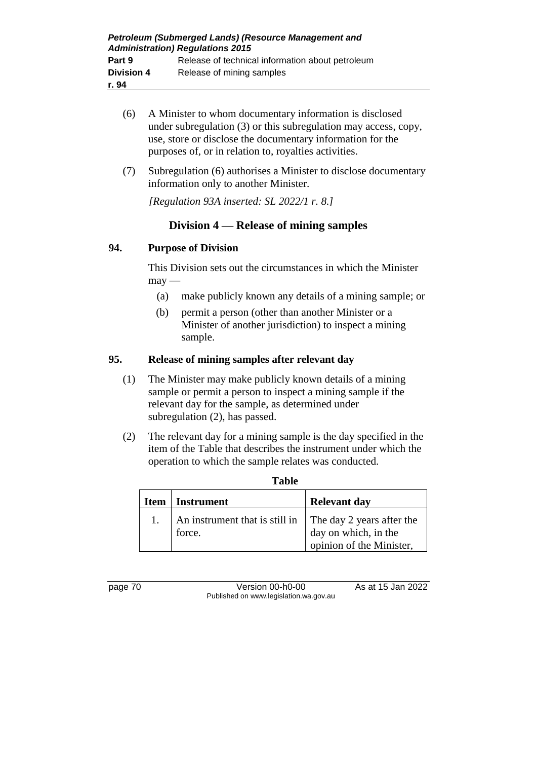(6) A Minister to whom documentary information is disclosed under subregulation (3) or this subregulation may access, copy, use, store or disclose the documentary information for the purposes of, or in relation to, royalties activities.

(7) Subregulation (6) authorises a Minister to disclose documentary information only to another Minister.

*[Regulation 93A inserted: SL 2022/1 r. 8.]*

## Division 4 — Release of mining samples

### 94. Purpose of Division

This Division sets out the circumstances in which the Minister may —

(a) make publicly known any details of a mining sample; or

(b) permit a person (other than another Minister or a Minister of another jurisdiction) to inspect a mining sample.

### 95. Release of mining samples after relevant day

(1) The Minister may make publicly known details of a mining sample or permit a person to inspect a mining sample if the relevant day for the sample, as determined under subregulation (2), has passed.

(2) The relevant day for a mining sample is the day specified in the item of the Table that describes the instrument under which the operation to which the sample relates was conducted.

**Table**

| Item | Instrument | Relevant day |
|---|---|---|
| 1. | An instrument that is still in force. | The day 2 years after the day on which, in the opinion of the Minister, |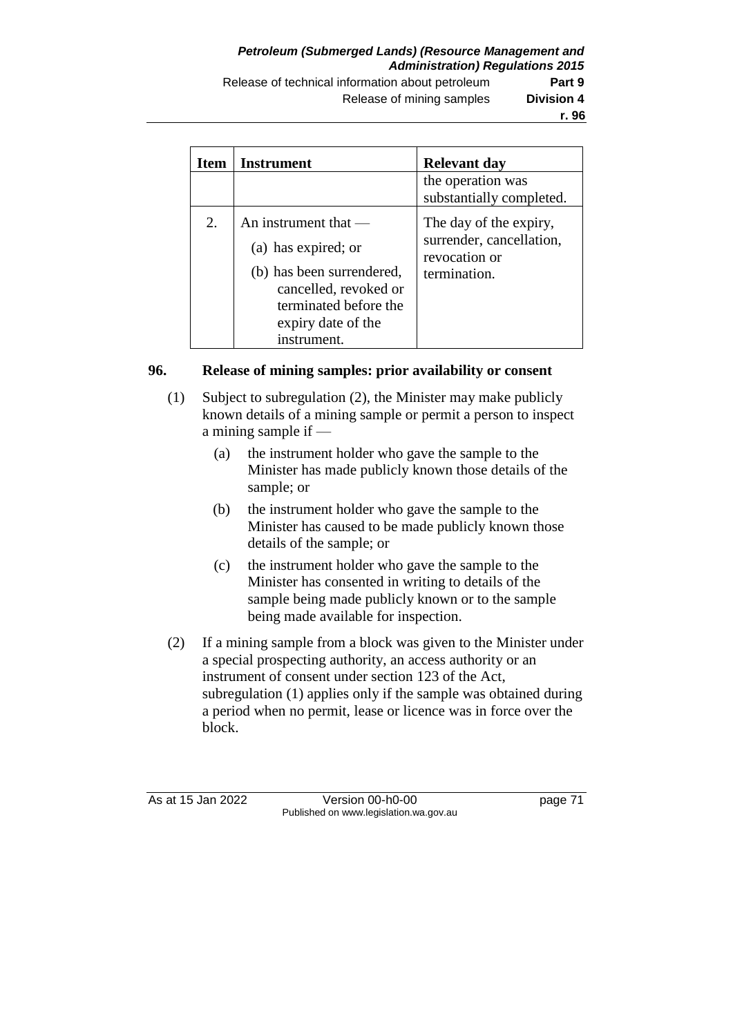| Item | Instrument | Relevant day |
|---|---|---|
| | | the operation was substantially completed. |
| 2. | An instrument that — (a) has expired; or (b) has been surrendered, cancelled, revoked or terminated before the expiry date of the instrument. | The day of the expiry, surrender, cancellation, revocation or termination. |

### 96. Release of mining samples: prior availability or consent

(1) Subject to subregulation (2), the Minister may make publicly known details of a mining sample or permit a person to inspect a mining sample if —

(a) the instrument holder who gave the sample to the Minister has made publicly known those details of the sample; or

(b) the instrument holder who gave the sample to the Minister has caused to be made publicly known those details of the sample; or

(c) the instrument holder who gave the sample to the Minister has consented in writing to details of the sample being made publicly known or to the sample being made available for inspection.

(2) If a mining sample from a block was given to the Minister under a special prospecting authority, an access authority or an instrument of consent under section 123 of the Act, subregulation (1) applies only if the sample was obtained during a period when no permit, lease or licence was in force over the block.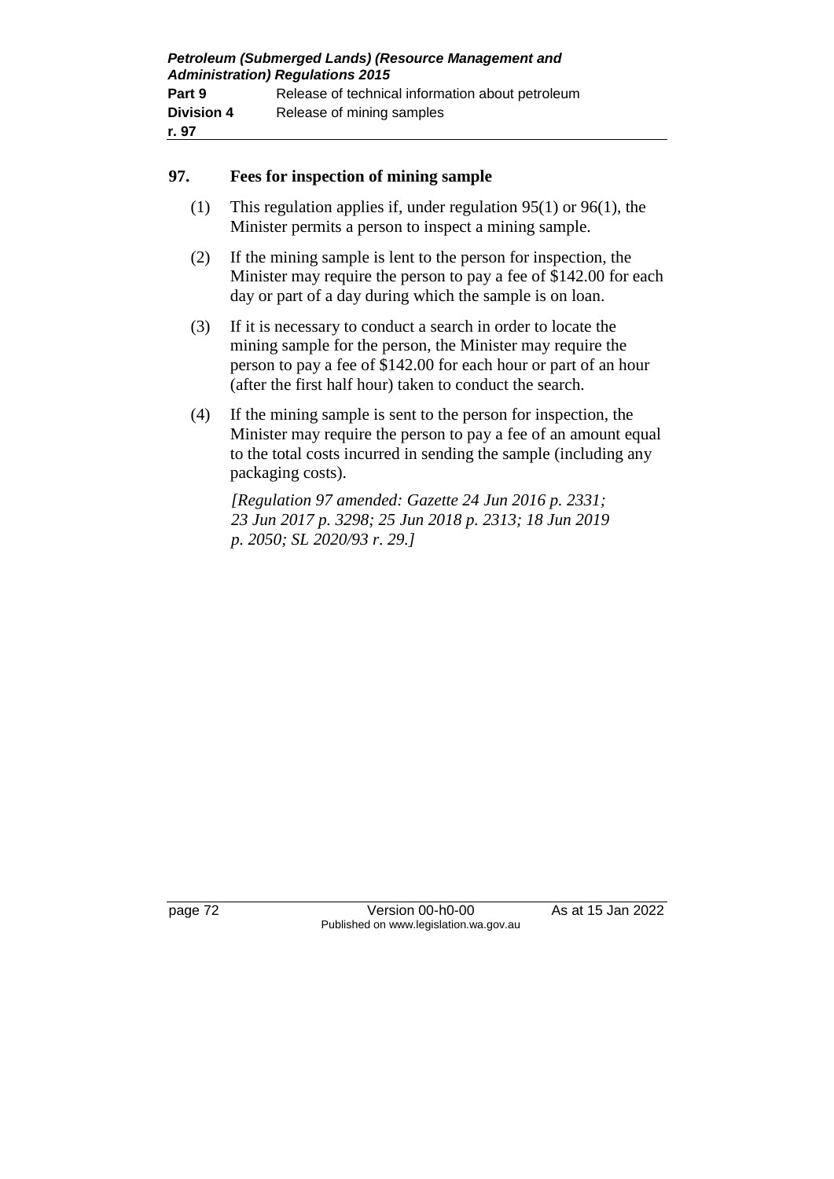## 97. Fees for inspection of mining sample

(1) This regulation applies if, under regulation 95(1) or 96(1), the Minister permits a person to inspect a mining sample.

(2) If the mining sample is lent to the person for inspection, the Minister may require the person to pay a fee of $142.00 for each day or part of a day during which the sample is on loan.

(3) If it is necessary to conduct a search in order to locate the mining sample for the person, the Minister may require the person to pay a fee of $142.00 for each hour or part of an hour (after the first half hour) taken to conduct the search.

(4) If the mining sample is sent to the person for inspection, the Minister may require the person to pay a fee of an amount equal to the total costs incurred in sending the sample (including any packaging costs).

*[Regulation 97 amended: Gazette 24 Jun 2016 p. 2331; 23 Jun 2017 p. 3298; 25 Jun 2018 p. 2313; 18 Jun 2019 p. 2050; SL 2020/93 r. 29.]*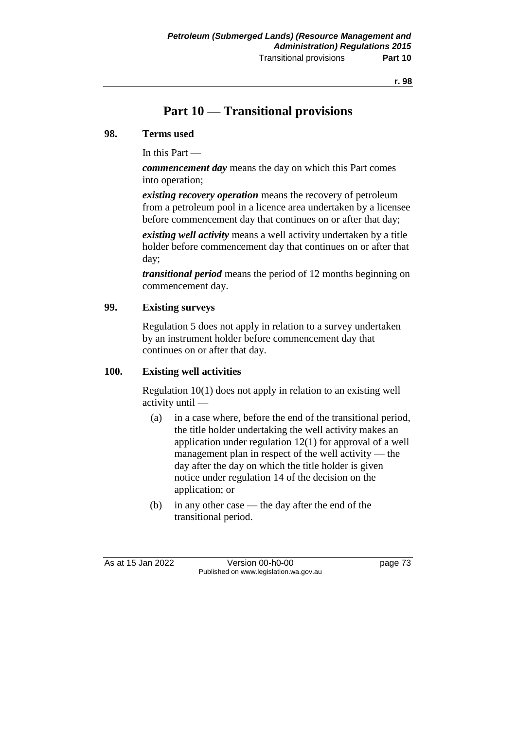# Part 10 — Transitional provisions

## 98. Terms used

In this Part —

***commencement day*** means the day on which this Part comes into operation;

***existing recovery operation*** means the recovery of petroleum from a petroleum pool in a licence area undertaken by a licensee before commencement day that continues on or after that day;

***existing well activity*** means a well activity undertaken by a title holder before commencement day that continues on or after that day;

***transitional period*** means the period of 12 months beginning on commencement day.

## 99. Existing surveys

Regulation 5 does not apply in relation to a survey undertaken by an instrument holder before commencement day that continues on or after that day.

## 100. Existing well activities

Regulation 10(1) does not apply in relation to an existing well activity until —

(a) in a case where, before the end of the transitional period, the title holder undertaking the well activity makes an application under regulation 12(1) for approval of a well management plan in respect of the well activity — the day after the day on which the title holder is given notice under regulation 14 of the decision on the application; or

(b) in any other case — the day after the end of the transitional period.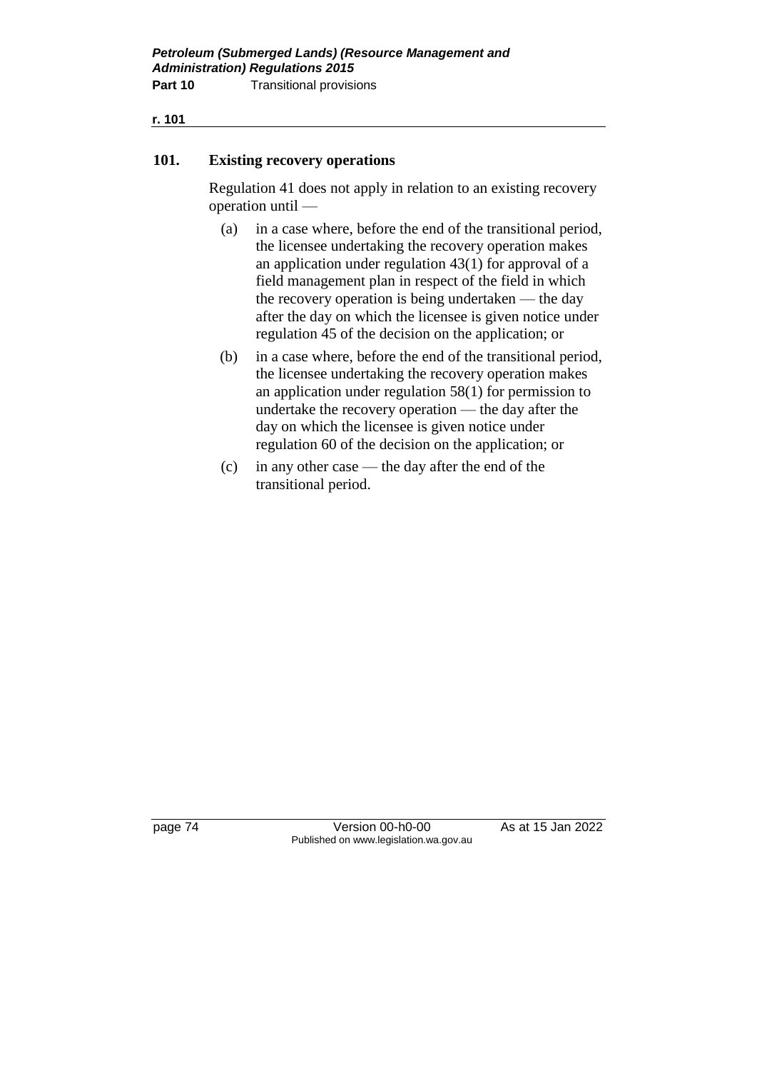## 101. Existing recovery operations

Regulation 41 does not apply in relation to an existing recovery operation until —

(a) in a case where, before the end of the transitional period, the licensee undertaking the recovery operation makes an application under regulation 43(1) for approval of a field management plan in respect of the field in which the recovery operation is being undertaken — the day after the day on which the licensee is given notice under regulation 45 of the decision on the application; or

(b) in a case where, before the end of the transitional period, the licensee undertaking the recovery operation makes an application under regulation 58(1) for permission to undertake the recovery operation — the day after the day on which the licensee is given notice under regulation 60 of the decision on the application; or

(c) in any other case — the day after the end of the transitional period.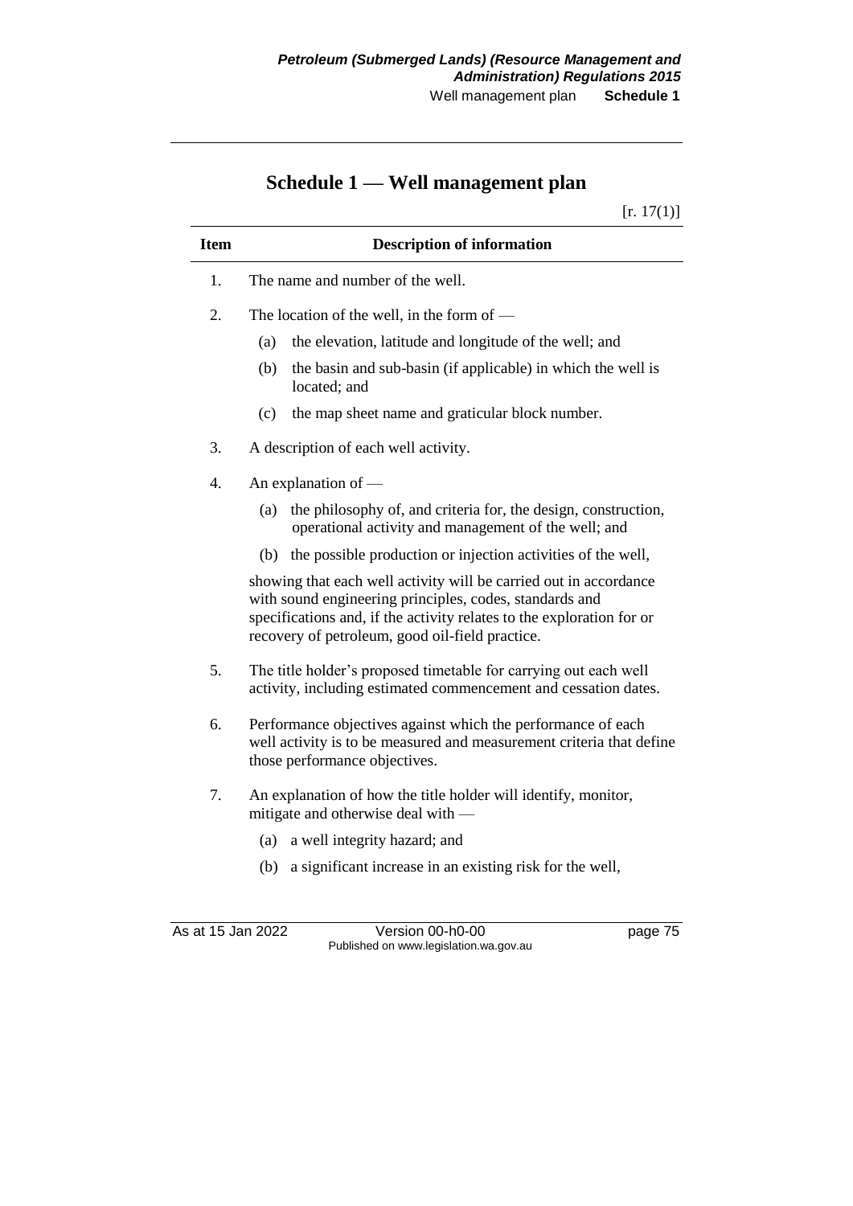# Schedule 1 — Well management plan

[r. 17(1)]

| Item | Description of information |
|---|---|
| 1. | The name and number of the well. |
| 2. | The location of the well, in the form of —<br>(a) the elevation, latitude and longitude of the well; and<br>(b) the basin and sub-basin (if applicable) in which the well is located; and<br>(c) the map sheet name and graticular block number. |
| 3. | A description of each well activity. |
| 4. | An explanation of —<br>(a) the philosophy of, and criteria for, the design, construction, operational activity and management of the well; and<br>(b) the possible production or injection activities of the well,<br>showing that each well activity will be carried out in accordance with sound engineering principles, codes, standards and specifications and, if the activity relates to the exploration for or recovery of petroleum, good oil-field practice. |
| 5. | The title holder's proposed timetable for carrying out each well activity, including estimated commencement and cessation dates. |
| 6. | Performance objectives against which the performance of each well activity is to be measured and measurement criteria that define those performance objectives. |
| 7. | An explanation of how the title holder will identify, monitor, mitigate and otherwise deal with —<br>(a) a well integrity hazard; and<br>(b) a significant increase in an existing risk for the well, |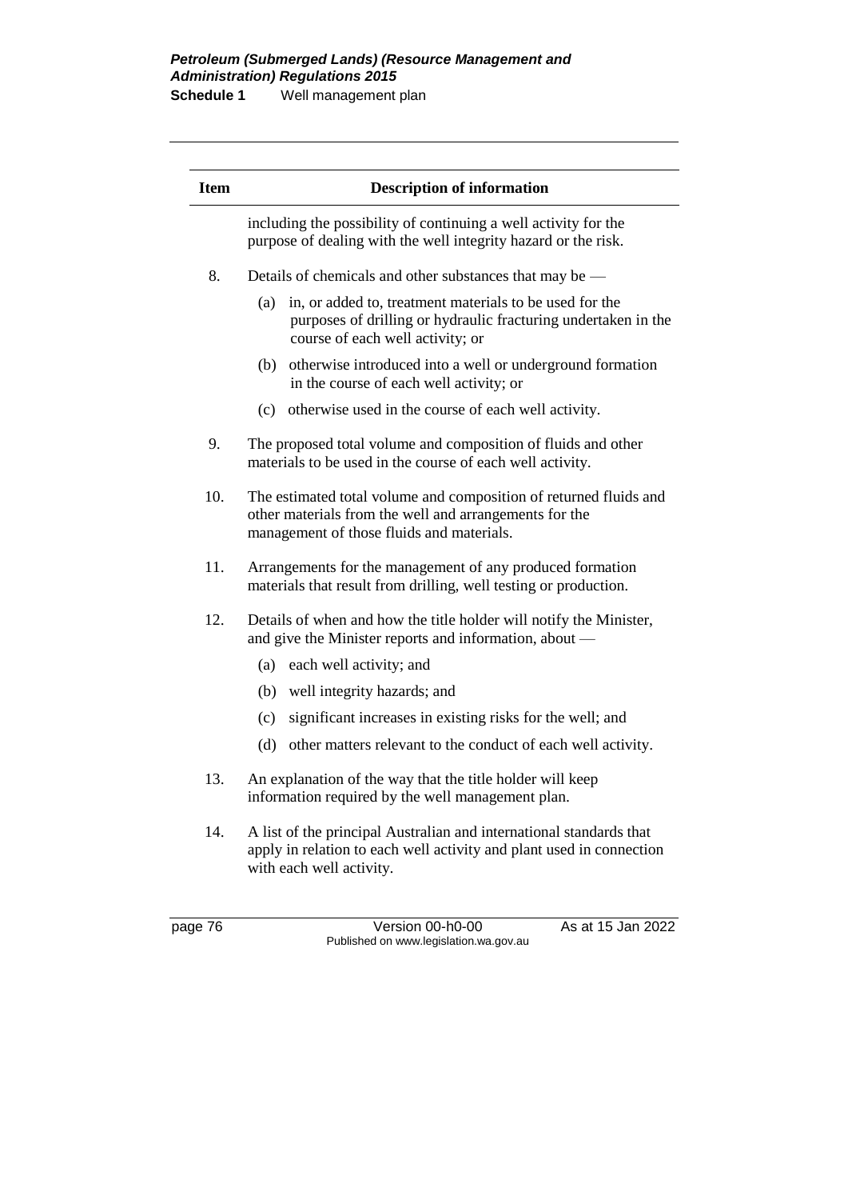| Item | Description of information |
|---|---|
| | including the possibility of continuing a well activity for the purpose of dealing with the well integrity hazard or the risk. |
| 8. | Details of chemicals and other substances that may be — (a) in, or added to, treatment materials to be used for the purposes of drilling or hydraulic fracturing undertaken in the course of each well activity; or (b) otherwise introduced into a well or underground formation in the course of each well activity; or (c) otherwise used in the course of each well activity. |
| 9. | The proposed total volume and composition of fluids and other materials to be used in the course of each well activity. |
| 10. | The estimated total volume and composition of returned fluids and other materials from the well and arrangements for the management of those fluids and materials. |
| 11. | Arrangements for the management of any produced formation materials that result from drilling, well testing or production. |
| 12. | Details of when and how the title holder will notify the Minister, and give the Minister reports and information, about — (a) each well activity; and (b) well integrity hazards; and (c) significant increases in existing risks for the well; and (d) other matters relevant to the conduct of each well activity. |
| 13. | An explanation of the way that the title holder will keep information required by the well management plan. |
| 14. | A list of the principal Australian and international standards that apply in relation to each well activity and plant used in connection with each well activity. |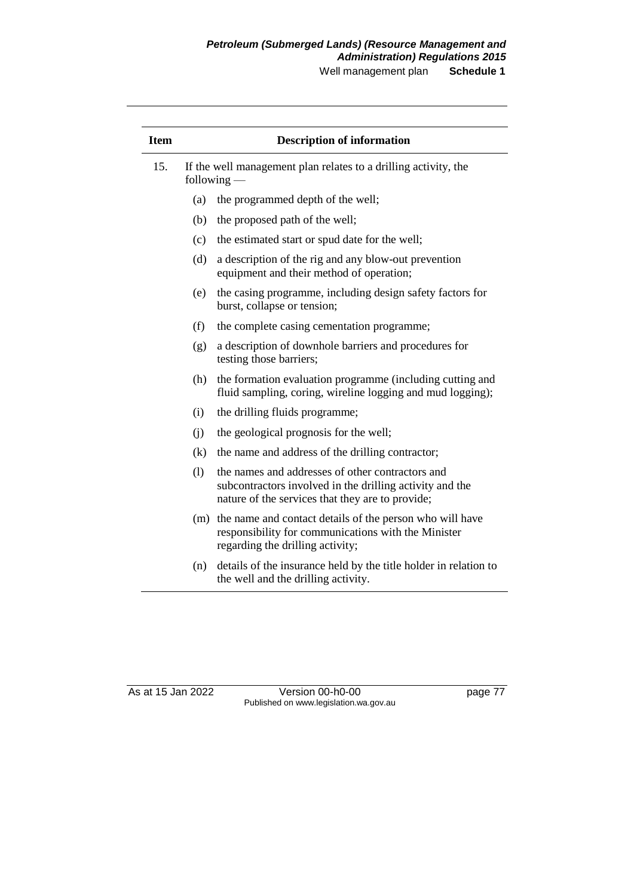| Item | Description of information |
|---|---|
| 15. | If the well management plan relates to a drilling activity, the following — |
| | (a) the programmed depth of the well; |
| | (b) the proposed path of the well; |
| | (c) the estimated start or spud date for the well; |
| | (d) a description of the rig and any blow-out prevention equipment and their method of operation; |
| | (e) the casing programme, including design safety factors for burst, collapse or tension; |
| | (f) the complete casing cementation programme; |
| | (g) a description of downhole barriers and procedures for testing those barriers; |
| | (h) the formation evaluation programme (including cutting and fluid sampling, coring, wireline logging and mud logging); |
| | (i) the drilling fluids programme; |
| | (j) the geological prognosis for the well; |
| | (k) the name and address of the drilling contractor; |
| | (l) the names and addresses of other contractors and subcontractors involved in the drilling activity and the nature of the services that they are to provide; |
| | (m) the name and contact details of the person who will have responsibility for communications with the Minister regarding the drilling activity; |
| | (n) details of the insurance held by the title holder in relation to the well and the drilling activity. |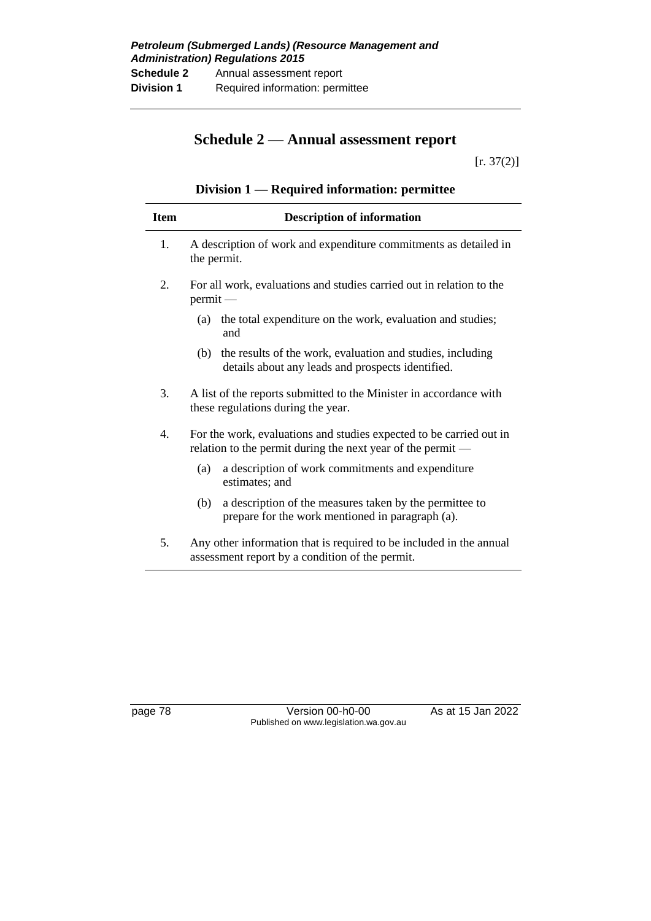# Schedule 2 — Annual assessment report

[r. 37(2)]

## Division 1 — Required information: permittee

| Item | Description of information |
|---|---|
| 1. | A description of work and expenditure commitments as detailed in the permit. |
| 2. | For all work, evaluations and studies carried out in relation to the permit — (a) the total expenditure on the work, evaluation and studies; and (b) the results of the work, evaluation and studies, including details about any leads and prospects identified. |
| 3. | A list of the reports submitted to the Minister in accordance with these regulations during the year. |
| 4. | For the work, evaluations and studies expected to be carried out in relation to the permit during the next year of the permit — (a) a description of work commitments and expenditure estimates; and (b) a description of the measures taken by the permittee to prepare for the work mentioned in paragraph (a). |
| 5. | Any other information that is required to be included in the annual assessment report by a condition of the permit. |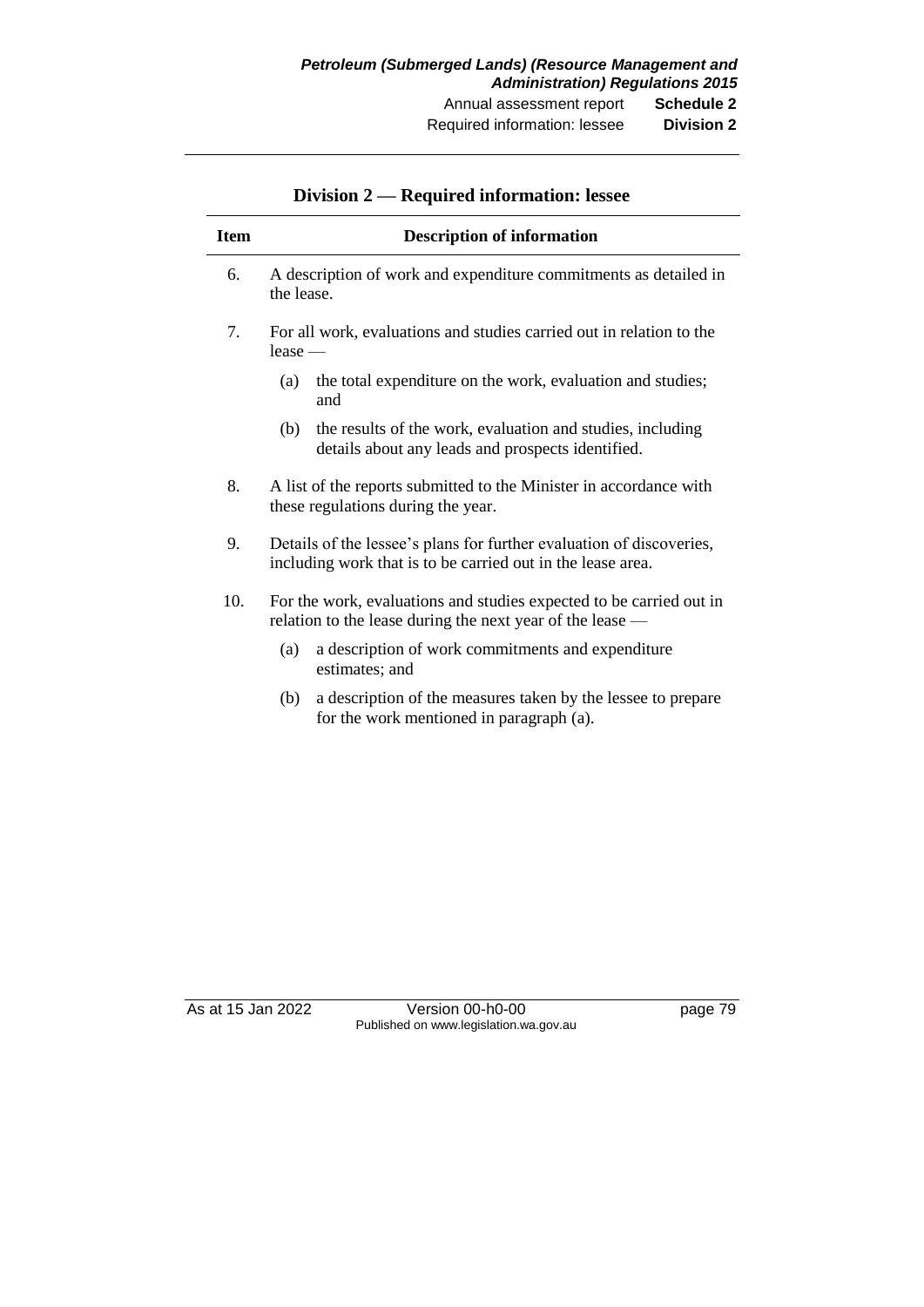## Division 2 — Required information: lessee

| Item | Description of information |
|---|---|
| 6. | A description of work and expenditure commitments as detailed in the lease. |
| 7. | For all work, evaluations and studies carried out in relation to the lease —<br>(a) the total expenditure on the work, evaluation and studies; and<br>(b) the results of the work, evaluation and studies, including details about any leads and prospects identified. |
| 8. | A list of the reports submitted to the Minister in accordance with these regulations during the year. |
| 9. | Details of the lessee's plans for further evaluation of discoveries, including work that is to be carried out in the lease area. |
| 10. | For the work, evaluations and studies expected to be carried out in relation to the lease during the next year of the lease —<br>(a) a description of work commitments and expenditure estimates; and<br>(b) a description of the measures taken by the lessee to prepare for the work mentioned in paragraph (a). |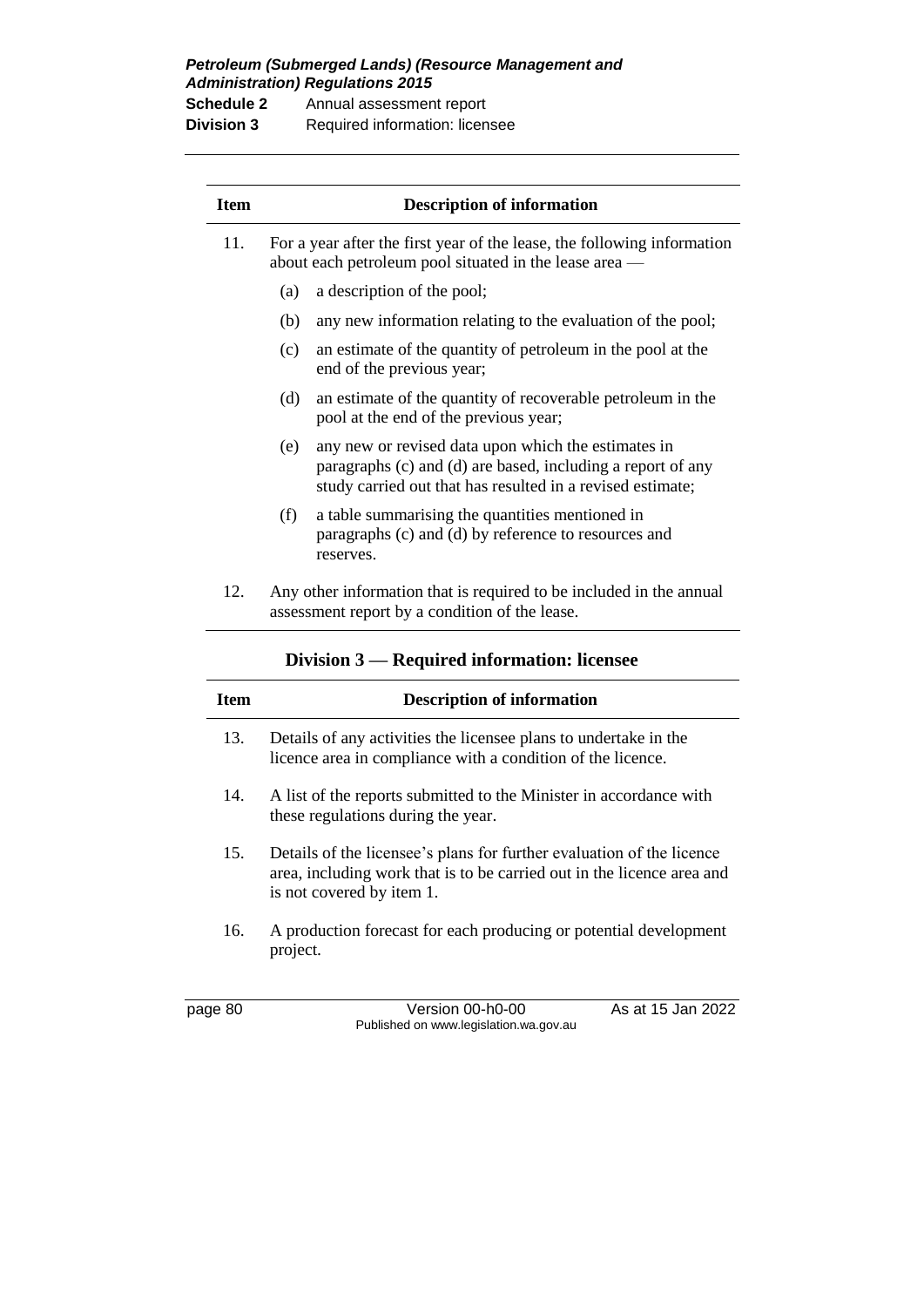| Item | Description of information |
|---|---|
| 11. | For a year after the first year of the lease, the following information about each petroleum pool situated in the lease area — |
| | (a) a description of the pool; |
| | (b) any new information relating to the evaluation of the pool; |
| | (c) an estimate of the quantity of petroleum in the pool at the end of the previous year; |
| | (d) an estimate of the quantity of recoverable petroleum in the pool at the end of the previous year; |
| | (e) any new or revised data upon which the estimates in paragraphs (c) and (d) are based, including a report of any study carried out that has resulted in a revised estimate; |
| | (f) a table summarising the quantities mentioned in paragraphs (c) and (d) by reference to resources and reserves. |
| 12. | Any other information that is required to be included in the annual assessment report by a condition of the lease. |

## Division 3 — Required information: licensee

| Item | Description of information |
|---|---|
| 13. | Details of any activities the licensee plans to undertake in the licence area in compliance with a condition of the licence. |
| 14. | A list of the reports submitted to the Minister in accordance with these regulations during the year. |
| 15. | Details of the licensee's plans for further evaluation of the licence area, including work that is to be carried out in the licence area and is not covered by item 1. |
| 16. | A production forecast for each producing or potential development project. |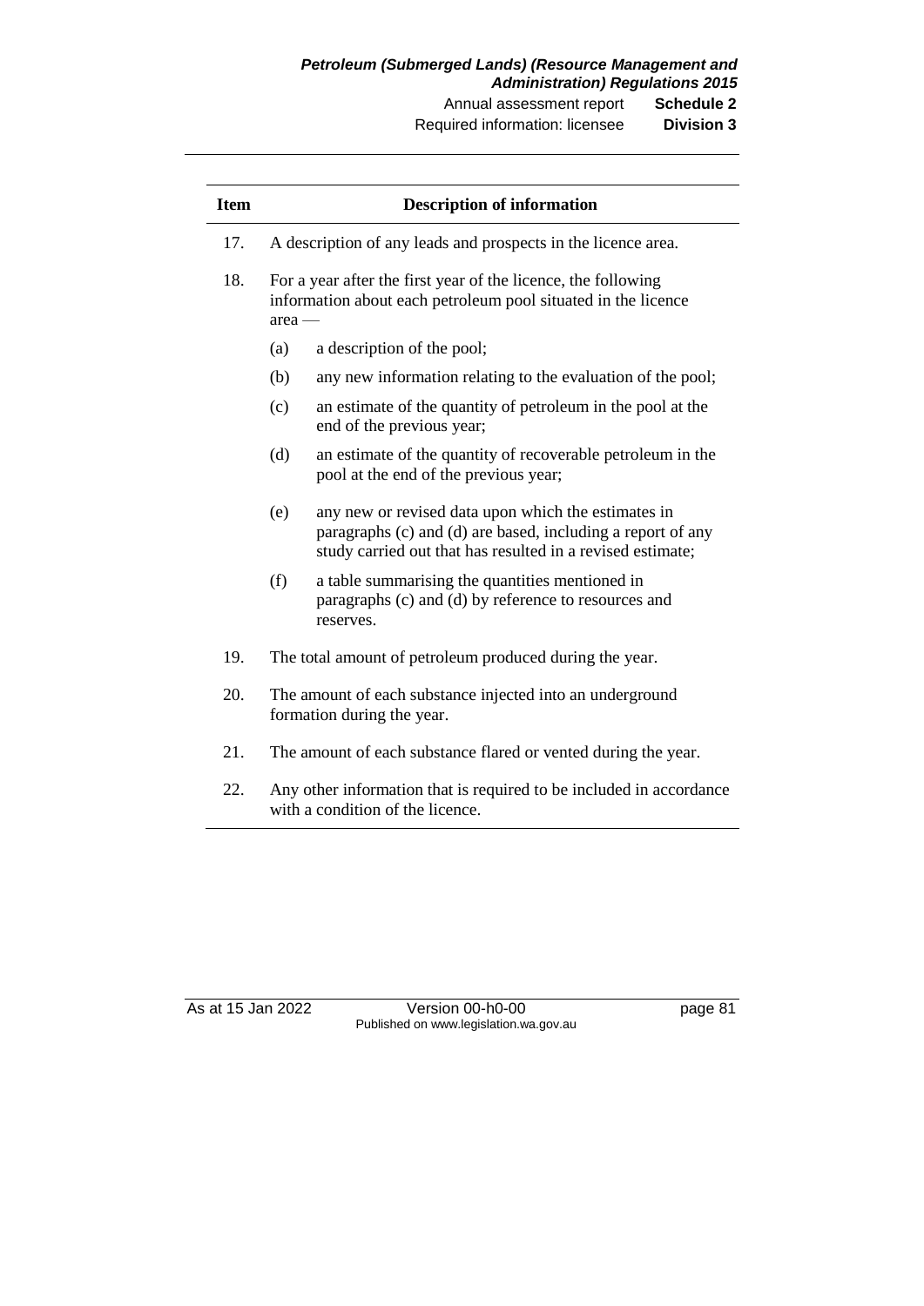| Item | Description of information |
|---|---|
| 17. | A description of any leads and prospects in the licence area. |
| 18. | For a year after the first year of the licence, the following information about each petroleum pool situated in the licence area —<br>(a) a description of the pool;<br>(b) any new information relating to the evaluation of the pool;<br>(c) an estimate of the quantity of petroleum in the pool at the end of the previous year;<br>(d) an estimate of the quantity of recoverable petroleum in the pool at the end of the previous year;<br>(e) any new or revised data upon which the estimates in paragraphs (c) and (d) are based, including a report of any study carried out that has resulted in a revised estimate;<br>(f) a table summarising the quantities mentioned in paragraphs (c) and (d) by reference to resources and reserves. |
| 19. | The total amount of petroleum produced during the year. |
| 20. | The amount of each substance injected into an underground formation during the year. |
| 21. | The amount of each substance flared or vented during the year. |
| 22. | Any other information that is required to be included in accordance with a condition of the licence. |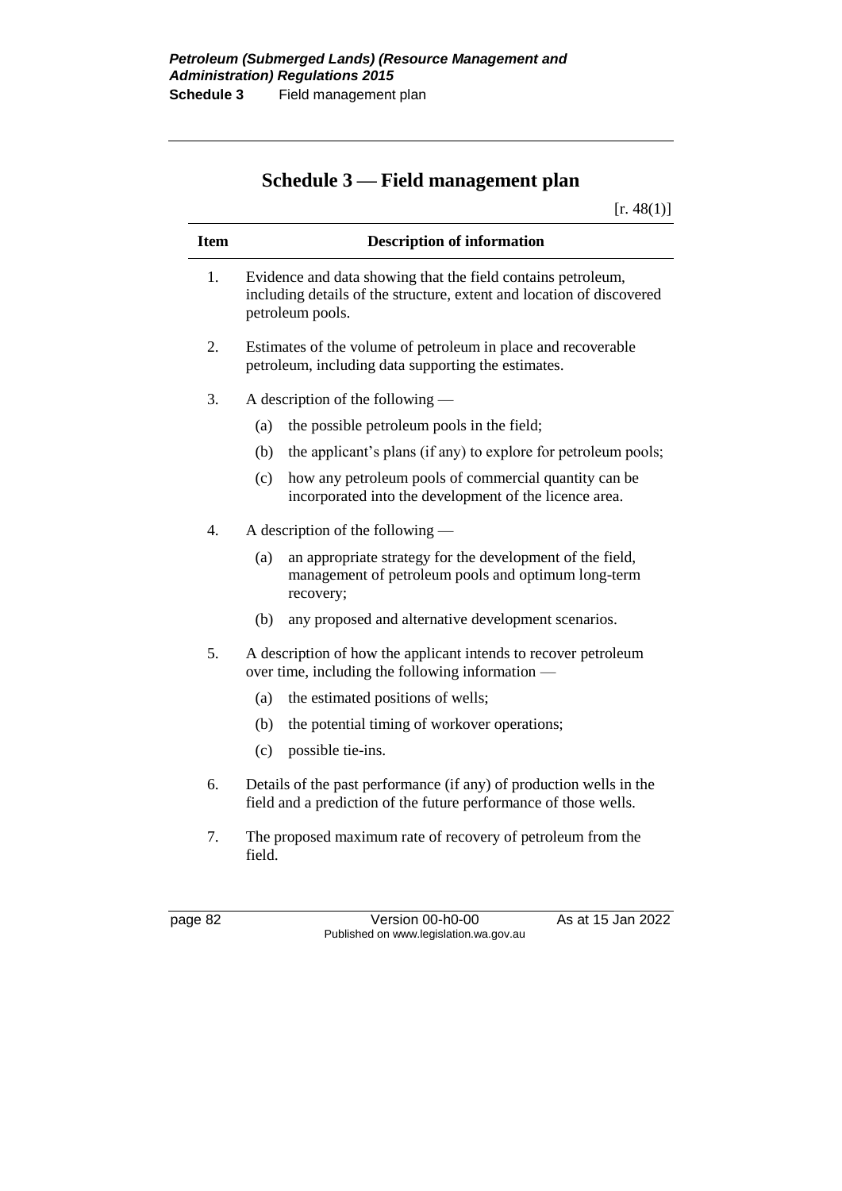# Schedule 3 — Field management plan

[r. 48(1)]

| Item | Description of information |
|---|---|
| 1. | Evidence and data showing that the field contains petroleum, including details of the structure, extent and location of discovered petroleum pools. |
| 2. | Estimates of the volume of petroleum in place and recoverable petroleum, including data supporting the estimates. |
| 3. | A description of the following —<br>(a) the possible petroleum pools in the field;<br>(b) the applicant's plans (if any) to explore for petroleum pools;<br>(c) how any petroleum pools of commercial quantity can be incorporated into the development of the licence area. |
| 4. | A description of the following —<br>(a) an appropriate strategy for the development of the field, management of petroleum pools and optimum long-term recovery;<br>(b) any proposed and alternative development scenarios. |
| 5. | A description of how the applicant intends to recover petroleum over time, including the following information —<br>(a) the estimated positions of wells;<br>(b) the potential timing of workover operations;<br>(c) possible tie-ins. |
| 6. | Details of the past performance (if any) of production wells in the field and a prediction of the future performance of those wells. |
| 7. | The proposed maximum rate of recovery of petroleum from the field. |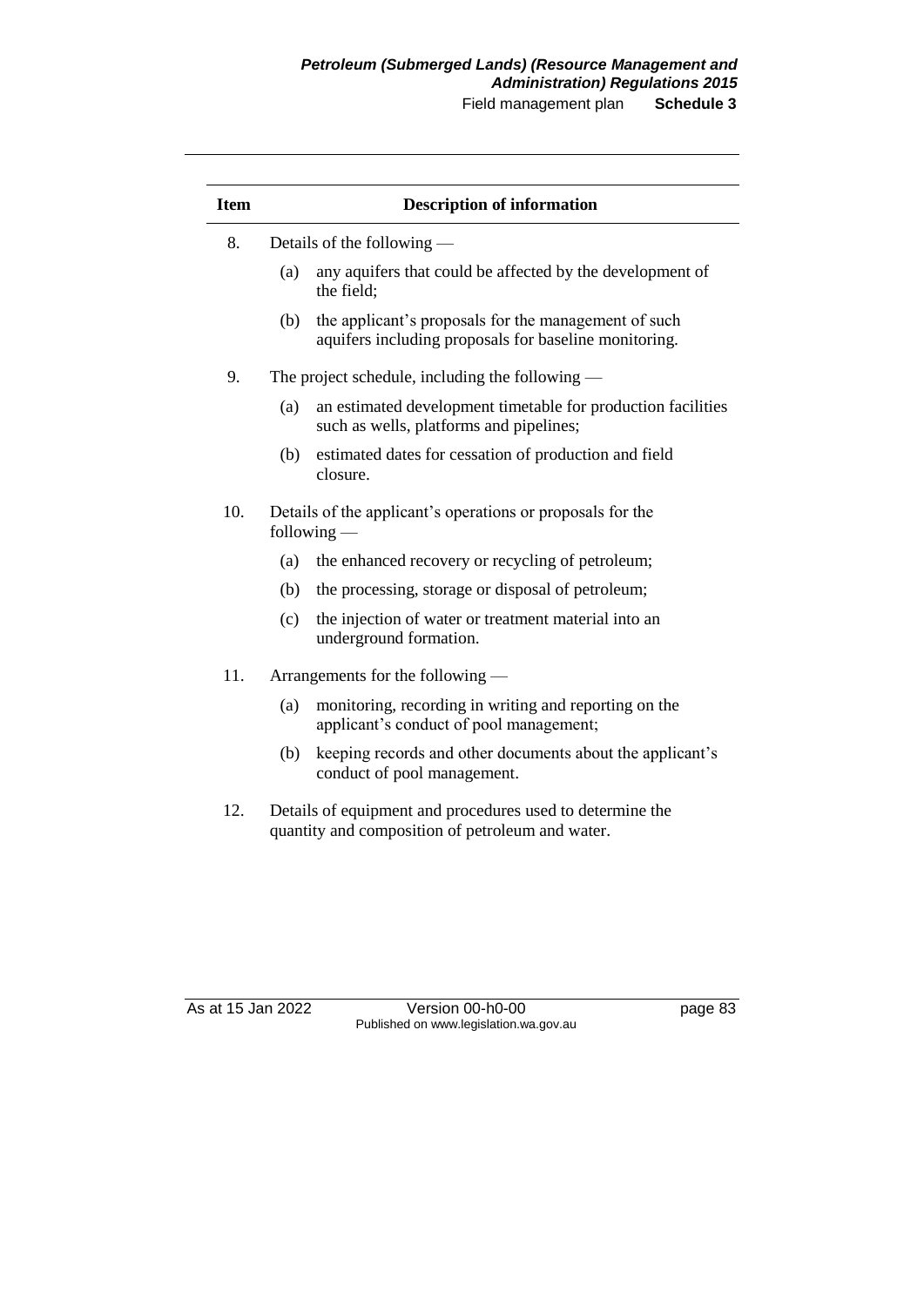| Item | Description of information |
|---|---|
| 8. | Details of the following —<br>(a) any aquifers that could be affected by the development of the field;<br>(b) the applicant's proposals for the management of such aquifers including proposals for baseline monitoring. |
| 9. | The project schedule, including the following —<br>(a) an estimated development timetable for production facilities such as wells, platforms and pipelines;<br>(b) estimated dates for cessation of production and field closure. |
| 10. | Details of the applicant's operations or proposals for the following —<br>(a) the enhanced recovery or recycling of petroleum;<br>(b) the processing, storage or disposal of petroleum;<br>(c) the injection of water or treatment material into an underground formation. |
| 11. | Arrangements for the following —<br>(a) monitoring, recording in writing and reporting on the applicant's conduct of pool management;<br>(b) keeping records and other documents about the applicant's conduct of pool management. |
| 12. | Details of equipment and procedures used to determine the quantity and composition of petroleum and water. |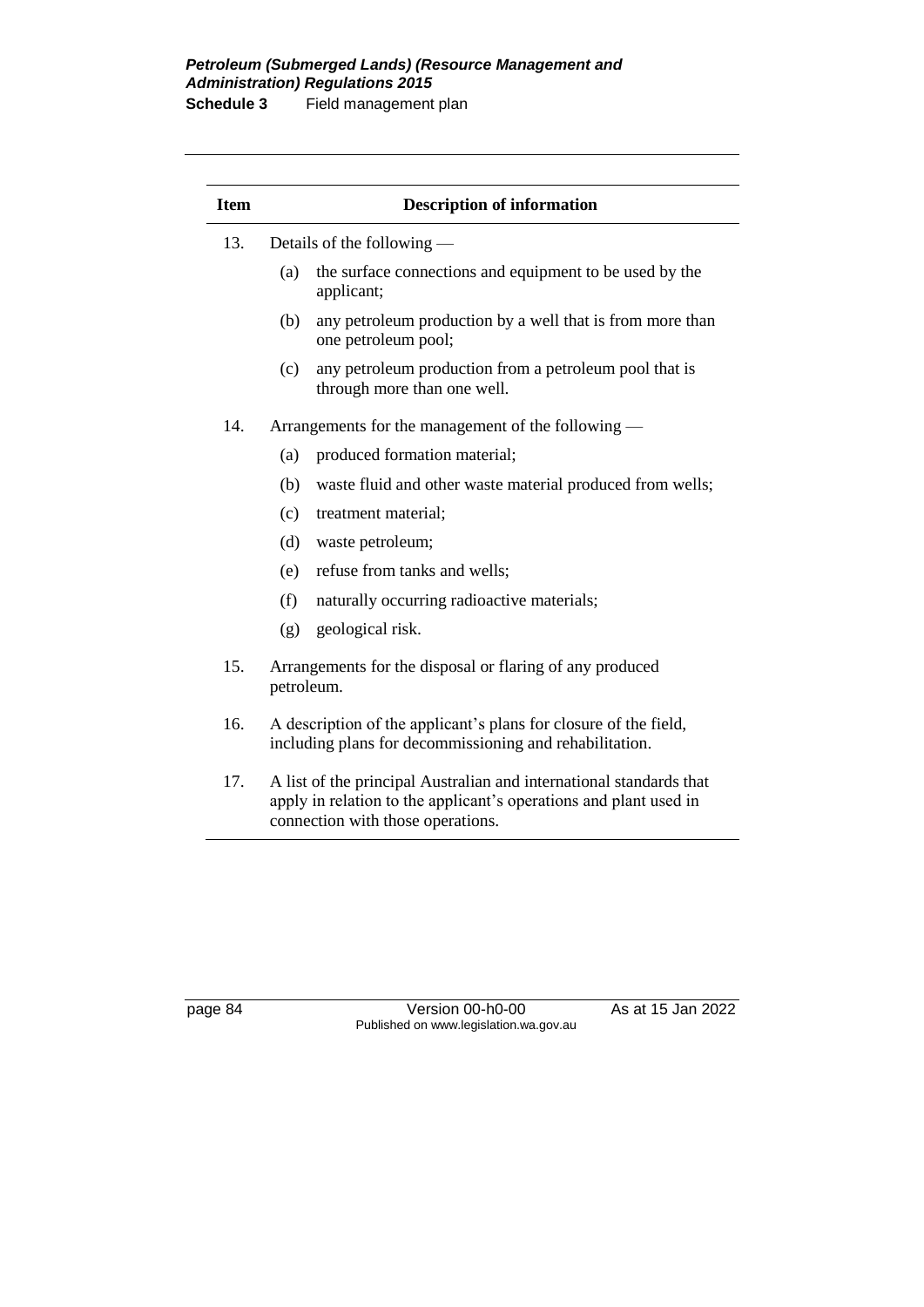| Item | Description of information |
| --- | --- |
| 13. | Details of the following —<br>(a) the surface connections and equipment to be used by the applicant;<br>(b) any petroleum production by a well that is from more than one petroleum pool;<br>(c) any petroleum production from a petroleum pool that is through more than one well. |
| 14. | Arrangements for the management of the following —<br>(a) produced formation material;<br>(b) waste fluid and other waste material produced from wells;<br>(c) treatment material;<br>(d) waste petroleum;<br>(e) refuse from tanks and wells;<br>(f) naturally occurring radioactive materials;<br>(g) geological risk. |
| 15. | Arrangements for the disposal or flaring of any produced petroleum. |
| 16. | A description of the applicant's plans for closure of the field, including plans for decommissioning and rehabilitation. |
| 17. | A list of the principal Australian and international standards that apply in relation to the applicant's operations and plant used in connection with those operations. |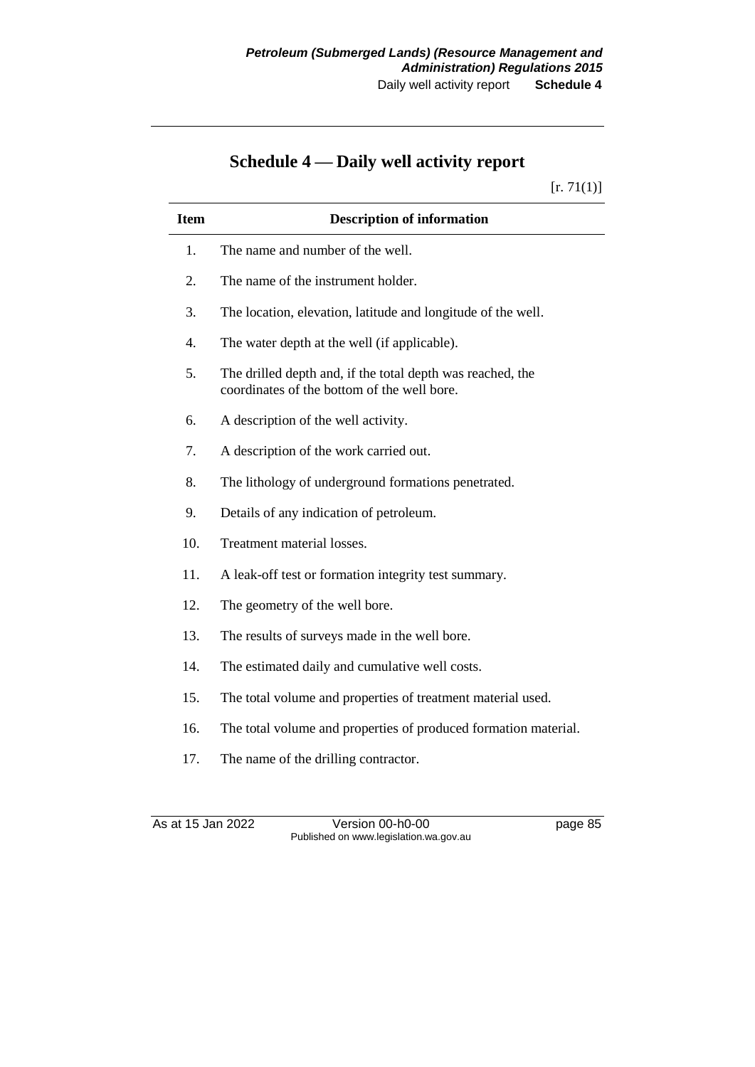# Schedule 4 — Daily well activity report

[r. 71(1)]

| Item | Description of information |
|---|---|
| 1. | The name and number of the well. |
| 2. | The name of the instrument holder. |
| 3. | The location, elevation, latitude and longitude of the well. |
| 4. | The water depth at the well (if applicable). |
| 5. | The drilled depth and, if the total depth was reached, the coordinates of the bottom of the well bore. |
| 6. | A description of the well activity. |
| 7. | A description of the work carried out. |
| 8. | The lithology of underground formations penetrated. |
| 9. | Details of any indication of petroleum. |
| 10. | Treatment material losses. |
| 11. | A leak-off test or formation integrity test summary. |
| 12. | The geometry of the well bore. |
| 13. | The results of surveys made in the well bore. |
| 14. | The estimated daily and cumulative well costs. |
| 15. | The total volume and properties of treatment material used. |
| 16. | The total volume and properties of produced formation material. |
| 17. | The name of the drilling contractor. |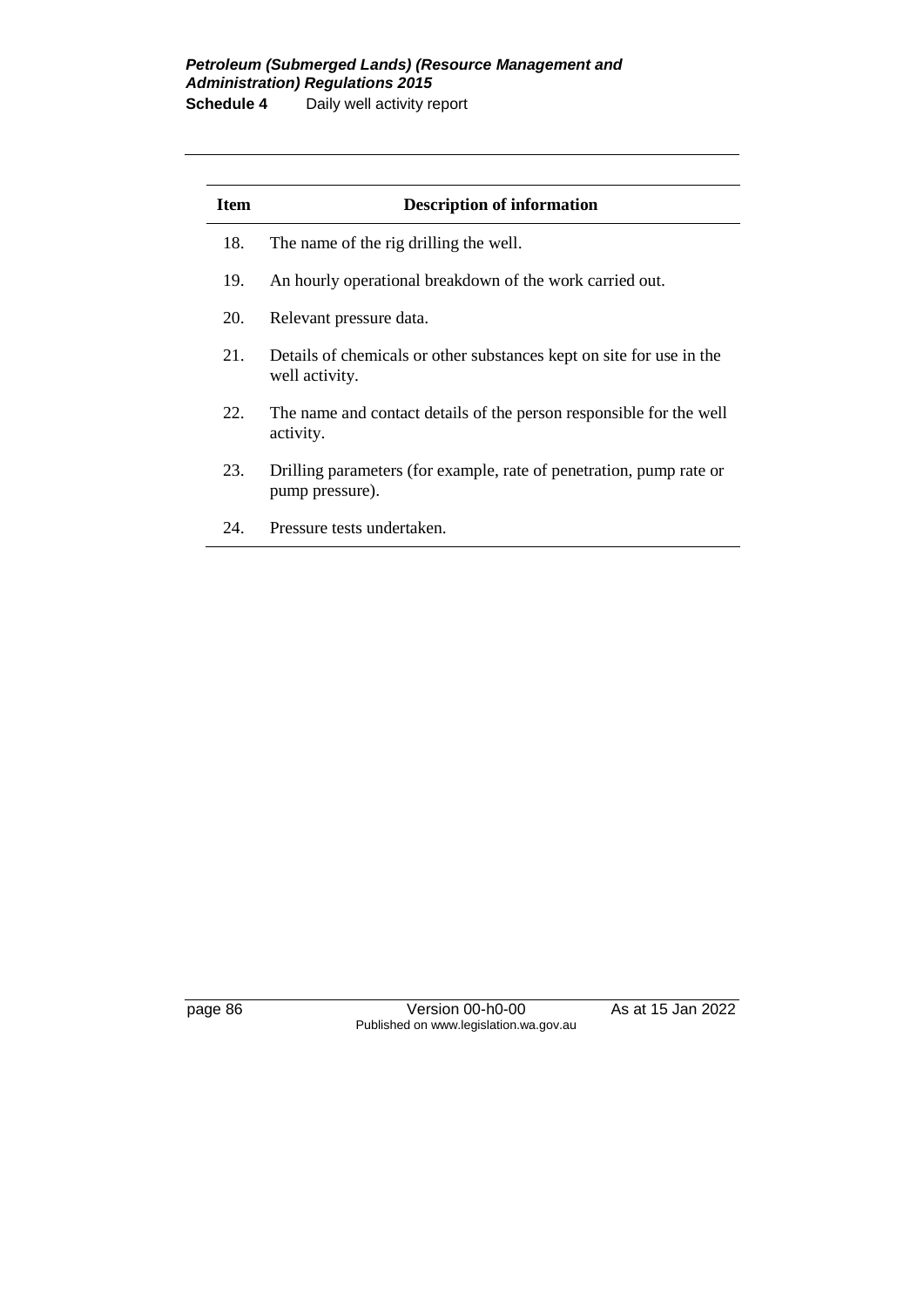| Item | Description of information |
|---|---|
| 18. | The name of the rig drilling the well. |
| 19. | An hourly operational breakdown of the work carried out. |
| 20. | Relevant pressure data. |
| 21. | Details of chemicals or other substances kept on site for use in the well activity. |
| 22. | The name and contact details of the person responsible for the well activity. |
| 23. | Drilling parameters (for example, rate of penetration, pump rate or pump pressure). |
| 24. | Pressure tests undertaken. |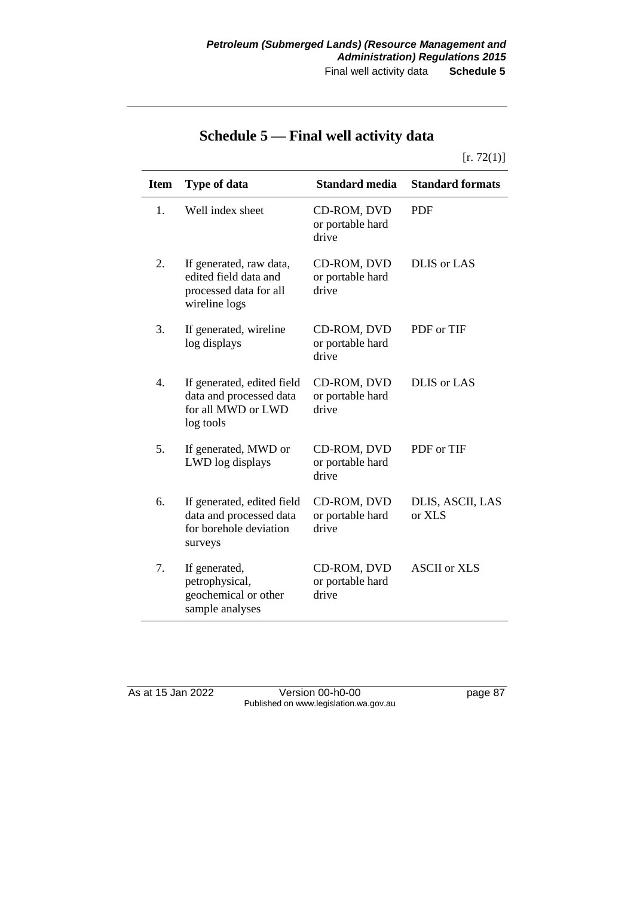# Schedule 5 — Final well activity data

[r. 72(1)]

| Item | Type of data | Standard media | Standard formats |
|---|---|---|---|
| 1. | Well index sheet | CD-ROM, DVD or portable hard drive | PDF |
| 2. | If generated, raw data, edited field data and processed data for all wireline logs | CD-ROM, DVD or portable hard drive | DLIS or LAS |
| 3. | If generated, wireline log displays | CD-ROM, DVD or portable hard drive | PDF or TIF |
| 4. | If generated, edited field data and processed data for all MWD or LWD log tools | CD-ROM, DVD or portable hard drive | DLIS or LAS |
| 5. | If generated, MWD or LWD log displays | CD-ROM, DVD or portable hard drive | PDF or TIF |
| 6. | If generated, edited field data and processed data for borehole deviation surveys | CD-ROM, DVD or portable hard drive | DLIS, ASCII, LAS or XLS |
| 7. | If generated, petrophysical, geochemical or other sample analyses | CD-ROM, DVD or portable hard drive | ASCII or XLS |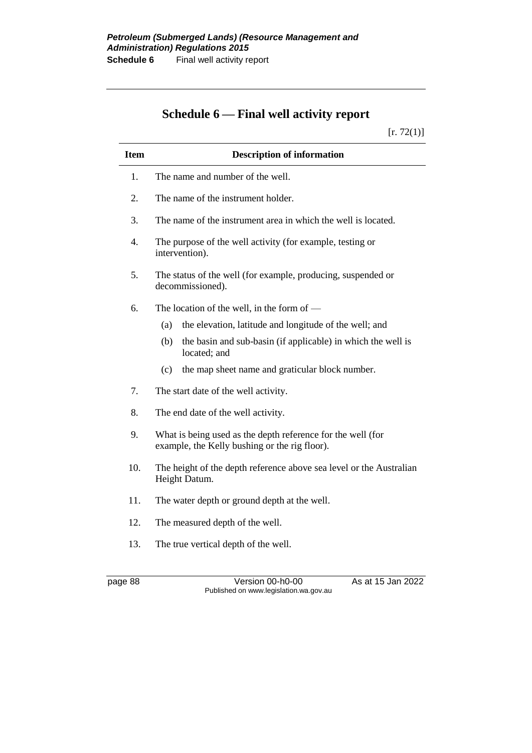# Schedule 6 — Final well activity report

[r. 72(1)]

| Item | Description of information |
|---|---|
| 1. | The name and number of the well. |
| 2. | The name of the instrument holder. |
| 3. | The name of the instrument area in which the well is located. |
| 4. | The purpose of the well activity (for example, testing or intervention). |
| 5. | The status of the well (for example, producing, suspended or decommissioned). |
| 6. | The location of the well, in the form of — (a) the elevation, latitude and longitude of the well; and (b) the basin and sub-basin (if applicable) in which the well is located; and (c) the map sheet name and graticular block number. |
| 7. | The start date of the well activity. |
| 8. | The end date of the well activity. |
| 9. | What is being used as the depth reference for the well (for example, the Kelly bushing or the rig floor). |
| 10. | The height of the depth reference above sea level or the Australian Height Datum. |
| 11. | The water depth or ground depth at the well. |
| 12. | The measured depth of the well. |
| 13. | The true vertical depth of the well. |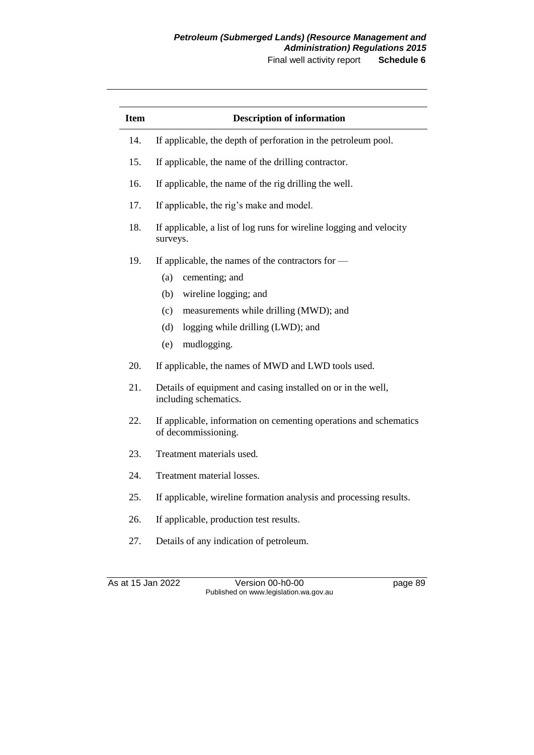| Item | Description of information |
|---|---|
| 14. | If applicable, the depth of perforation in the petroleum pool. |
| 15. | If applicable, the name of the drilling contractor. |
| 16. | If applicable, the name of the rig drilling the well. |
| 17. | If applicable, the rig's make and model. |
| 18. | If applicable, a list of log runs for wireline logging and velocity surveys. |
| 19. | If applicable, the names of the contractors for — (a) cementing; and (b) wireline logging; and (c) measurements while drilling (MWD); and (d) logging while drilling (LWD); and (e) mudlogging. |
| 20. | If applicable, the names of MWD and LWD tools used. |
| 21. | Details of equipment and casing installed on or in the well, including schematics. |
| 22. | If applicable, information on cementing operations and schematics of decommissioning. |
| 23. | Treatment materials used. |
| 24. | Treatment material losses. |
| 25. | If applicable, wireline formation analysis and processing results. |
| 26. | If applicable, production test results. |
| 27. | Details of any indication of petroleum. |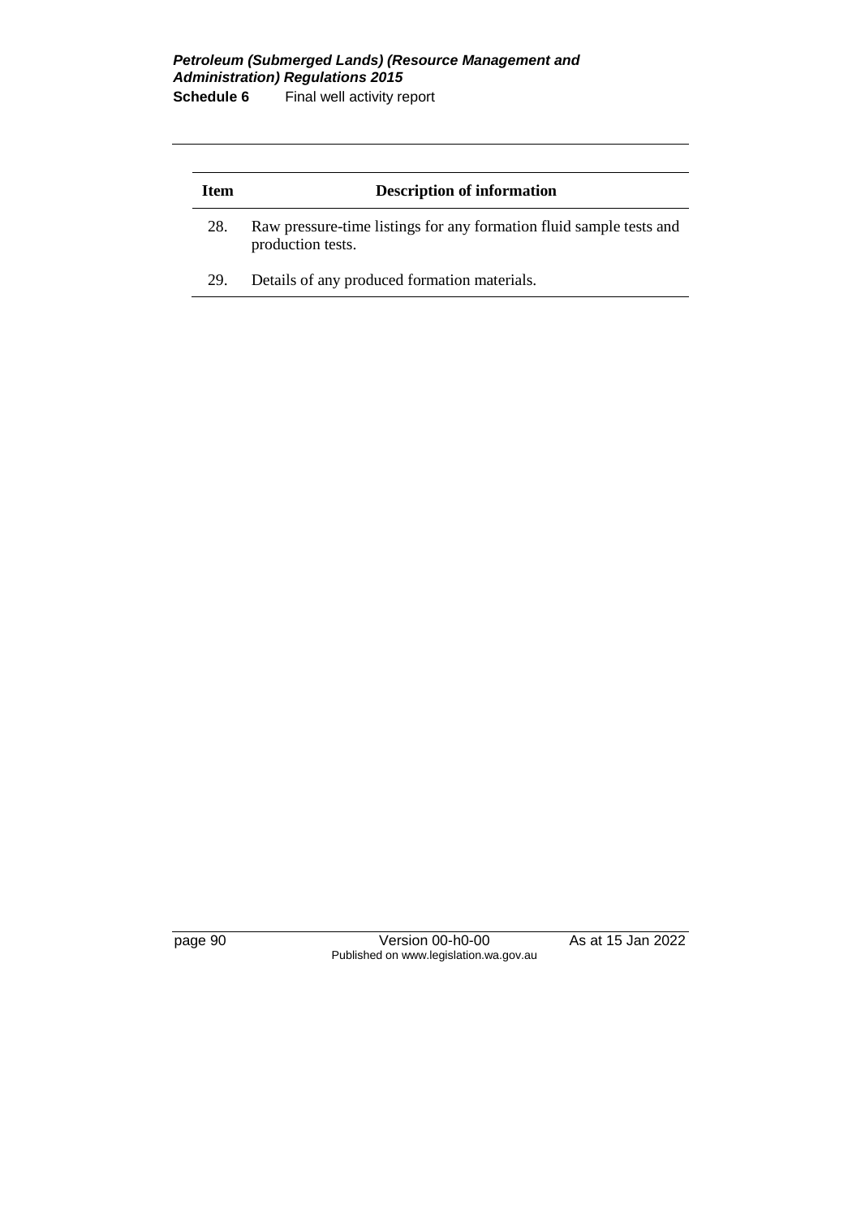| Item | Description of information |
| --- | --- |
| 28. | Raw pressure-time listings for any formation fluid sample tests and production tests. |
| 29. | Details of any produced formation materials. |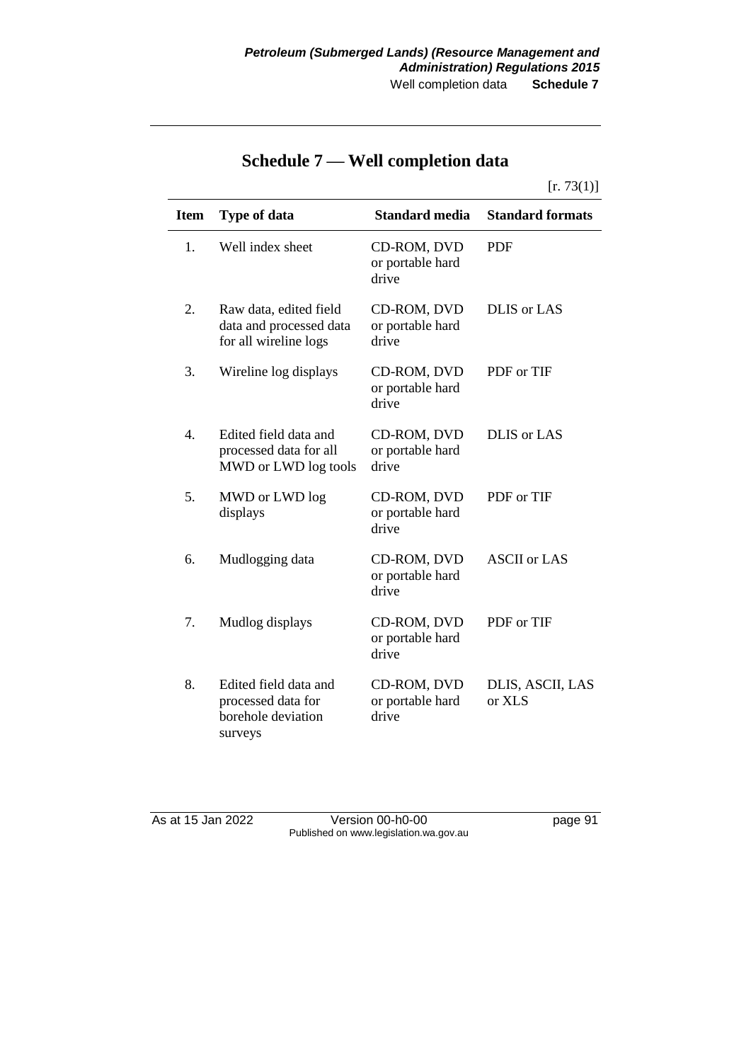# Schedule 7 — Well completion data

[r. 73(1)]

| Item | Type of data | Standard media | Standard formats |
|---|---|---|---|
| 1. | Well index sheet | CD-ROM, DVD or portable hard drive | PDF |
| 2. | Raw data, edited field data and processed data for all wireline logs | CD-ROM, DVD or portable hard drive | DLIS or LAS |
| 3. | Wireline log displays | CD-ROM, DVD or portable hard drive | PDF or TIF |
| 4. | Edited field data and processed data for all MWD or LWD log tools | CD-ROM, DVD or portable hard drive | DLIS or LAS |
| 5. | MWD or LWD log displays | CD-ROM, DVD or portable hard drive | PDF or TIF |
| 6. | Mudlogging data | CD-ROM, DVD or portable hard drive | ASCII or LAS |
| 7. | Mudlog displays | CD-ROM, DVD or portable hard drive | PDF or TIF |
| 8. | Edited field data and processed data for borehole deviation surveys | CD-ROM, DVD or portable hard drive | DLIS, ASCII, LAS or XLS |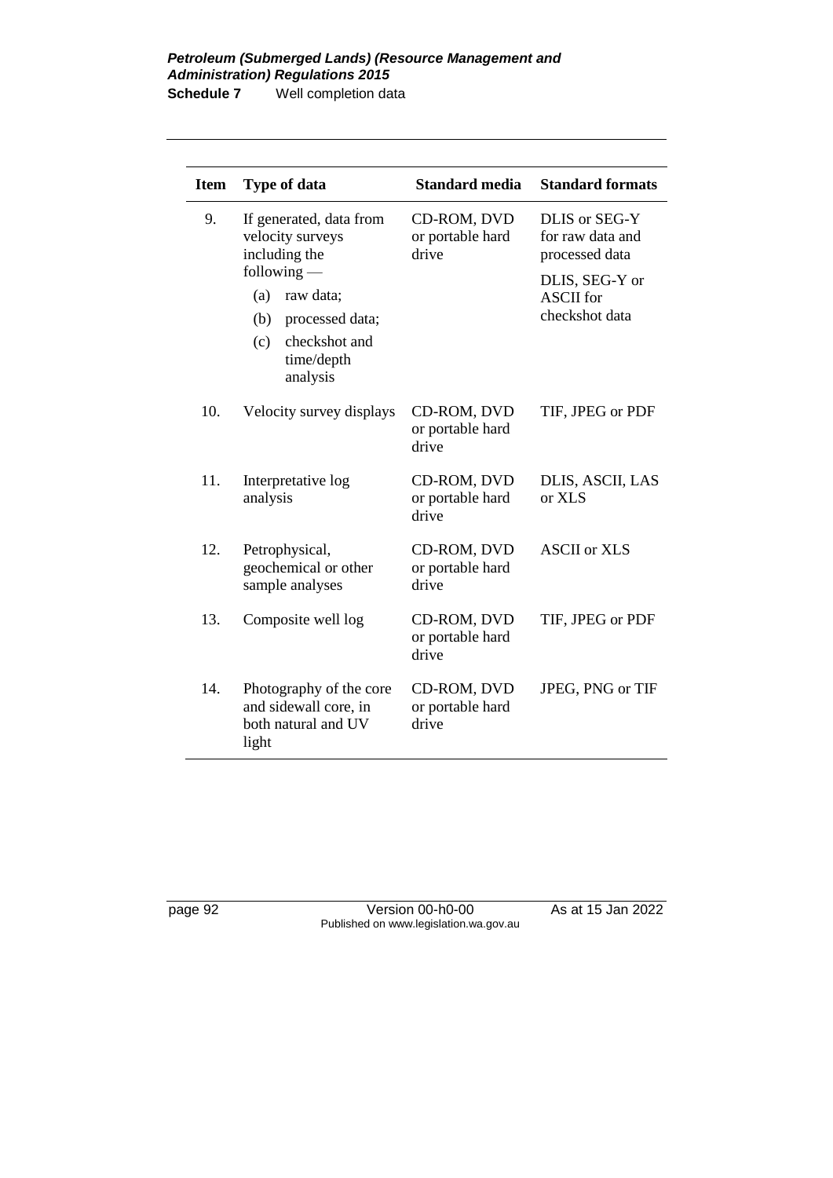| Item | Type of data | Standard media | Standard formats |
|---|---|---|---|
| 9. | If generated, data from velocity surveys including the following — (a) raw data; (b) processed data; (c) checkshot and time/depth analysis | CD-ROM, DVD or portable hard drive | DLIS or SEG-Y for raw data and processed data<br>DLIS, SEG-Y or ASCII for checkshot data |
| 10. | Velocity survey displays | CD-ROM, DVD or portable hard drive | TIF, JPEG or PDF |
| 11. | Interpretative log analysis | CD-ROM, DVD or portable hard drive | DLIS, ASCII, LAS or XLS |
| 12. | Petrophysical, geochemical or other sample analyses | CD-ROM, DVD or portable hard drive | ASCII or XLS |
| 13. | Composite well log | CD-ROM, DVD or portable hard drive | TIF, JPEG or PDF |
| 14. | Photography of the core and sidewall core, in both natural and UV light | CD-ROM, DVD or portable hard drive | JPEG, PNG or TIF |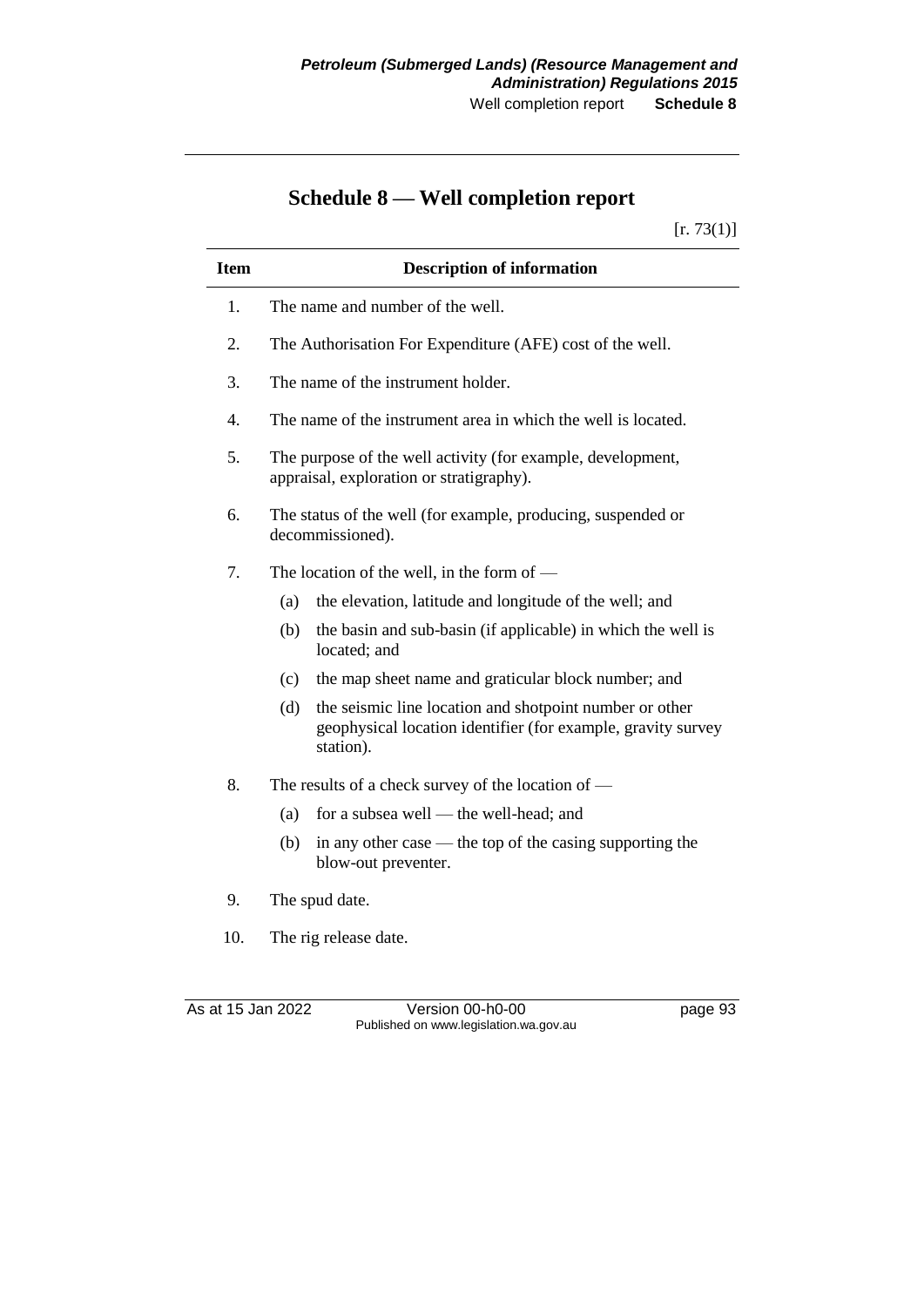# Schedule 8 — Well completion report

[r. 73(1)]

| Item | Description of information |
|---|---|
| 1. | The name and number of the well. |
| 2. | The Authorisation For Expenditure (AFE) cost of the well. |
| 3. | The name of the instrument holder. |
| 4. | The name of the instrument area in which the well is located. |
| 5. | The purpose of the well activity (for example, development, appraisal, exploration or stratigraphy). |
| 6. | The status of the well (for example, producing, suspended or decommissioned). |
| 7. | The location of the well, in the form of — (a) the elevation, latitude and longitude of the well; and (b) the basin and sub-basin (if applicable) in which the well is located; and (c) the map sheet name and graticular block number; and (d) the seismic line location and shotpoint number or other geophysical location identifier (for example, gravity survey station). |
| 8. | The results of a check survey of the location of — (a) for a subsea well — the well-head; and (b) in any other case — the top of the casing supporting the blow-out preventer. |
| 9. | The spud date. |
| 10. | The rig release date. |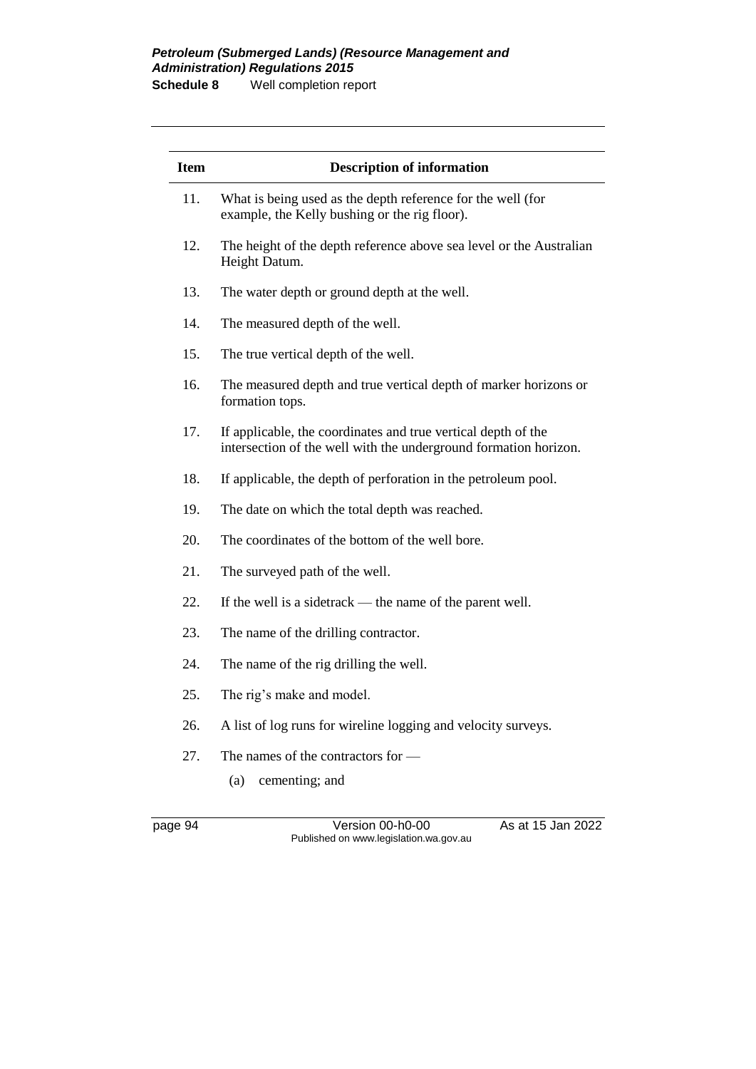| Item | Description of information |
|---|---|
| 11. | What is being used as the depth reference for the well (for example, the Kelly bushing or the rig floor). |
| 12. | The height of the depth reference above sea level or the Australian Height Datum. |
| 13. | The water depth or ground depth at the well. |
| 14. | The measured depth of the well. |
| 15. | The true vertical depth of the well. |
| 16. | The measured depth and true vertical depth of marker horizons or formation tops. |
| 17. | If applicable, the coordinates and true vertical depth of the intersection of the well with the underground formation horizon. |
| 18. | If applicable, the depth of perforation in the petroleum pool. |
| 19. | The date on which the total depth was reached. |
| 20. | The coordinates of the bottom of the well bore. |
| 21. | The surveyed path of the well. |
| 22. | If the well is a sidetrack — the name of the parent well. |
| 23. | The name of the drilling contractor. |
| 24. | The name of the rig drilling the well. |
| 25. | The rig's make and model. |
| 26. | A list of log runs for wireline logging and velocity surveys. |
| 27. | The names of the contractors for —<br>(a) cementing; and |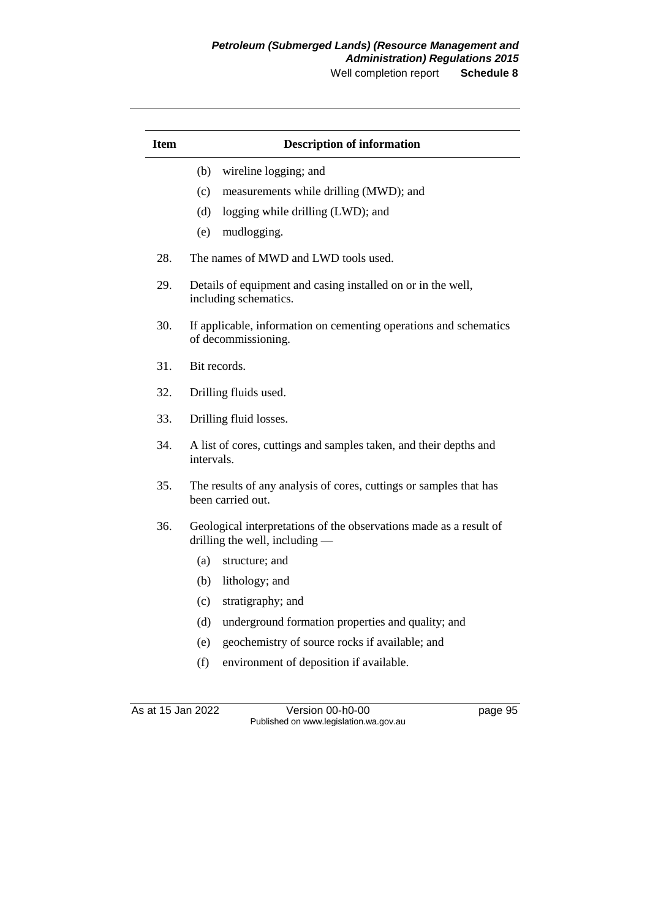| Item | Description of information |
|---|---|
| | (b) wireline logging; and |
| | (c) measurements while drilling (MWD); and |
| | (d) logging while drilling (LWD); and |
| | (e) mudlogging. |
| 28. | The names of MWD and LWD tools used. |
| 29. | Details of equipment and casing installed on or in the well, including schematics. |
| 30. | If applicable, information on cementing operations and schematics of decommissioning. |
| 31. | Bit records. |
| 32. | Drilling fluids used. |
| 33. | Drilling fluid losses. |
| 34. | A list of cores, cuttings and samples taken, and their depths and intervals. |
| 35. | The results of any analysis of cores, cuttings or samples that has been carried out. |
| 36. | Geological interpretations of the observations made as a result of drilling the well, including — |
| | (a) structure; and |
| | (b) lithology; and |
| | (c) stratigraphy; and |
| | (d) underground formation properties and quality; and |
| | (e) geochemistry of source rocks if available; and |
| | (f) environment of deposition if available. |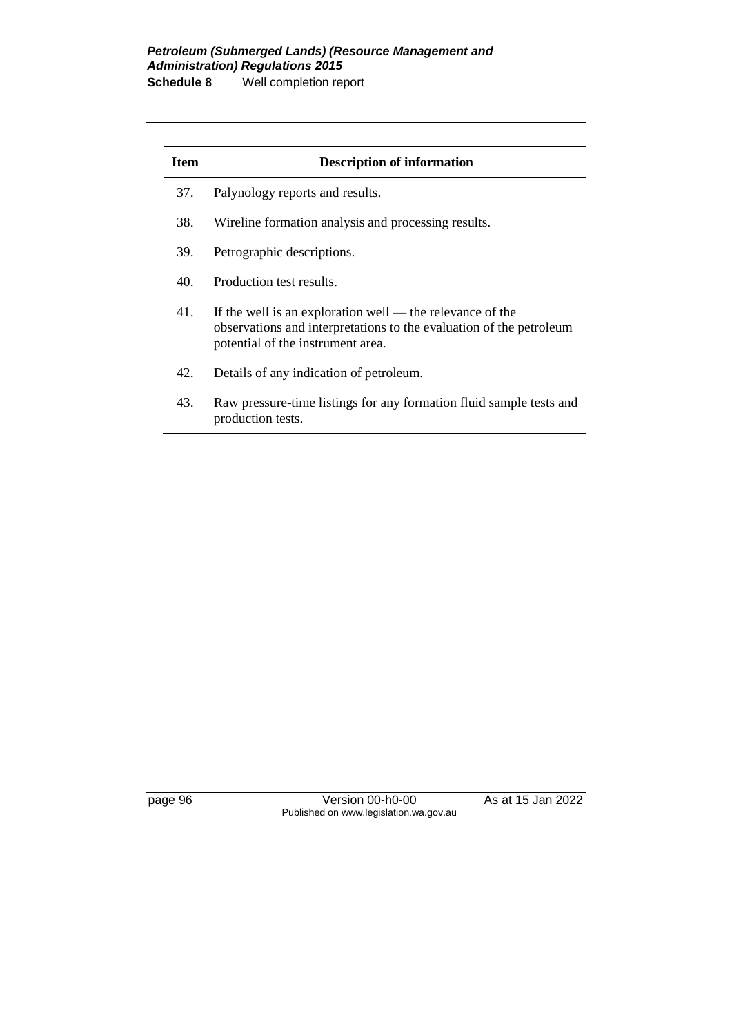| Item | Description of information |
|---|---|
| 37. | Palynology reports and results. |
| 38. | Wireline formation analysis and processing results. |
| 39. | Petrographic descriptions. |
| 40. | Production test results. |
| 41. | If the well is an exploration well — the relevance of the observations and interpretations to the evaluation of the petroleum potential of the instrument area. |
| 42. | Details of any indication of petroleum. |
| 43. | Raw pressure-time listings for any formation fluid sample tests and production tests. |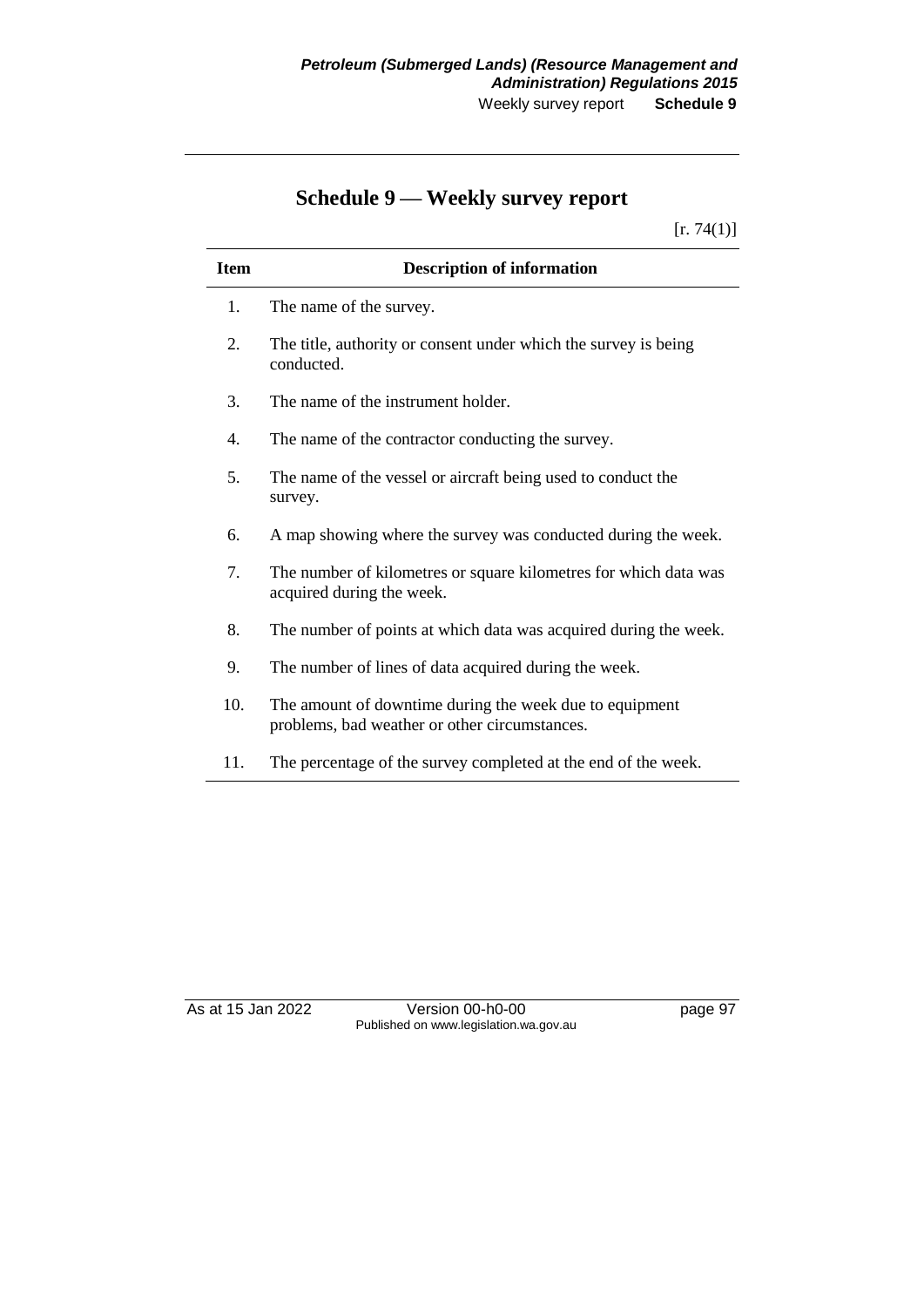# Schedule 9 — Weekly survey report

[r. 74(1)]

| Item | Description of information |
|---|---|
| 1. | The name of the survey. |
| 2. | The title, authority or consent under which the survey is being conducted. |
| 3. | The name of the instrument holder. |
| 4. | The name of the contractor conducting the survey. |
| 5. | The name of the vessel or aircraft being used to conduct the survey. |
| 6. | A map showing where the survey was conducted during the week. |
| 7. | The number of kilometres or square kilometres for which data was acquired during the week. |
| 8. | The number of points at which data was acquired during the week. |
| 9. | The number of lines of data acquired during the week. |
| 10. | The amount of downtime during the week due to equipment problems, bad weather or other circumstances. |
| 11. | The percentage of the survey completed at the end of the week. |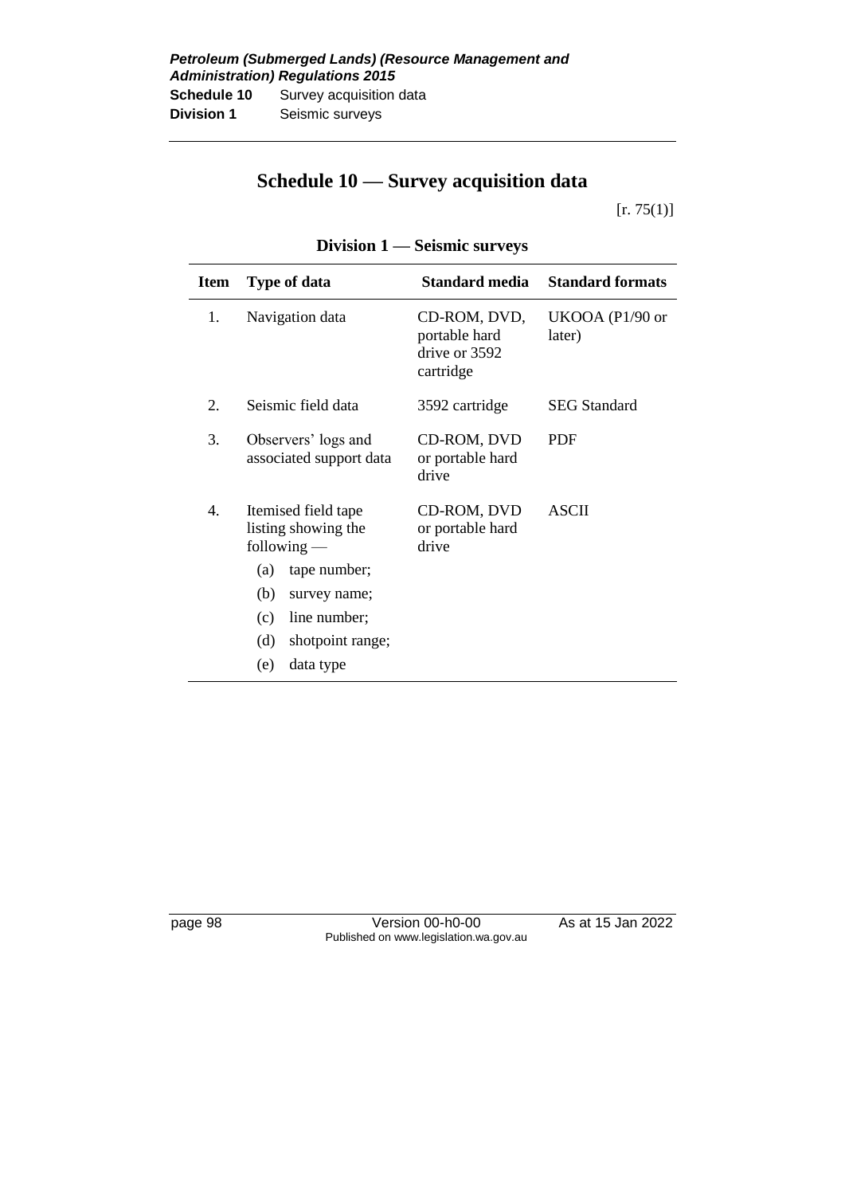# Schedule 10 — Survey acquisition data

[r. 75(1)]

## Division 1 — Seismic surveys

| Item | Type of data | Standard media | Standard formats |
|---|---|---|---|
| 1. | Navigation data | CD-ROM, DVD, portable hard drive or 3592 cartridge | UKOOA (P1/90 or later) |
| 2. | Seismic field data | 3592 cartridge | SEG Standard |
| 3. | Observers' logs and associated support data | CD-ROM, DVD or portable hard drive | PDF |
| 4. | Itemised field tape listing showing the following — (a) tape number; (b) survey name; (c) line number; (d) shotpoint range; (e) data type | CD-ROM, DVD or portable hard drive | ASCII |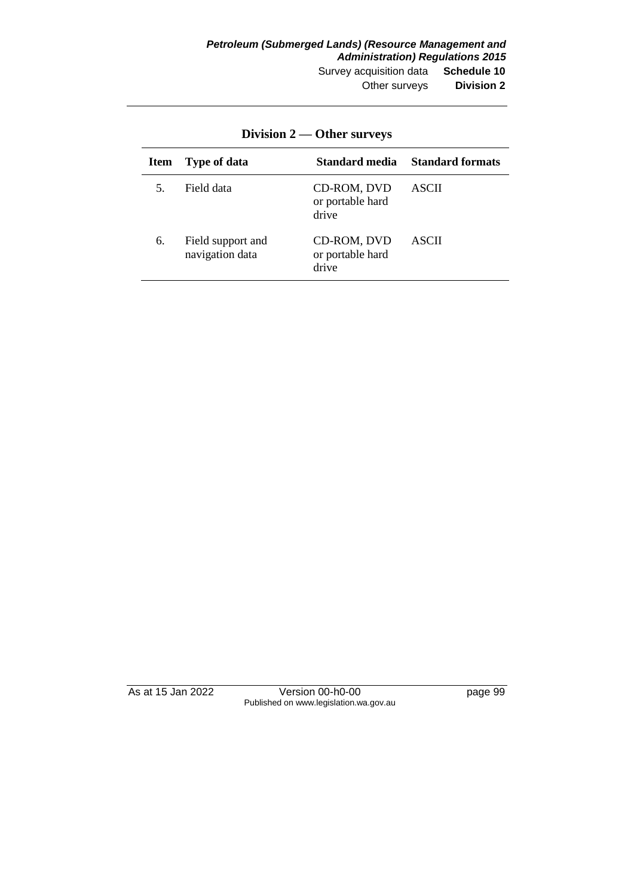## Division 2 — Other surveys

| Item | Type of data | Standard media | Standard formats |
|---|---|---|---|
| 5. | Field data | CD-ROM, DVD or portable hard drive | ASCII |
| 6. | Field support and navigation data | CD-ROM, DVD or portable hard drive | ASCII |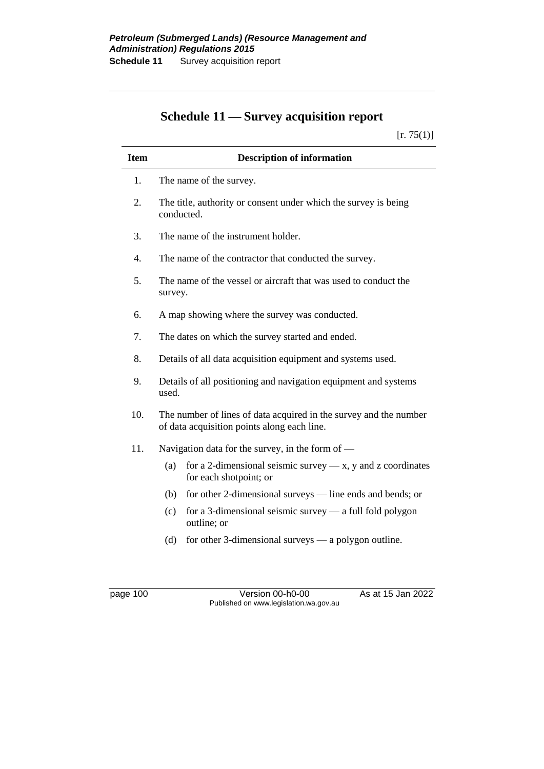# Schedule 11 — Survey acquisition report

[r. 75(1)]

| Item | Description of information |
|---|---|
| 1. | The name of the survey. |
| 2. | The title, authority or consent under which the survey is being conducted. |
| 3. | The name of the instrument holder. |
| 4. | The name of the contractor that conducted the survey. |
| 5. | The name of the vessel or aircraft that was used to conduct the survey. |
| 6. | A map showing where the survey was conducted. |
| 7. | The dates on which the survey started and ended. |
| 8. | Details of all data acquisition equipment and systems used. |
| 9. | Details of all positioning and navigation equipment and systems used. |
| 10. | The number of lines of data acquired in the survey and the number of data acquisition points along each line. |
| 11. | Navigation data for the survey, in the form of —<br>(a) for a 2-dimensional seismic survey — x, y and z coordinates for each shotpoint; or<br>(b) for other 2-dimensional surveys — line ends and bends; or<br>(c) for a 3-dimensional seismic survey — a full fold polygon outline; or<br>(d) for other 3-dimensional surveys — a polygon outline. |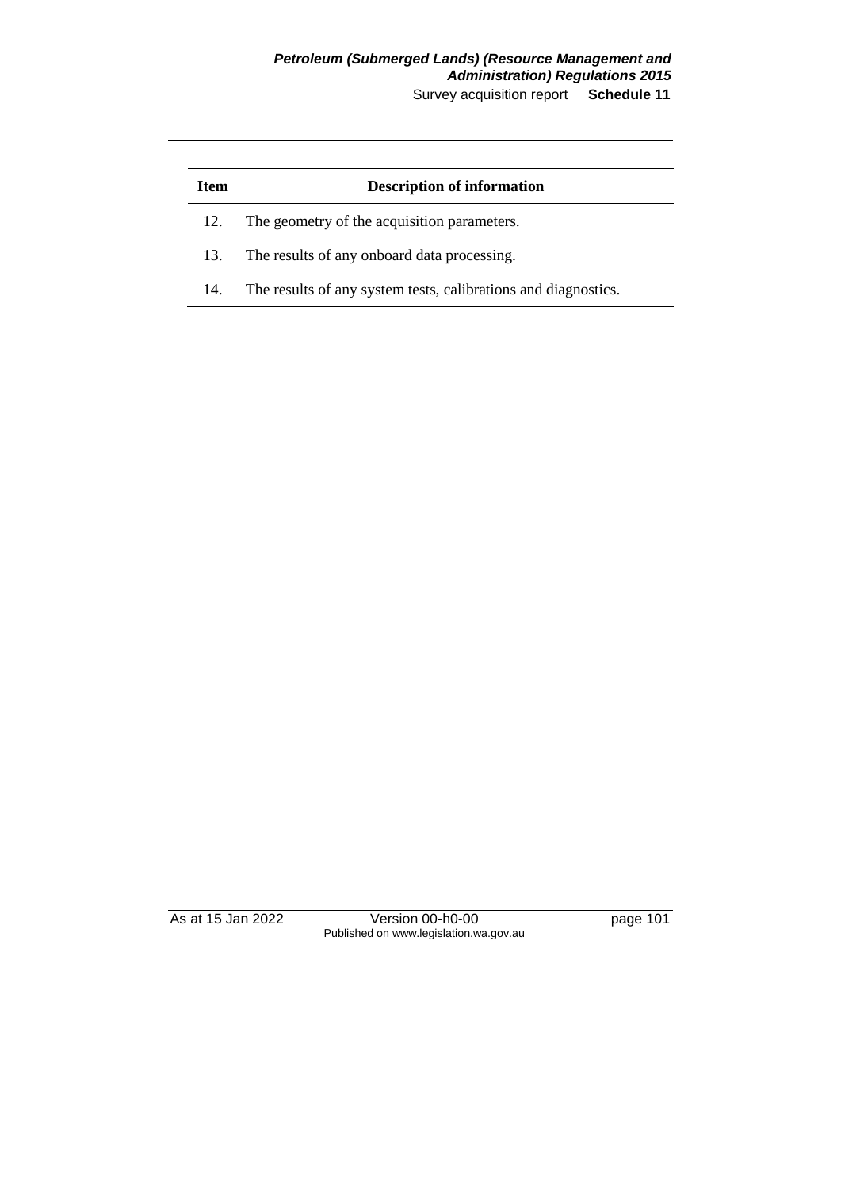| Item | Description of information |
|---|---|
| 12. | The geometry of the acquisition parameters. |
| 13. | The results of any onboard data processing. |
| 14. | The results of any system tests, calibrations and diagnostics. |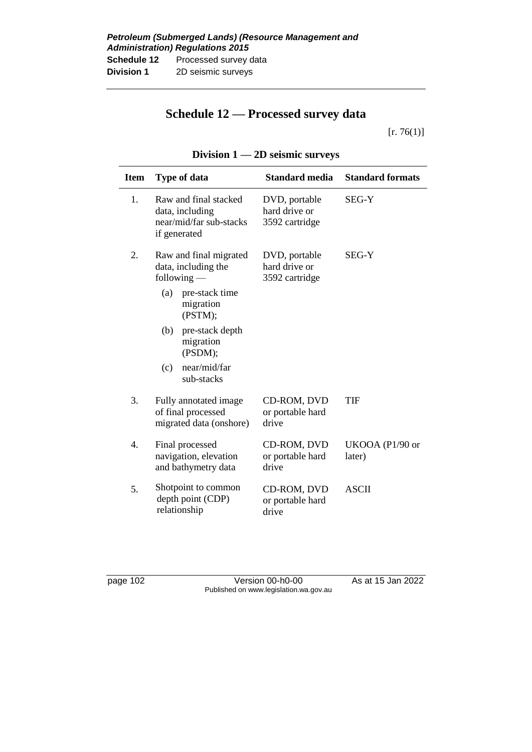# Schedule 12 — Processed survey data

[r. 76(1)]

## Division 1 — 2D seismic surveys

| Item | Type of data | Standard media | Standard formats |
|---|---|---|---|
| 1. | Raw and final stacked data, including near/mid/far sub-stacks if generated | DVD, portable hard drive or 3592 cartridge | SEG-Y |
| 2. | Raw and final migrated data, including the following — (a) pre-stack time migration (PSTM); (b) pre-stack depth migration (PSDM); (c) near/mid/far sub-stacks | DVD, portable hard drive or 3592 cartridge | SEG-Y |
| 3. | Fully annotated image of final processed migrated data (onshore) | CD-ROM, DVD or portable hard drive | TIF |
| 4. | Final processed navigation, elevation and bathymetry data | CD-ROM, DVD or portable hard drive | UKOOA (P1/90 or later) |
| 5. | Shotpoint to common depth point (CDP) relationship | CD-ROM, DVD or portable hard drive | ASCII |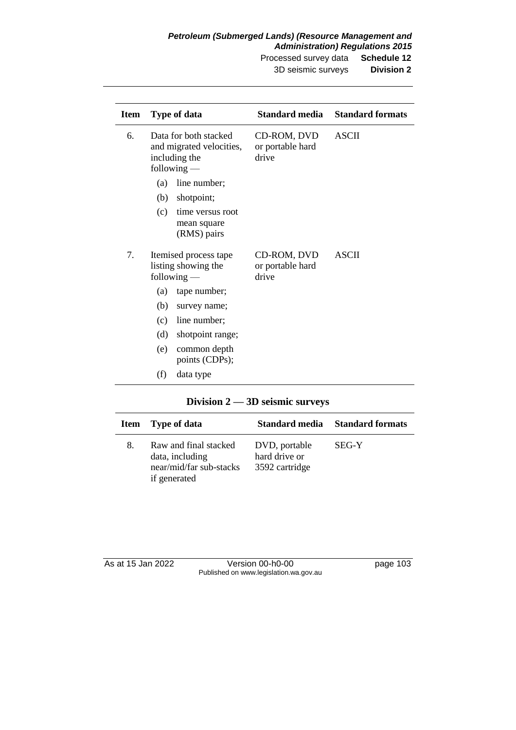| Item | Type of data | Standard media | Standard formats |
|---|---|---|---|
| 6. | Data for both stacked and migrated velocities, including the following — (a) line number; (b) shotpoint; (c) time versus root mean square (RMS) pairs | CD-ROM, DVD or portable hard drive | ASCII |
| 7. | Itemised process tape listing showing the following — (a) tape number; (b) survey name; (c) line number; (d) shotpoint range; (e) common depth points (CDPs); (f) data type | CD-ROM, DVD or portable hard drive | ASCII |

## Division 2 — 3D seismic surveys

| Item | Type of data | Standard media | Standard formats |
|---|---|---|---|
| 8. | Raw and final stacked data, including near/mid/far sub-stacks if generated | DVD, portable hard drive or 3592 cartridge | SEG-Y |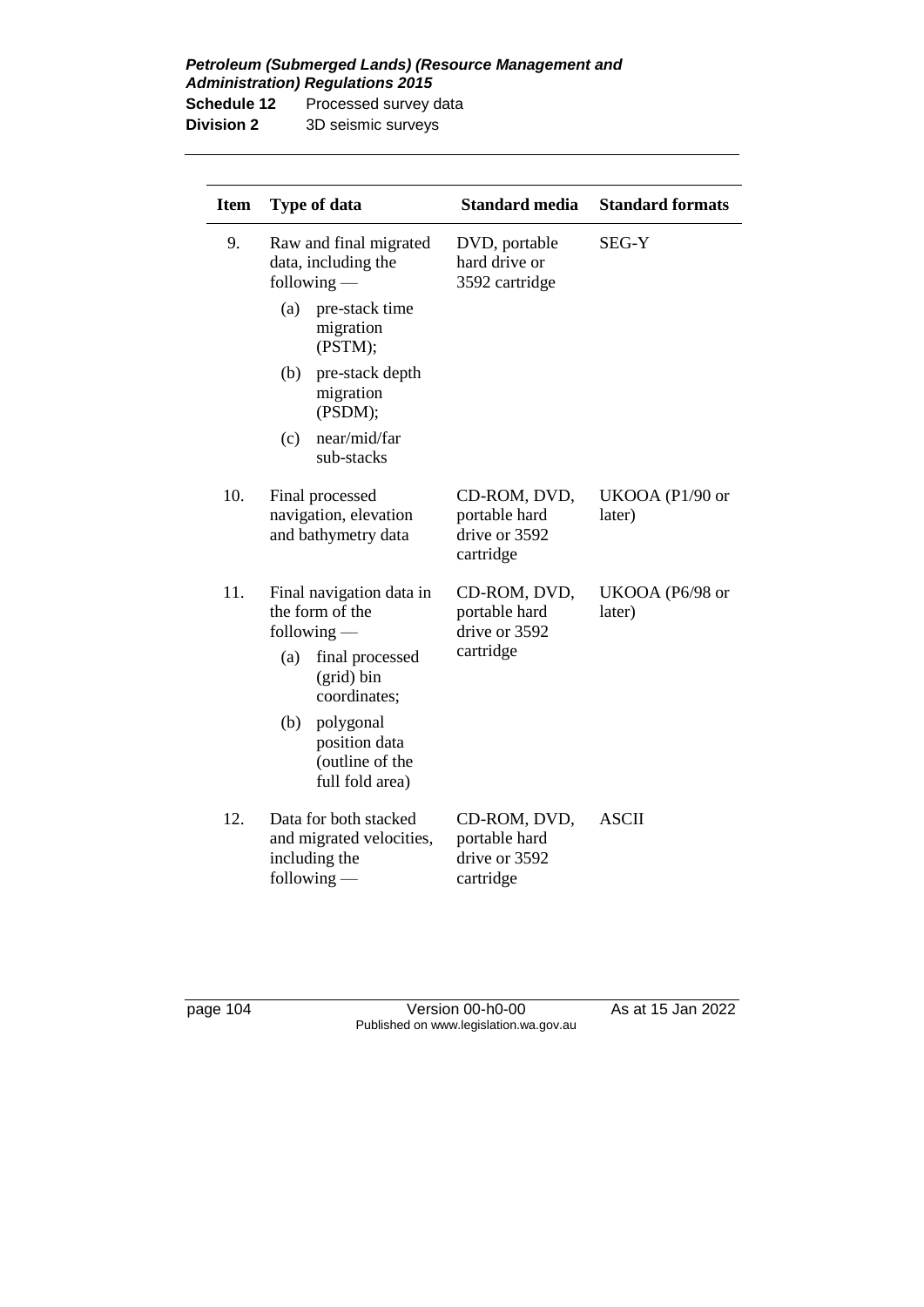| Item | Type of data | Standard media | Standard formats |
|---|---|---|---|
| 9. | Raw and final migrated data, including the following — (a) pre-stack time migration (PSTM); (b) pre-stack depth migration (PSDM); (c) near/mid/far sub-stacks | DVD, portable hard drive or 3592 cartridge | SEG-Y |
| 10. | Final processed navigation, elevation and bathymetry data | CD-ROM, DVD, portable hard drive or 3592 cartridge | UKOOA (P1/90 or later) |
| 11. | Final navigation data in the form of the following — (a) final processed (grid) bin coordinates; (b) polygonal position data (outline of the full fold area) | CD-ROM, DVD, portable hard drive or 3592 cartridge | UKOOA (P6/98 or later) |
| 12. | Data for both stacked and migrated velocities, including the following — | CD-ROM, DVD, portable hard drive or 3592 cartridge | ASCII |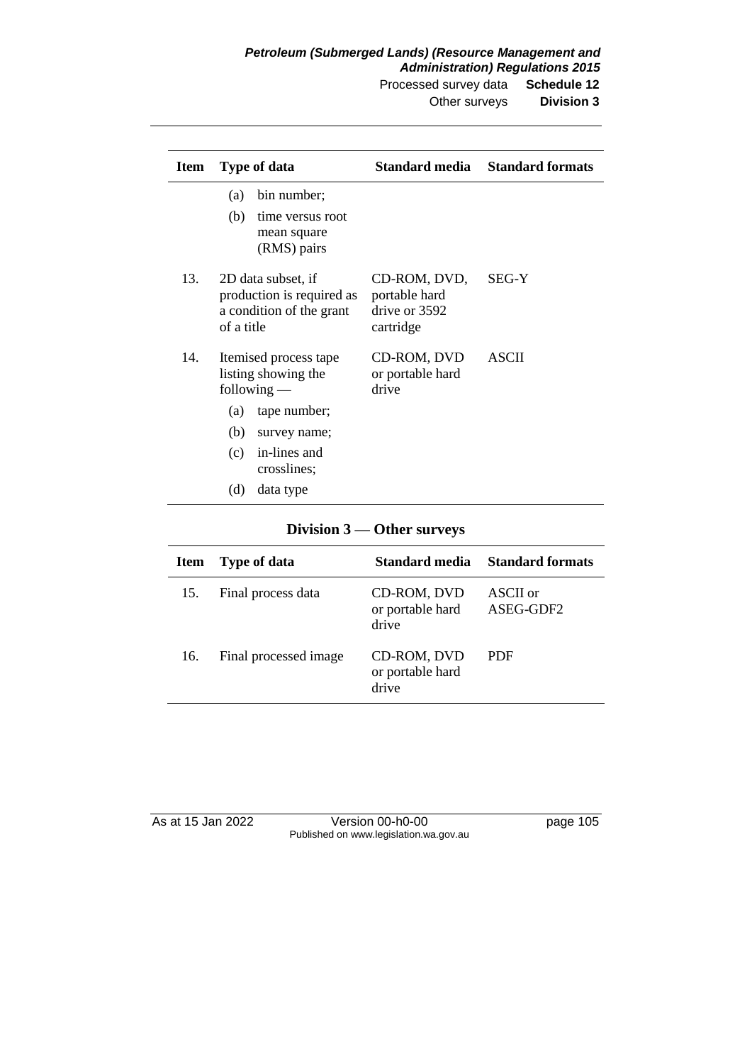| Item | Type of data | Standard media | Standard formats |
|---|---|---|---|
| | (a) bin number;<br>(b) time versus root mean square (RMS) pairs | | |
| 13. | 2D data subset, if production is required as a condition of the grant of a title | CD-ROM, DVD, portable hard drive or 3592 cartridge | SEG-Y |
| 14. | Itemised process tape listing showing the following —<br>(a) tape number;<br>(b) survey name;<br>(c) in-lines and crosslines;<br>(d) data type | CD-ROM, DVD or portable hard drive | ASCII |

## Division 3 — Other surveys

| Item | Type of data | Standard media | Standard formats |
|---|---|---|---|
| 15. | Final process data | CD-ROM, DVD or portable hard drive | ASCII or ASEG-GDF2 |
| 16. | Final processed image | CD-ROM, DVD or portable hard drive | PDF |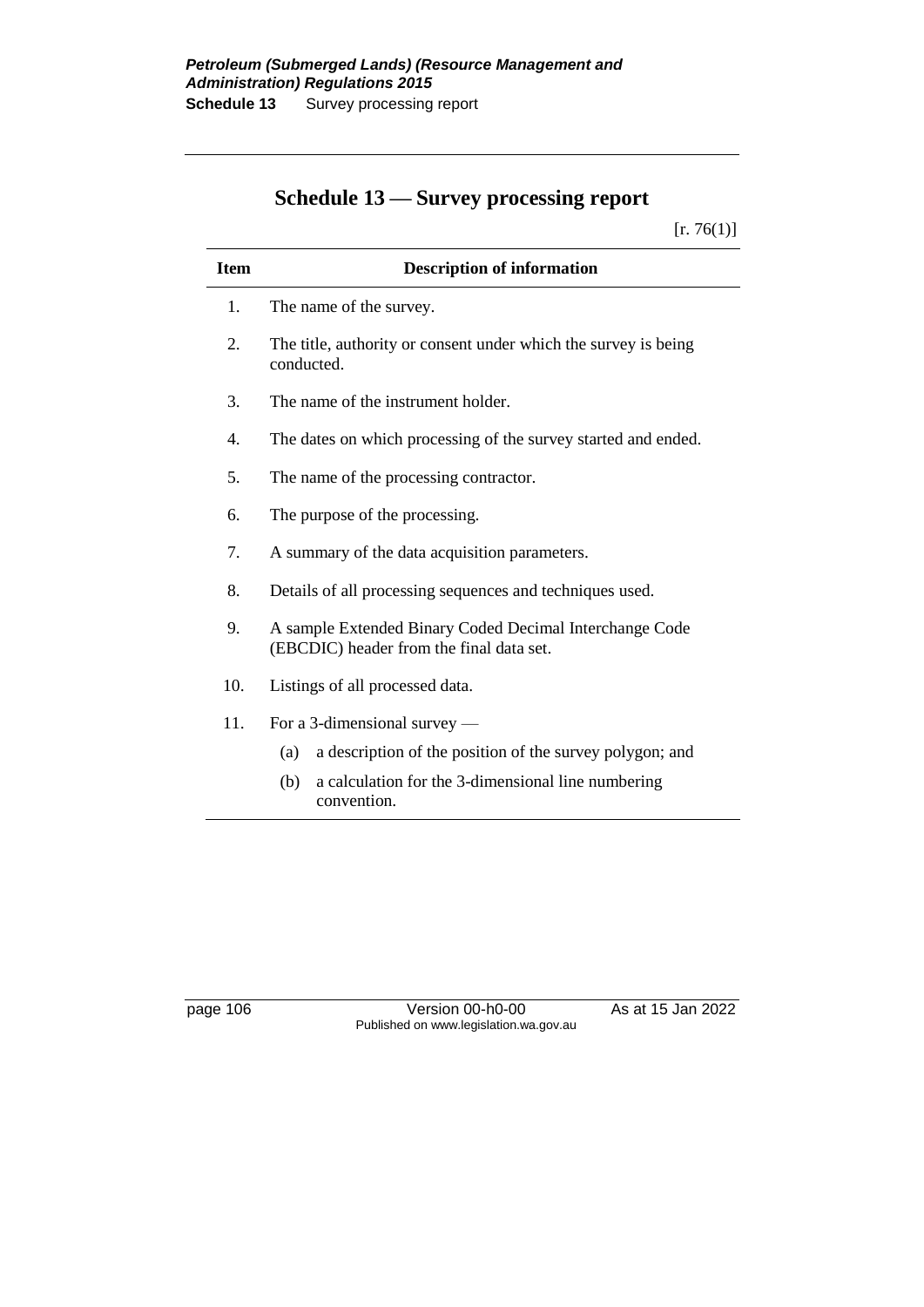# Schedule 13 — Survey processing report

[r. 76(1)]

| Item | Description of information |
|---|---|
| 1. | The name of the survey. |
| 2. | The title, authority or consent under which the survey is being conducted. |
| 3. | The name of the instrument holder. |
| 4. | The dates on which processing of the survey started and ended. |
| 5. | The name of the processing contractor. |
| 6. | The purpose of the processing. |
| 7. | A summary of the data acquisition parameters. |
| 8. | Details of all processing sequences and techniques used. |
| 9. | A sample Extended Binary Coded Decimal Interchange Code (EBCDIC) header from the final data set. |
| 10. | Listings of all processed data. |
| 11. | For a 3-dimensional survey — (a) a description of the position of the survey polygon; and (b) a calculation for the 3-dimensional line numbering convention. |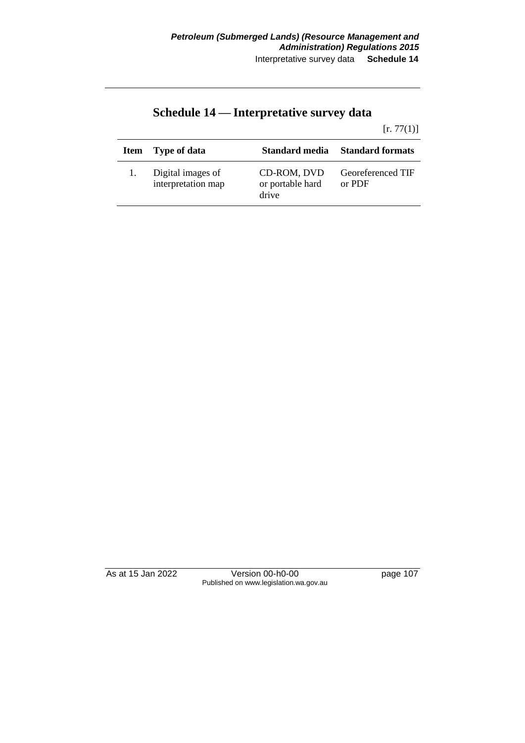# Schedule 14 — Interpretative survey data

[r. 77(1)]

| Item | Type of data | Standard media | Standard formats |
|---|---|---|---|
| 1. | Digital images of interpretation map | CD-ROM, DVD or portable hard drive | Georeferenced TIF or PDF |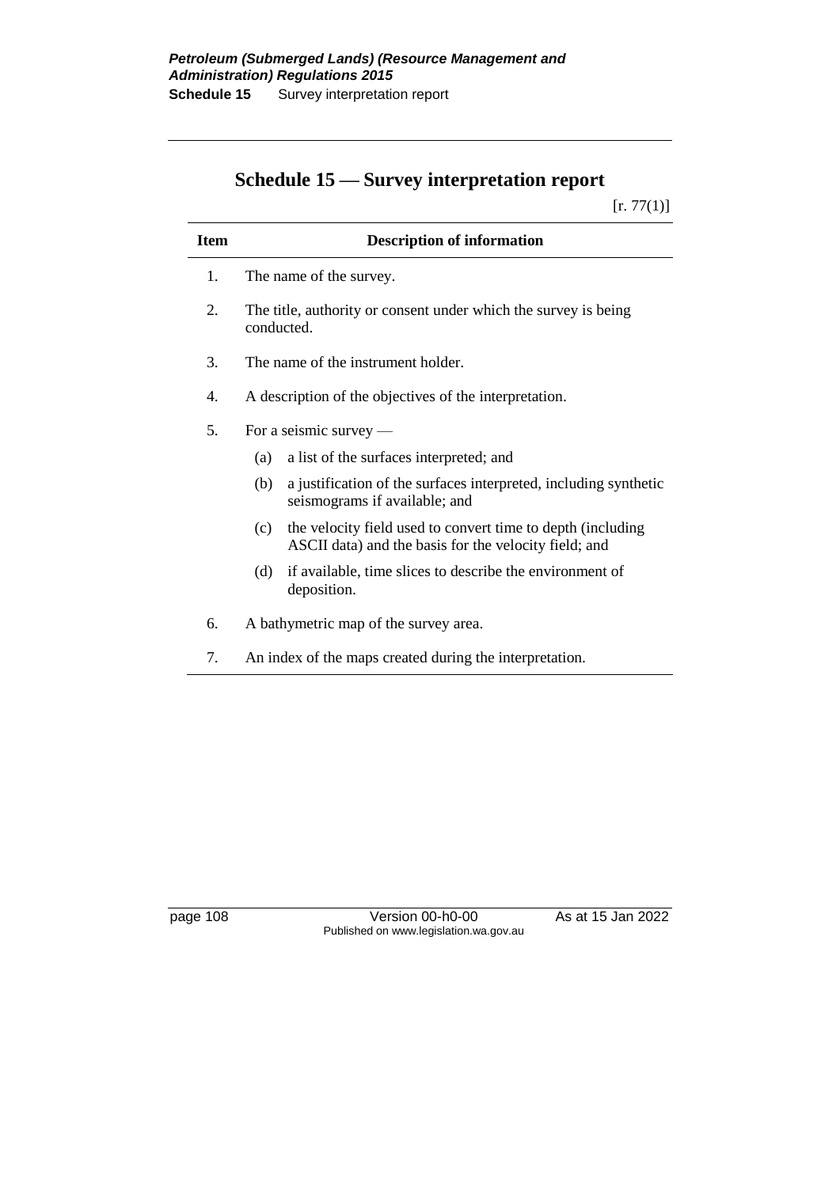# Schedule 15 — Survey interpretation report

[r. 77(1)]

| Item | Description of information |
|---|---|
| 1. | The name of the survey. |
| 2. | The title, authority or consent under which the survey is being conducted. |
| 3. | The name of the instrument holder. |
| 4. | A description of the objectives of the interpretation. |
| 5. | For a seismic survey —<br>(a) a list of the surfaces interpreted; and<br>(b) a justification of the surfaces interpreted, including synthetic seismograms if available; and<br>(c) the velocity field used to convert time to depth (including ASCII data) and the basis for the velocity field; and<br>(d) if available, time slices to describe the environment of deposition. |
| 6. | A bathymetric map of the survey area. |
| 7. | An index of the maps created during the interpretation. |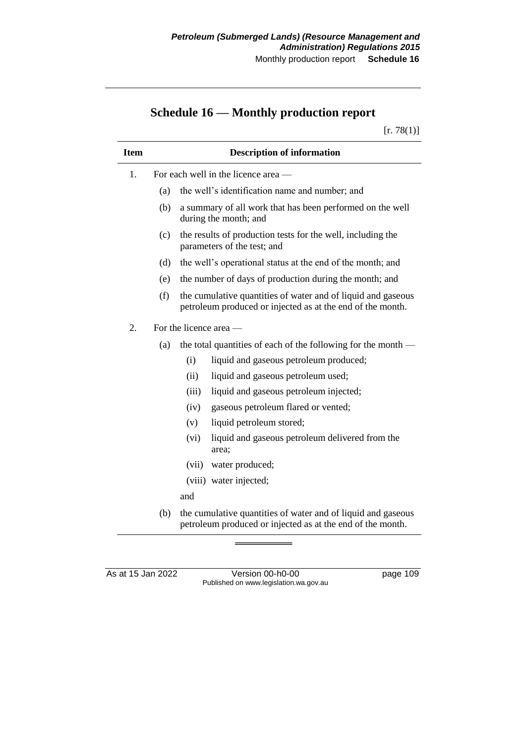# Schedule 16 — Monthly production report

[r. 78(1)]

| Item | Description of information |
|---|---|
| 1. | For each well in the licence area — |
| | (a) the well's identification name and number; and |
| | (b) a summary of all work that has been performed on the well during the month; and |
| | (c) the results of production tests for the well, including the parameters of the test; and |
| | (d) the well's operational status at the end of the month; and |
| | (e) the number of days of production during the month; and |
| | (f) the cumulative quantities of water and of liquid and gaseous petroleum produced or injected as at the end of the month. |
| 2. | For the licence area — |
| | (a) the total quantities of each of the following for the month — |
| | (i) liquid and gaseous petroleum produced; |
| | (ii) liquid and gaseous petroleum used; |
| | (iii) liquid and gaseous petroleum injected; |
| | (iv) gaseous petroleum flared or vented; |
| | (v) liquid petroleum stored; |
| | (vi) liquid and gaseous petroleum delivered from the area; |
| | (vii) water produced; |
| | (viii) water injected; |
| | and |
| | (b) the cumulative quantities of water and of liquid and gaseous petroleum produced or injected as at the end of the month. |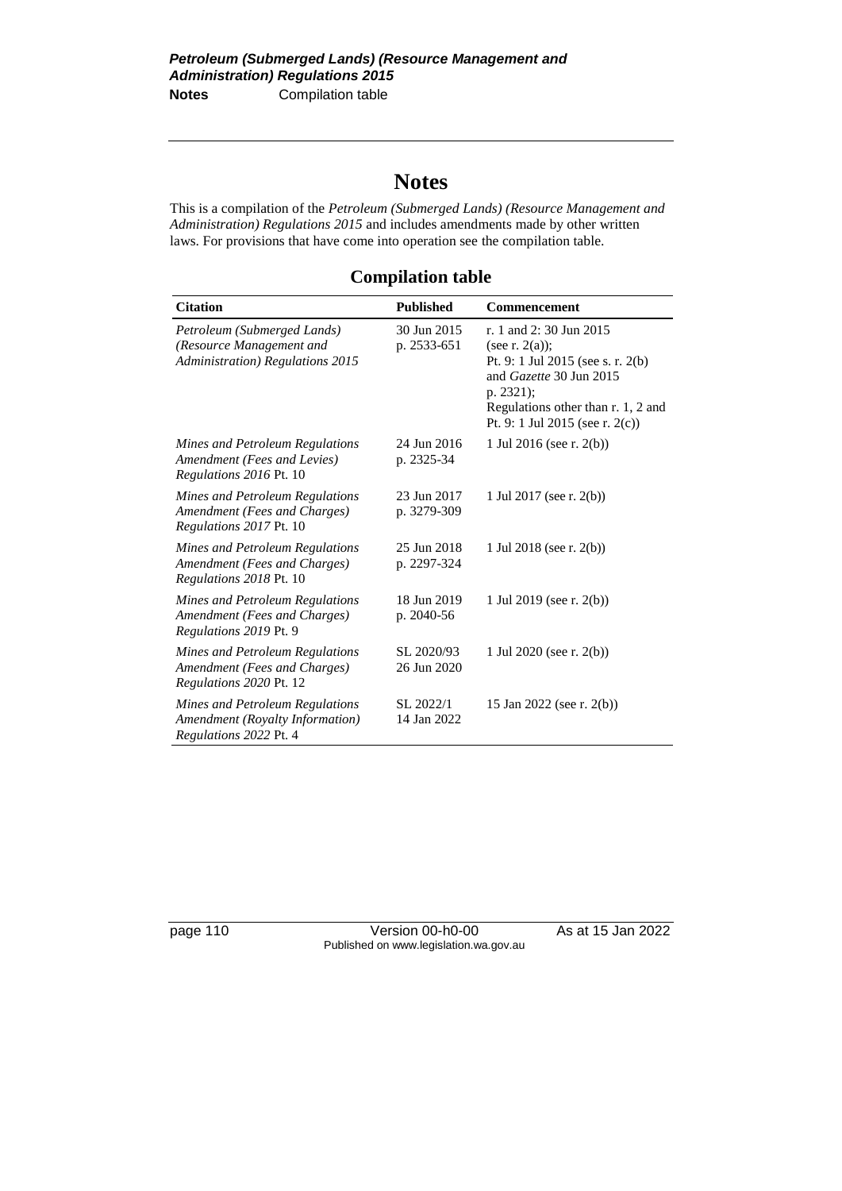# Notes

This is a compilation of the *Petroleum (Submerged Lands) (Resource Management and Administration) Regulations 2015* and includes amendments made by other written laws. For provisions that have come into operation see the compilation table.

## Compilation table

| Citation | Published | Commencement |
|---|---|---|
| *Petroleum (Submerged Lands) (Resource Management and Administration) Regulations 2015* | 30 Jun 2015 p. 2533-651 | r. 1 and 2: 30 Jun 2015 (see r. 2(a)); Pt. 9: 1 Jul 2015 (see s. r. 2(b) and *Gazette* 30 Jun 2015 p. 2321); Regulations other than r. 1, 2 and Pt. 9: 1 Jul 2015 (see r. 2(c)) |
| *Mines and Petroleum Regulations Amendment (Fees and Levies) Regulations 2016* Pt. 10 | 24 Jun 2016 p. 2325-34 | 1 Jul 2016 (see r. 2(b)) |
| *Mines and Petroleum Regulations Amendment (Fees and Charges) Regulations 2017* Pt. 10 | 23 Jun 2017 p. 3279-309 | 1 Jul 2017 (see r. 2(b)) |
| *Mines and Petroleum Regulations Amendment (Fees and Charges) Regulations 2018* Pt. 10 | 25 Jun 2018 p. 2297-324 | 1 Jul 2018 (see r. 2(b)) |
| *Mines and Petroleum Regulations Amendment (Fees and Charges) Regulations 2019* Pt. 9 | 18 Jun 2019 p. 2040-56 | 1 Jul 2019 (see r. 2(b)) |
| *Mines and Petroleum Regulations Amendment (Fees and Charges) Regulations 2020* Pt. 12 | SL 2020/93 26 Jun 2020 | 1 Jul 2020 (see r. 2(b)) |
| *Mines and Petroleum Regulations Amendment (Royalty Information) Regulations 2022* Pt. 4 | SL 2022/1 14 Jan 2022 | 15 Jan 2022 (see r. 2(b)) |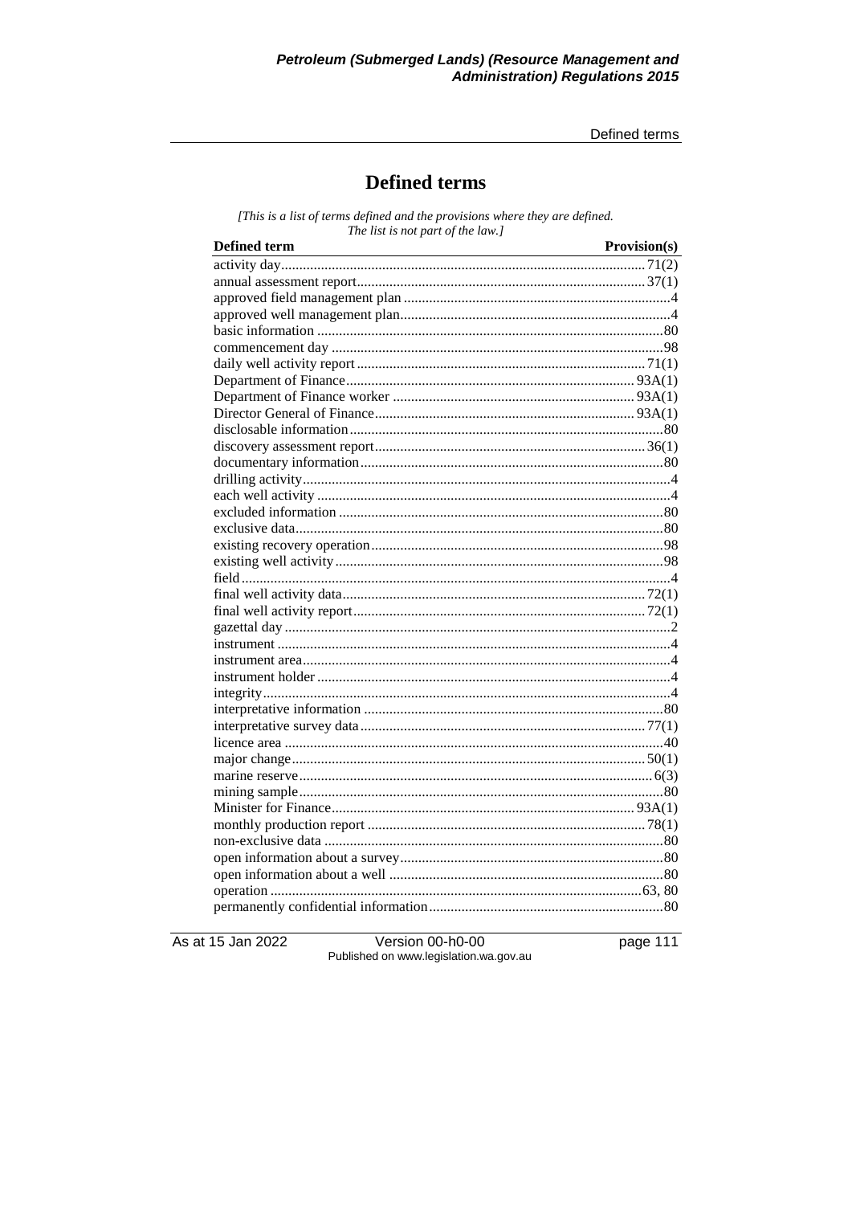# Defined terms

*[This is a list of terms defined and the provisions where they are defined. The list is not part of the law.]*

| Defined term | Provision(s) |
|---|---|
| activity day | 71(2) |
| annual assessment report | 37(1) |
| approved field management plan | 4 |
| approved well management plan | 4 |
| basic information | 80 |
| commencement day | 98 |
| daily well activity report | 71(1) |
| Department of Finance | 93A(1) |
| Department of Finance worker | 93A(1) |
| Director General of Finance | 93A(1) |
| disclosable information | 80 |
| discovery assessment report | 36(1) |
| documentary information | 80 |
| drilling activity | 4 |
| each well activity | 4 |
| excluded information | 80 |
| exclusive data | 80 |
| existing recovery operation | 98 |
| existing well activity | 98 |
| field | 4 |
| final well activity data | 72(1) |
| final well activity report | 72(1) |
| gazettal day | 2 |
| instrument | 4 |
| instrument area | 4 |
| instrument holder | 4 |
| integrity | 4 |
| interpretative information | 80 |
| interpretative survey data | 77(1) |
| licence area | 40 |
| major change | 50(1) |
| marine reserve | 6(3) |
| mining sample | 80 |
| Minister for Finance | 93A(1) |
| monthly production report | 78(1) |
| non-exclusive data | 80 |
| open information about a survey | 80 |
| open information about a well | 80 |
| operation | 63, 80 |
| permanently confidential information | 80 |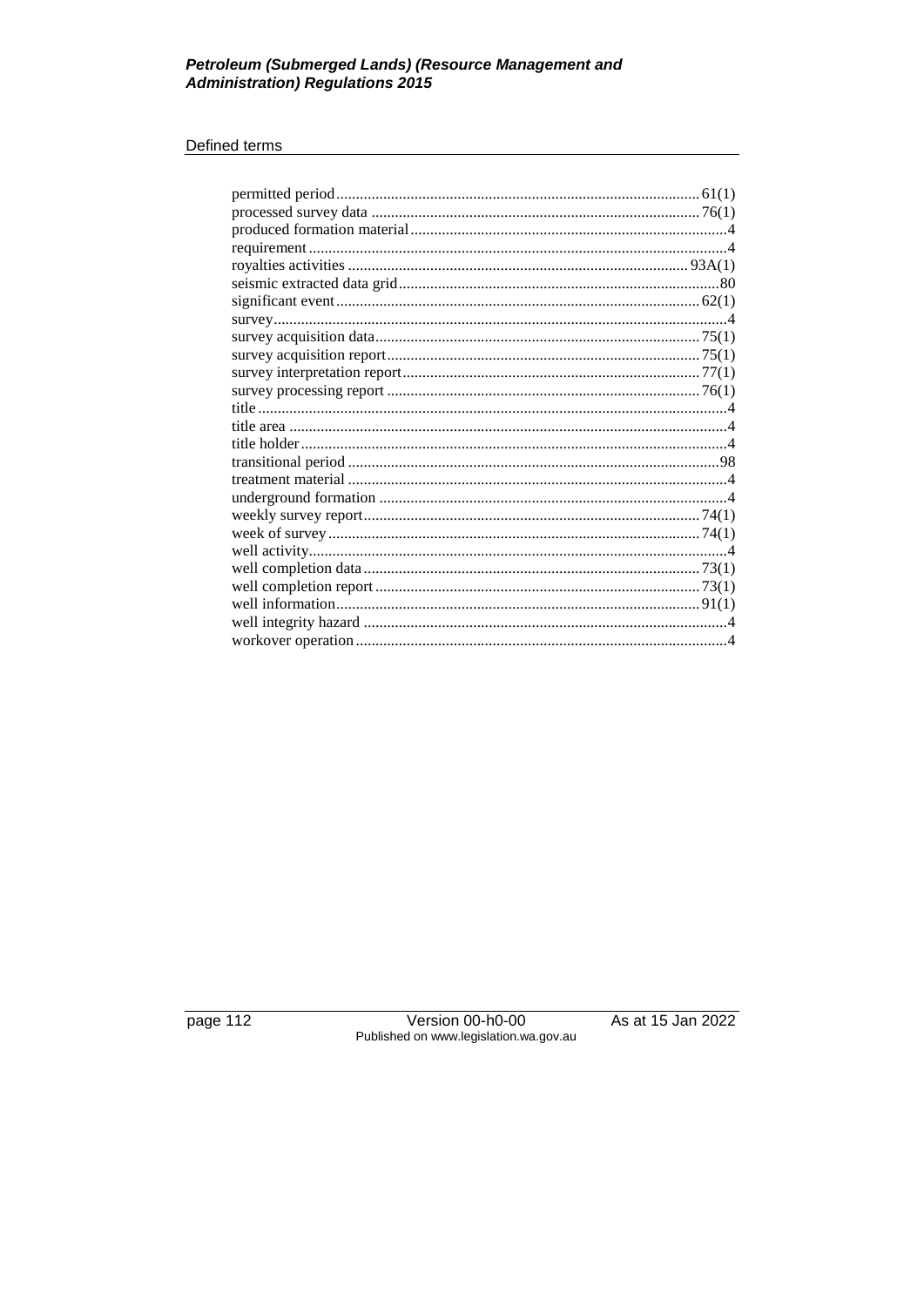## Defined terms

| | |
|---|---|
| permitted period | 61(1) |
| processed survey data | 76(1) |
| produced formation material | 4 |
| requirement | 4 |
| royalties activities | 93A(1) |
| seismic extracted data grid | 80 |
| significant event | 62(1) |
| survey | 4 |
| survey acquisition data | 75(1) |
| survey acquisition report | 75(1) |
| survey interpretation report | 77(1) |
| survey processing report | 76(1) |
| title | 4 |
| title area | 4 |
| title holder | 4 |
| transitional period | 98 |
| treatment material | 4 |
| underground formation | 4 |
| weekly survey report | 74(1) |
| week of survey | 74(1) |
| well activity | 4 |
| well completion data | 73(1) |
| well completion report | 73(1) |
| well information | 91(1) |
| well integrity hazard | 4 |
| workover operation | 4 |